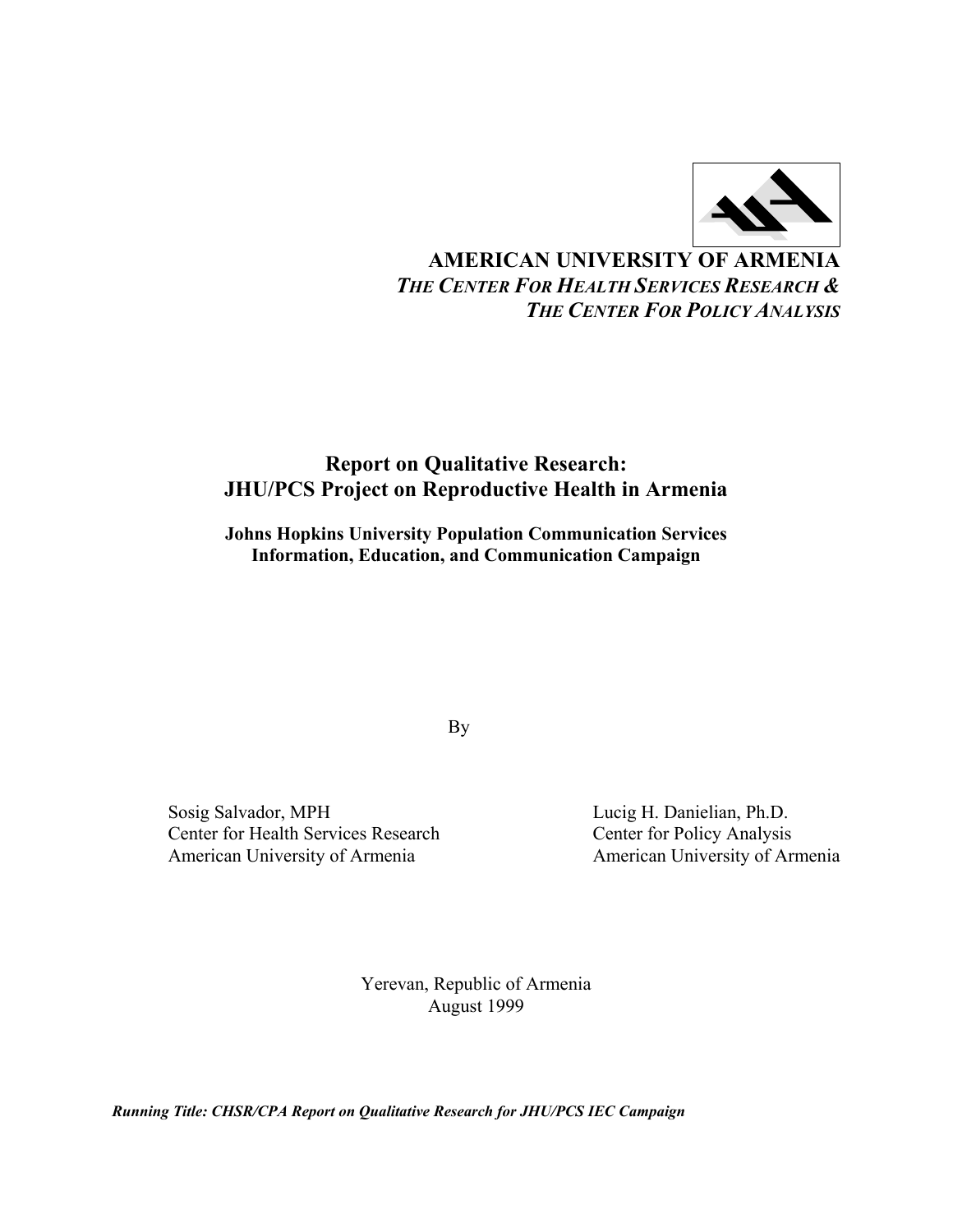**AMERICAN UNIVERSITY OF ARMENIA**

***THE CENTER FOR HEALTH SERVICES RESEARCH &***
***THE CENTER FOR POLICY ANALYSIS***

# Report on Qualitative Research: JHU/PCS Project on Reproductive Health in Armenia

## Johns Hopkins University Population Communication Services Information, Education, and Communication Campaign

By

Sosig Salvador, MPH
Center for Health Services Research
American University of Armenia

Lucig H. Danielian, Ph.D.
Center for Policy Analysis
American University of Armenia

Yerevan, Republic of Armenia
August 1999

***Running Title: CHSR/CPA Report on Qualitative Research for JHU/PCS IEC Campaign***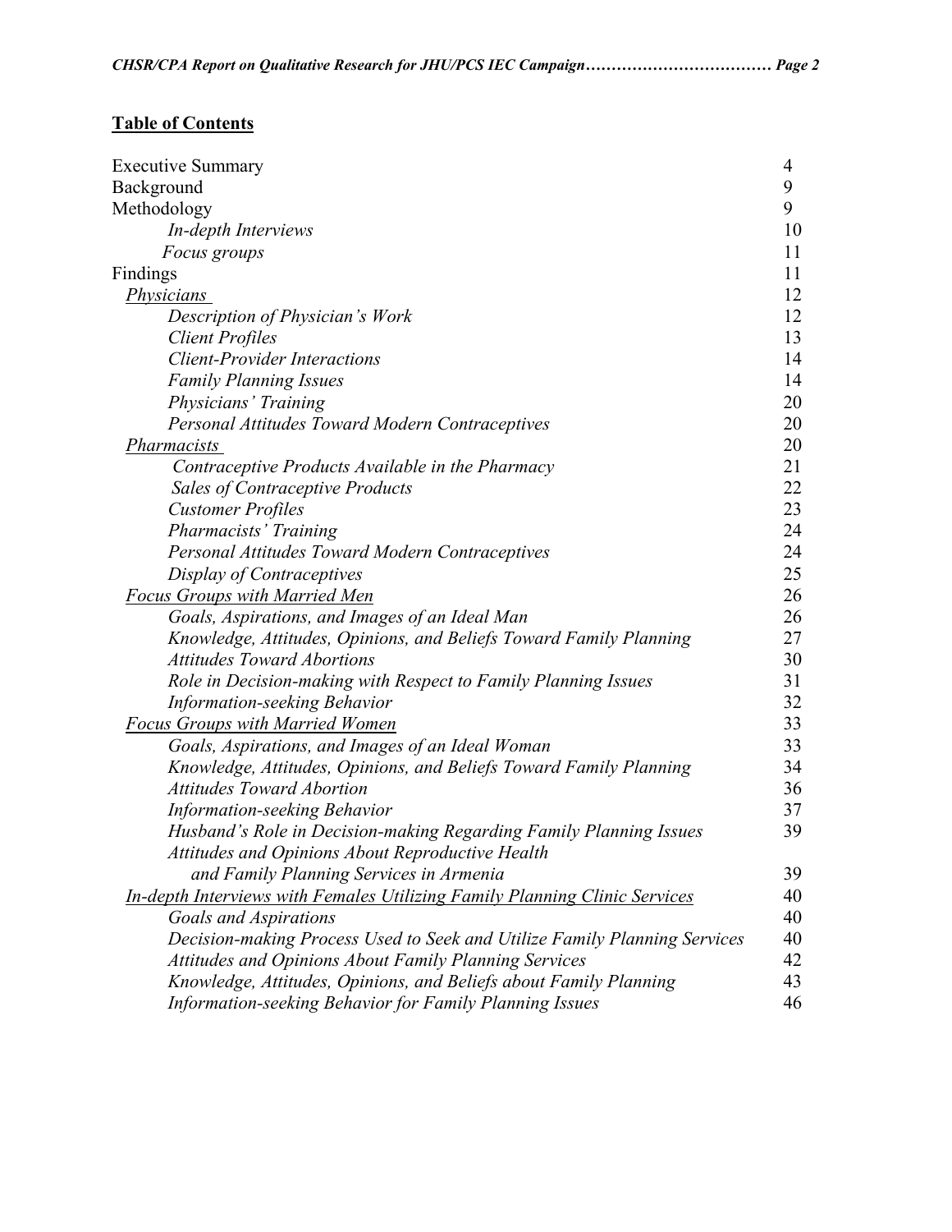## Table of Contents

| | |
|---|---|
| Executive Summary | 4 |
| Background | 9 |
| Methodology | 9 |
| *In-depth Interviews* | 10 |
| *Focus groups* | 11 |
| Findings | 11 |
| *Physicians* | 12 |
| *Description of Physician's Work* | 12 |
| *Client Profiles* | 13 |
| *Client-Provider Interactions* | 14 |
| *Family Planning Issues* | 14 |
| *Physicians' Training* | 20 |
| *Personal Attitudes Toward Modern Contraceptives* | 20 |
| *Pharmacists* | 20 |
| *Contraceptive Products Available in the Pharmacy* | 21 |
| *Sales of Contraceptive Products* | 22 |
| *Customer Profiles* | 23 |
| *Pharmacists' Training* | 24 |
| *Personal Attitudes Toward Modern Contraceptives* | 24 |
| *Display of Contraceptives* | 25 |
| *Focus Groups with Married Men* | 26 |
| *Goals, Aspirations, and Images of an Ideal Man* | 26 |
| *Knowledge, Attitudes, Opinions, and Beliefs Toward Family Planning* | 27 |
| *Attitudes Toward Abortions* | 30 |
| *Role in Decision-making with Respect to Family Planning Issues* | 31 |
| *Information-seeking Behavior* | 32 |
| *Focus Groups with Married Women* | 33 |
| *Goals, Aspirations, and Images of an Ideal Woman* | 33 |
| *Knowledge, Attitudes, Opinions, and Beliefs Toward Family Planning* | 34 |
| *Attitudes Toward Abortion* | 36 |
| *Information-seeking Behavior* | 37 |
| *Husband's Role in Decision-making Regarding Family Planning Issues* | 39 |
| *Attitudes and Opinions About Reproductive Health and Family Planning Services in Armenia* | 39 |
| *In-depth Interviews with Females Utilizing Family Planning Clinic Services* | 40 |
| *Goals and Aspirations* | 40 |
| *Decision-making Process Used to Seek and Utilize Family Planning Services* | 40 |
| *Attitudes and Opinions About Family Planning Services* | 42 |
| *Knowledge, Attitudes, Opinions, and Beliefs about Family Planning* | 43 |
| *Information-seeking Behavior for Family Planning Issues* | 46 |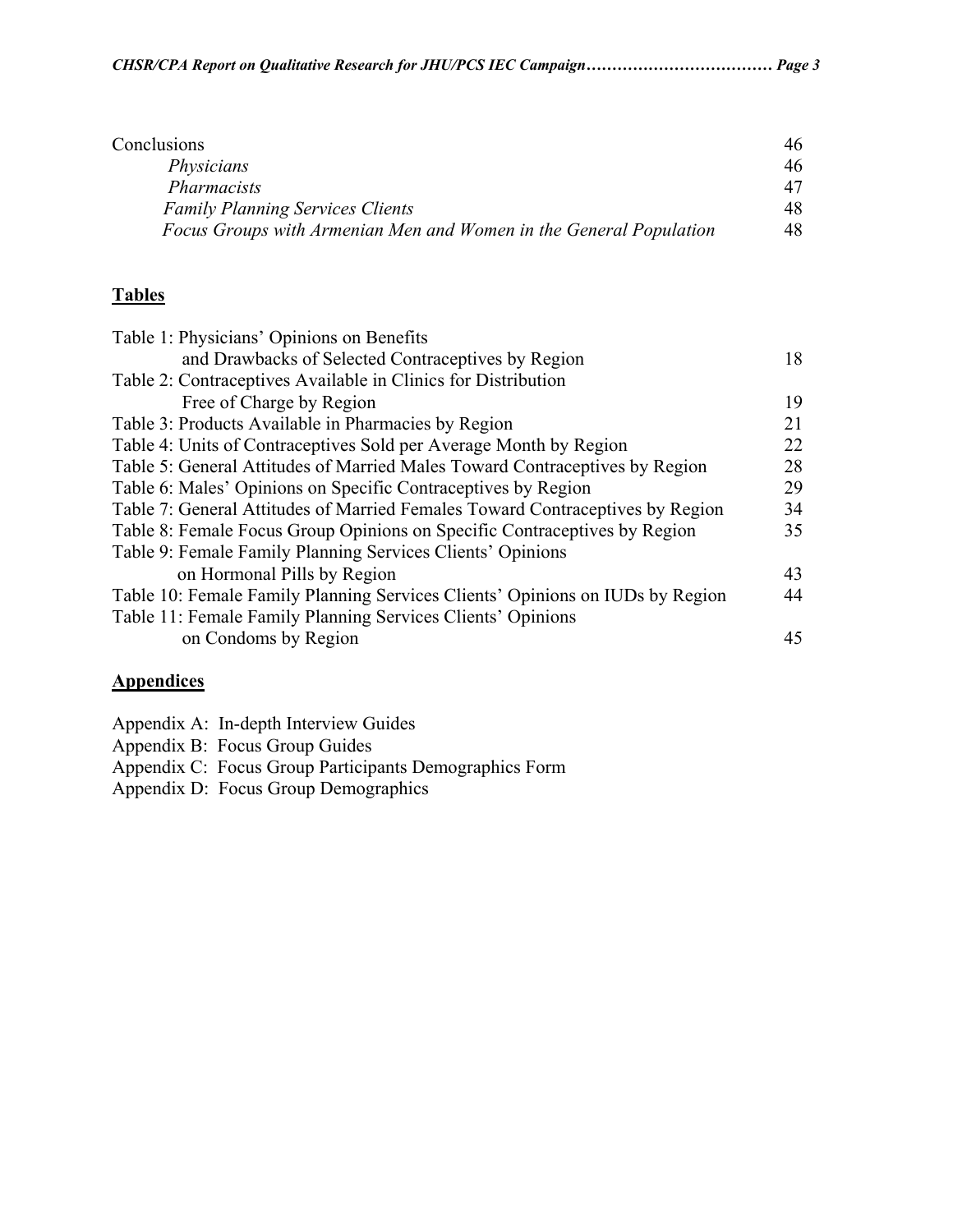| | |
|---|---|
| Conclusions | 46 |
| *Physicians* | 46 |
| *Pharmacists* | 47 |
| *Family Planning Services Clients* | 48 |
| *Focus Groups with Armenian Men and Women in the General Population* | 48 |

## Tables

| | |
|---|---|
| Table 1: Physicians' Opinions on Benefits and Drawbacks of Selected Contraceptives by Region | 18 |
| Table 2: Contraceptives Available in Clinics for Distribution Free of Charge by Region | 19 |
| Table 3: Products Available in Pharmacies by Region | 21 |
| Table 4: Units of Contraceptives Sold per Average Month by Region | 22 |
| Table 5: General Attitudes of Married Males Toward Contraceptives by Region | 28 |
| Table 6: Males' Opinions on Specific Contraceptives by Region | 29 |
| Table 7: General Attitudes of Married Females Toward Contraceptives by Region | 34 |
| Table 8: Female Focus Group Opinions on Specific Contraceptives by Region | 35 |
| Table 9: Female Family Planning Services Clients' Opinions on Hormonal Pills by Region | 43 |
| Table 10: Female Family Planning Services Clients' Opinions on IUDs by Region | 44 |
| Table 11: Female Family Planning Services Clients' Opinions on Condoms by Region | 45 |

## Appendices

Appendix A: In-depth Interview Guides
Appendix B: Focus Group Guides
Appendix C: Focus Group Participants Demographics Form
Appendix D: Focus Group Demographics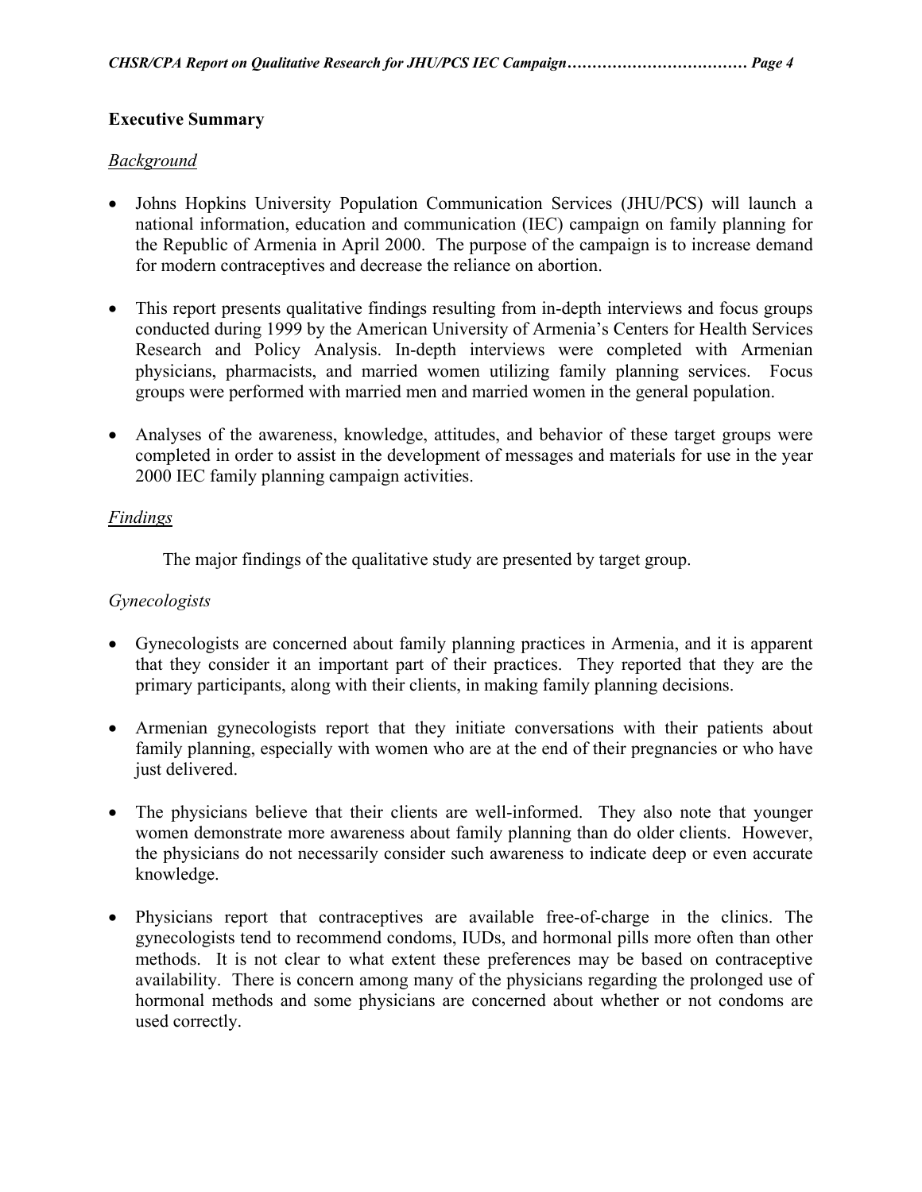## Executive Summary

### *Background*

- Johns Hopkins University Population Communication Services (JHU/PCS) will launch a national information, education and communication (IEC) campaign on family planning for the Republic of Armenia in April 2000. The purpose of the campaign is to increase demand for modern contraceptives and decrease the reliance on abortion.

- This report presents qualitative findings resulting from in-depth interviews and focus groups conducted during 1999 by the American University of Armenia's Centers for Health Services Research and Policy Analysis. In-depth interviews were completed with Armenian physicians, pharmacists, and married women utilizing family planning services. Focus groups were performed with married men and married women in the general population.

- Analyses of the awareness, knowledge, attitudes, and behavior of these target groups were completed in order to assist in the development of messages and materials for use in the year 2000 IEC family planning campaign activities.

### *Findings*

The major findings of the qualitative study are presented by target group.

*Gynecologists*

- Gynecologists are concerned about family planning practices in Armenia, and it is apparent that they consider it an important part of their practices. They reported that they are the primary participants, along with their clients, in making family planning decisions.

- Armenian gynecologists report that they initiate conversations with their patients about family planning, especially with women who are at the end of their pregnancies or who have just delivered.

- The physicians believe that their clients are well-informed. They also note that younger women demonstrate more awareness about family planning than do older clients. However, the physicians do not necessarily consider such awareness to indicate deep or even accurate knowledge.

- Physicians report that contraceptives are available free-of-charge in the clinics. The gynecologists tend to recommend condoms, IUDs, and hormonal pills more often than other methods. It is not clear to what extent these preferences may be based on contraceptive availability. There is concern among many of the physicians regarding the prolonged use of hormonal methods and some physicians are concerned about whether or not condoms are used correctly.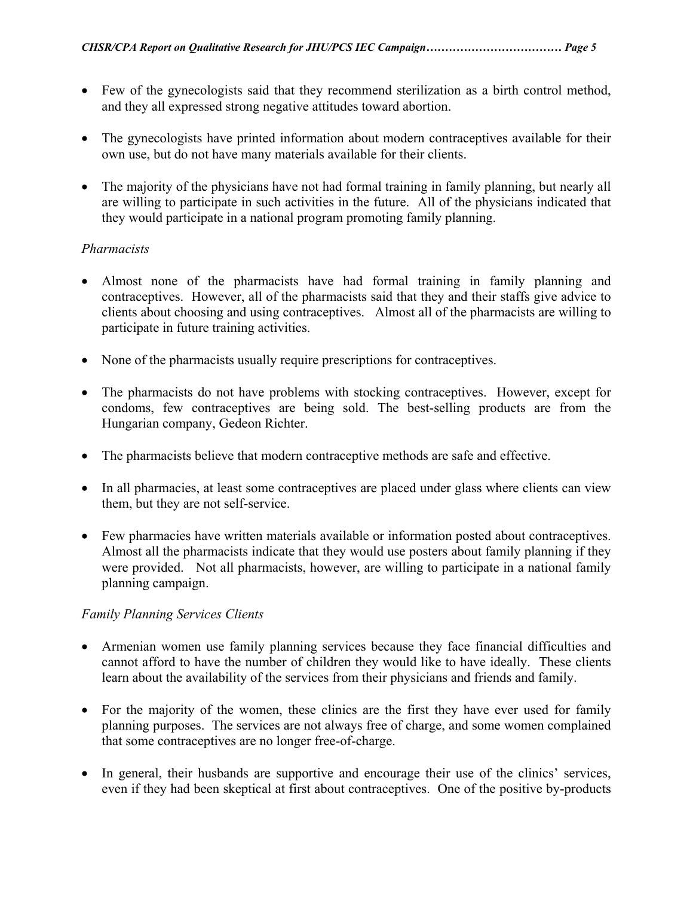- Few of the gynecologists said that they recommend sterilization as a birth control method, and they all expressed strong negative attitudes toward abortion.

- The gynecologists have printed information about modern contraceptives available for their own use, but do not have many materials available for their clients.

- The majority of the physicians have not had formal training in family planning, but nearly all are willing to participate in such activities in the future. All of the physicians indicated that they would participate in a national program promoting family planning.

*Pharmacists*

- Almost none of the pharmacists have had formal training in family planning and contraceptives. However, all of the pharmacists said that they and their staffs give advice to clients about choosing and using contraceptives. Almost all of the pharmacists are willing to participate in future training activities.

- None of the pharmacists usually require prescriptions for contraceptives.

- The pharmacists do not have problems with stocking contraceptives. However, except for condoms, few contraceptives are being sold. The best-selling products are from the Hungarian company, Gedeon Richter.

- The pharmacists believe that modern contraceptive methods are safe and effective.

- In all pharmacies, at least some contraceptives are placed under glass where clients can view them, but they are not self-service.

- Few pharmacies have written materials available or information posted about contraceptives. Almost all the pharmacists indicate that they would use posters about family planning if they were provided. Not all pharmacists, however, are willing to participate in a national family planning campaign.

*Family Planning Services Clients*

- Armenian women use family planning services because they face financial difficulties and cannot afford to have the number of children they would like to have ideally. These clients learn about the availability of the services from their physicians and friends and family.

- For the majority of the women, these clinics are the first they have ever used for family planning purposes. The services are not always free of charge, and some women complained that some contraceptives are no longer free-of-charge.

- In general, their husbands are supportive and encourage their use of the clinics' services, even if they had been skeptical at first about contraceptives. One of the positive by-products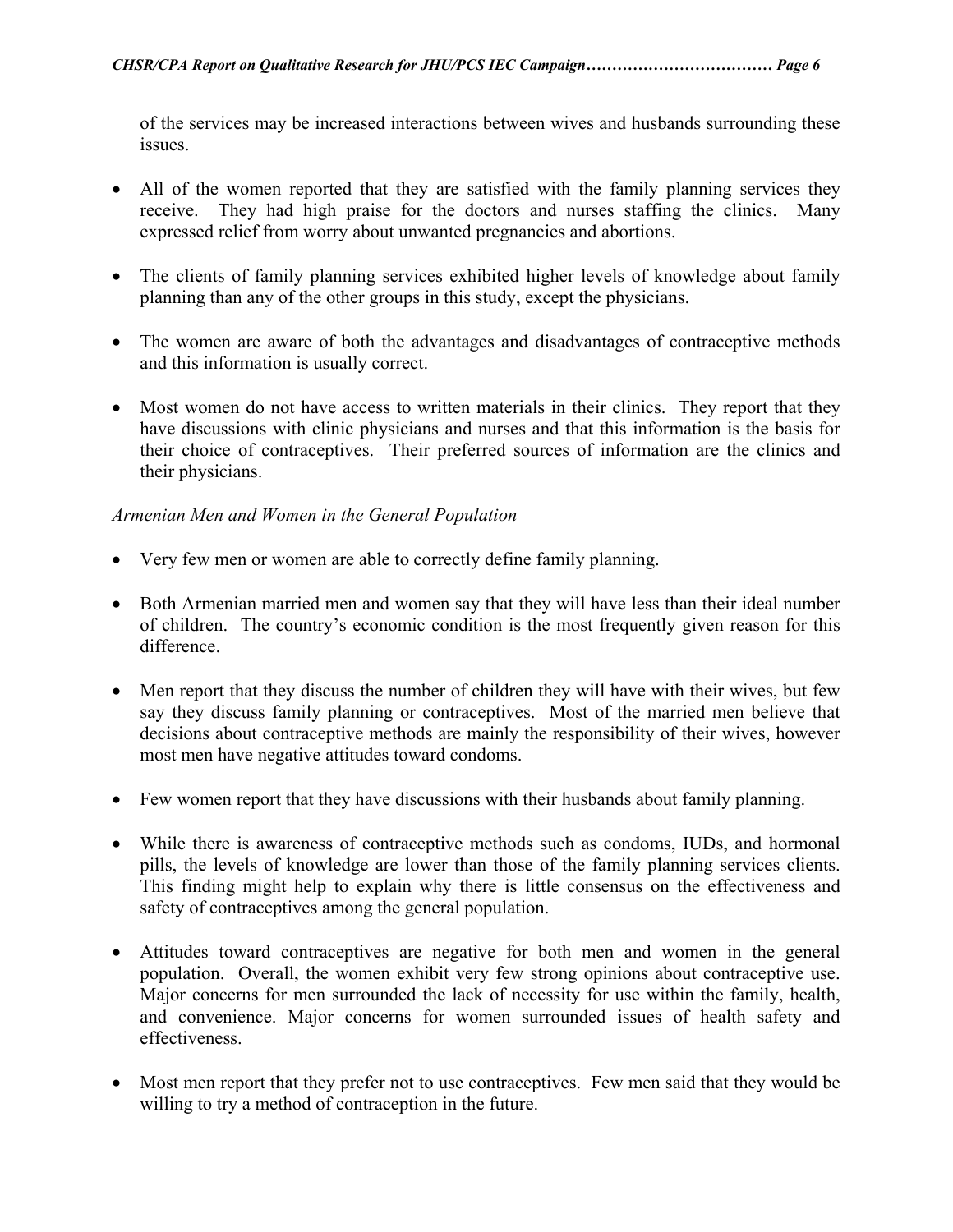of the services may be increased interactions between wives and husbands surrounding these issues.

- All of the women reported that they are satisfied with the family planning services they receive. They had high praise for the doctors and nurses staffing the clinics. Many expressed relief from worry about unwanted pregnancies and abortions.

- The clients of family planning services exhibited higher levels of knowledge about family planning than any of the other groups in this study, except the physicians.

- The women are aware of both the advantages and disadvantages of contraceptive methods and this information is usually correct.

- Most women do not have access to written materials in their clinics. They report that they have discussions with clinic physicians and nurses and that this information is the basis for their choice of contraceptives. Their preferred sources of information are the clinics and their physicians.

*Armenian Men and Women in the General Population*

- Very few men or women are able to correctly define family planning.

- Both Armenian married men and women say that they will have less than their ideal number of children. The country's economic condition is the most frequently given reason for this difference.

- Men report that they discuss the number of children they will have with their wives, but few say they discuss family planning or contraceptives. Most of the married men believe that decisions about contraceptive methods are mainly the responsibility of their wives, however most men have negative attitudes toward condoms.

- Few women report that they have discussions with their husbands about family planning.

- While there is awareness of contraceptive methods such as condoms, IUDs, and hormonal pills, the levels of knowledge are lower than those of the family planning services clients. This finding might help to explain why there is little consensus on the effectiveness and safety of contraceptives among the general population.

- Attitudes toward contraceptives are negative for both men and women in the general population. Overall, the women exhibit very few strong opinions about contraceptive use. Major concerns for men surrounded the lack of necessity for use within the family, health, and convenience. Major concerns for women surrounded issues of health safety and effectiveness.

- Most men report that they prefer not to use contraceptives. Few men said that they would be willing to try a method of contraception in the future.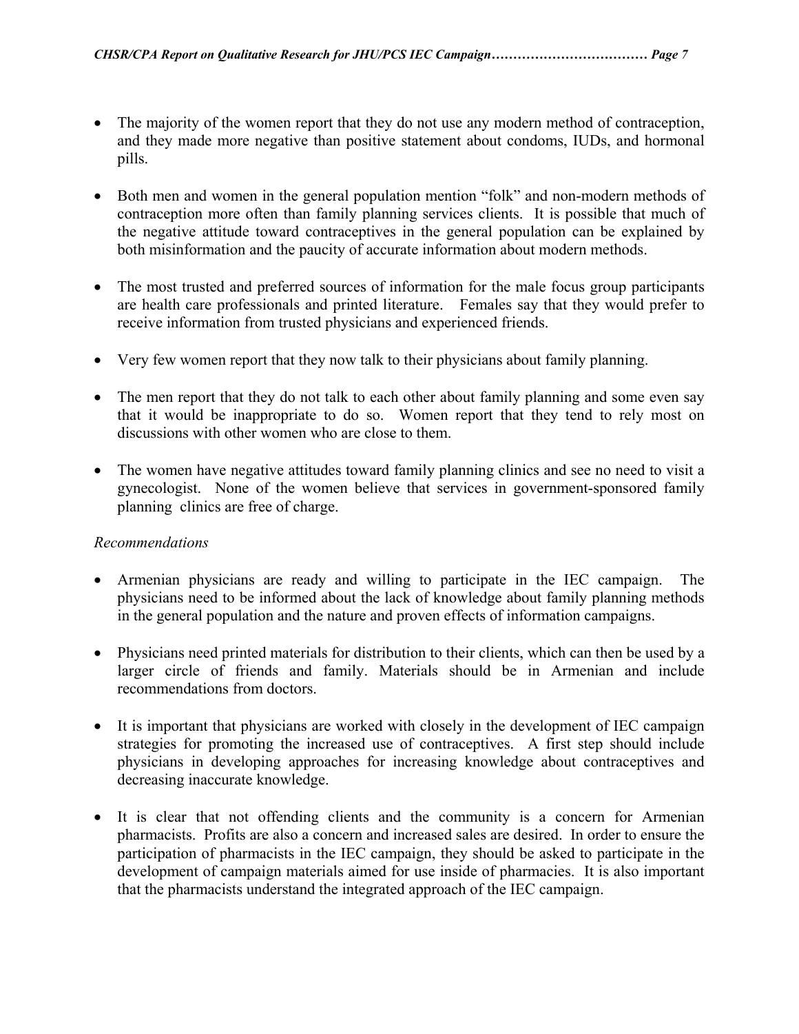- The majority of the women report that they do not use any modern method of contraception, and they made more negative than positive statement about condoms, IUDs, and hormonal pills.

- Both men and women in the general population mention "folk" and non-modern methods of contraception more often than family planning services clients. It is possible that much of the negative attitude toward contraceptives in the general population can be explained by both misinformation and the paucity of accurate information about modern methods.

- The most trusted and preferred sources of information for the male focus group participants are health care professionals and printed literature. Females say that they would prefer to receive information from trusted physicians and experienced friends.

- Very few women report that they now talk to their physicians about family planning.

- The men report that they do not talk to each other about family planning and some even say that it would be inappropriate to do so. Women report that they tend to rely most on discussions with other women who are close to them.

- The women have negative attitudes toward family planning clinics and see no need to visit a gynecologist. None of the women believe that services in government-sponsored family planning clinics are free of charge.

*Recommendations*

- Armenian physicians are ready and willing to participate in the IEC campaign. The physicians need to be informed about the lack of knowledge about family planning methods in the general population and the nature and proven effects of information campaigns.

- Physicians need printed materials for distribution to their clients, which can then be used by a larger circle of friends and family. Materials should be in Armenian and include recommendations from doctors.

- It is important that physicians are worked with closely in the development of IEC campaign strategies for promoting the increased use of contraceptives. A first step should include physicians in developing approaches for increasing knowledge about contraceptives and decreasing inaccurate knowledge.

- It is clear that not offending clients and the community is a concern for Armenian pharmacists. Profits are also a concern and increased sales are desired. In order to ensure the participation of pharmacists in the IEC campaign, they should be asked to participate in the development of campaign materials aimed for use inside of pharmacies. It is also important that the pharmacists understand the integrated approach of the IEC campaign.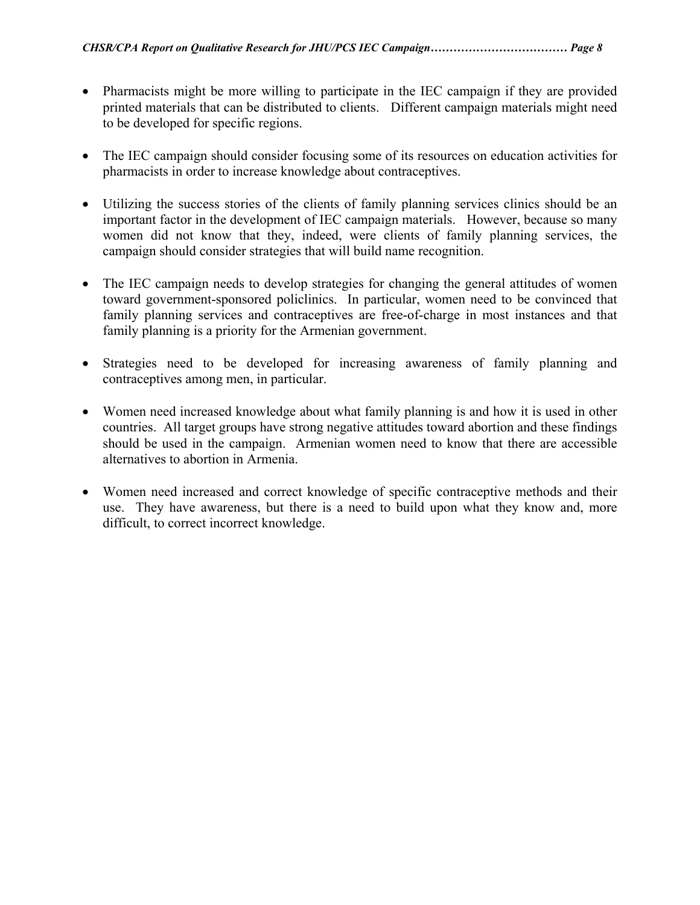- Pharmacists might be more willing to participate in the IEC campaign if they are provided printed materials that can be distributed to clients. Different campaign materials might need to be developed for specific regions.

- The IEC campaign should consider focusing some of its resources on education activities for pharmacists in order to increase knowledge about contraceptives.

- Utilizing the success stories of the clients of family planning services clinics should be an important factor in the development of IEC campaign materials. However, because so many women did not know that they, indeed, were clients of family planning services, the campaign should consider strategies that will build name recognition.

- The IEC campaign needs to develop strategies for changing the general attitudes of women toward government-sponsored policlinics. In particular, women need to be convinced that family planning services and contraceptives are free-of-charge in most instances and that family planning is a priority for the Armenian government.

- Strategies need to be developed for increasing awareness of family planning and contraceptives among men, in particular.

- Women need increased knowledge about what family planning is and how it is used in other countries. All target groups have strong negative attitudes toward abortion and these findings should be used in the campaign. Armenian women need to know that there are accessible alternatives to abortion in Armenia.

- Women need increased and correct knowledge of specific contraceptive methods and their use. They have awareness, but there is a need to build upon what they know and, more difficult, to correct incorrect knowledge.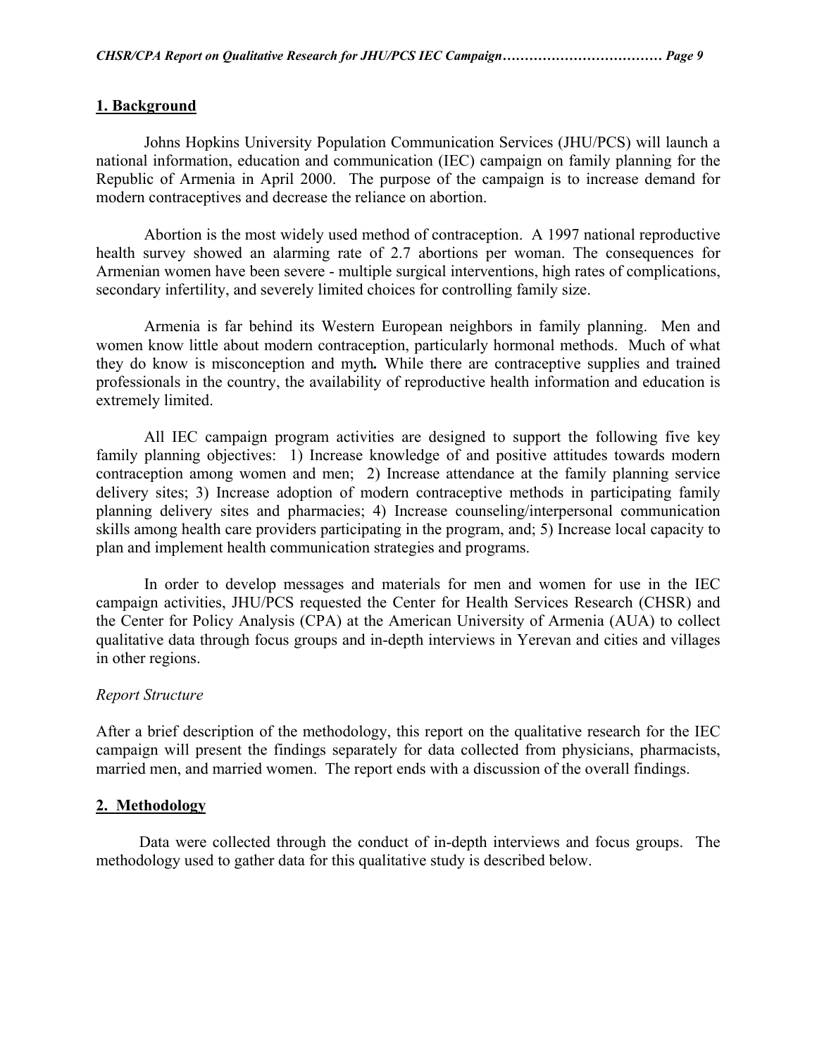## 1. Background

Johns Hopkins University Population Communication Services (JHU/PCS) will launch a national information, education and communication (IEC) campaign on family planning for the Republic of Armenia in April 2000. The purpose of the campaign is to increase demand for modern contraceptives and decrease the reliance on abortion.

Abortion is the most widely used method of contraception. A 1997 national reproductive health survey showed an alarming rate of 2.7 abortions per woman. The consequences for Armenian women have been severe - multiple surgical interventions, high rates of complications, secondary infertility, and severely limited choices for controlling family size.

Armenia is far behind its Western European neighbors in family planning. Men and women know little about modern contraception, particularly hormonal methods. Much of what they do know is misconception and myth**.** While there are contraceptive supplies and trained professionals in the country, the availability of reproductive health information and education is extremely limited.

All IEC campaign program activities are designed to support the following five key family planning objectives: 1) Increase knowledge of and positive attitudes towards modern contraception among women and men; 2) Increase attendance at the family planning service delivery sites; 3) Increase adoption of modern contraceptive methods in participating family planning delivery sites and pharmacies; 4) Increase counseling/interpersonal communication skills among health care providers participating in the program, and; 5) Increase local capacity to plan and implement health communication strategies and programs.

In order to develop messages and materials for men and women for use in the IEC campaign activities, JHU/PCS requested the Center for Health Services Research (CHSR) and the Center for Policy Analysis (CPA) at the American University of Armenia (AUA) to collect qualitative data through focus groups and in-depth interviews in Yerevan and cities and villages in other regions.

*Report Structure*

After a brief description of the methodology, this report on the qualitative research for the IEC campaign will present the findings separately for data collected from physicians, pharmacists, married men, and married women. The report ends with a discussion of the overall findings.

## 2. Methodology

Data were collected through the conduct of in-depth interviews and focus groups. The methodology used to gather data for this qualitative study is described below.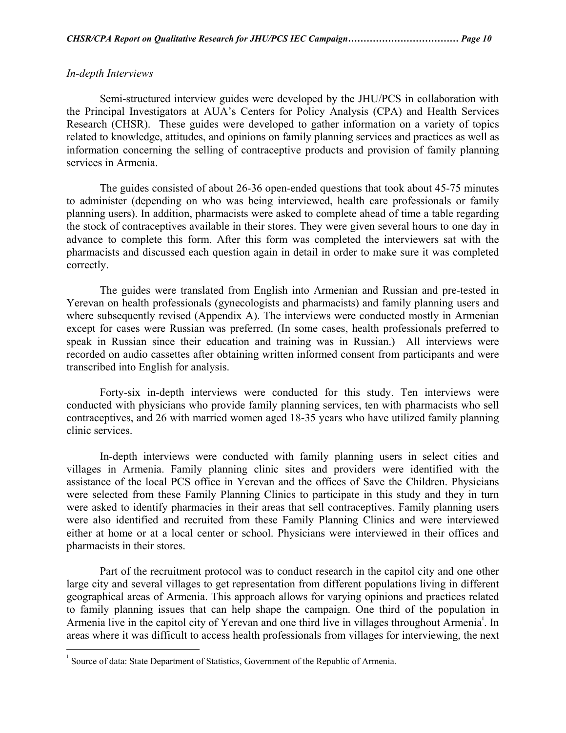*In-depth Interviews*

Semi-structured interview guides were developed by the JHU/PCS in collaboration with the Principal Investigators at AUA's Centers for Policy Analysis (CPA) and Health Services Research (CHSR). These guides were developed to gather information on a variety of topics related to knowledge, attitudes, and opinions on family planning services and practices as well as information concerning the selling of contraceptive products and provision of family planning services in Armenia.

The guides consisted of about 26-36 open-ended questions that took about 45-75 minutes to administer (depending on who was being interviewed, health care professionals or family planning users). In addition, pharmacists were asked to complete ahead of time a table regarding the stock of contraceptives available in their stores. They were given several hours to one day in advance to complete this form. After this form was completed the interviewers sat with the pharmacists and discussed each question again in detail in order to make sure it was completed correctly.

The guides were translated from English into Armenian and Russian and pre-tested in Yerevan on health professionals (gynecologists and pharmacists) and family planning users and where subsequently revised (Appendix A). The interviews were conducted mostly in Armenian except for cases were Russian was preferred. (In some cases, health professionals preferred to speak in Russian since their education and training was in Russian.) All interviews were recorded on audio cassettes after obtaining written informed consent from participants and were transcribed into English for analysis.

Forty-six in-depth interviews were conducted for this study. Ten interviews were conducted with physicians who provide family planning services, ten with pharmacists who sell contraceptives, and 26 with married women aged 18-35 years who have utilized family planning clinic services.

In-depth interviews were conducted with family planning users in select cities and villages in Armenia. Family planning clinic sites and providers were identified with the assistance of the local PCS office in Yerevan and the offices of Save the Children. Physicians were selected from these Family Planning Clinics to participate in this study and they in turn were asked to identify pharmacies in their areas that sell contraceptives. Family planning users were also identified and recruited from these Family Planning Clinics and were interviewed either at home or at a local center or school. Physicians were interviewed in their offices and pharmacists in their stores.

Part of the recruitment protocol was to conduct research in the capitol city and one other large city and several villages to get representation from different populations living in different geographical areas of Armenia. This approach allows for varying opinions and practices related to family planning issues that can help shape the campaign. One third of the population in Armenia live in the capitol city of Yerevan and one third live in villages throughout Armenia[1]. In areas where it was difficult to access health professionals from villages for interviewing, the next

[1] Source of data: State Department of Statistics, Government of the Republic of Armenia.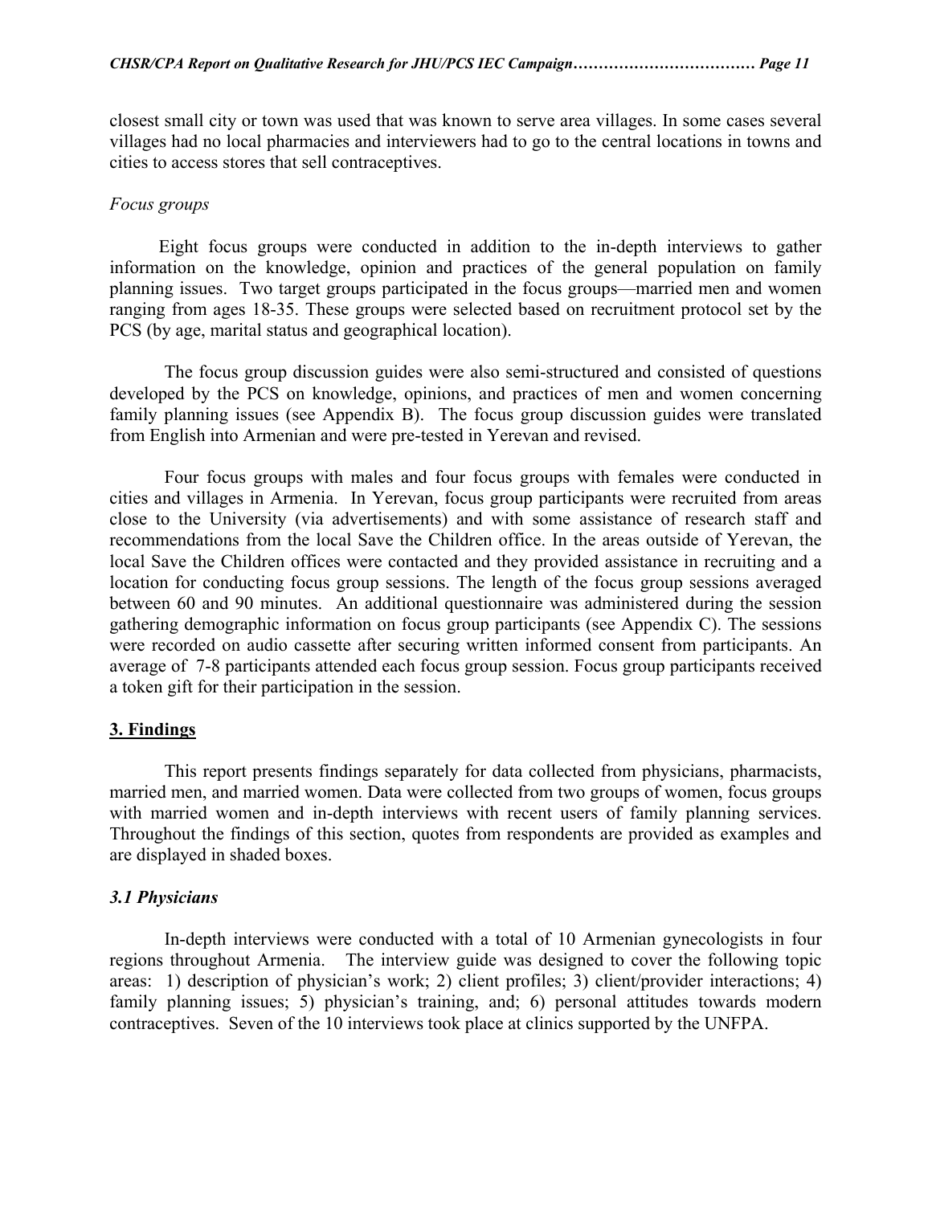closest small city or town was used that was known to serve area villages. In some cases several villages had no local pharmacies and interviewers had to go to the central locations in towns and cities to access stores that sell contraceptives.

*Focus groups*

Eight focus groups were conducted in addition to the in-depth interviews to gather information on the knowledge, opinion and practices of the general population on family planning issues. Two target groups participated in the focus groups—married men and women ranging from ages 18-35. These groups were selected based on recruitment protocol set by the PCS (by age, marital status and geographical location).

The focus group discussion guides were also semi-structured and consisted of questions developed by the PCS on knowledge, opinions, and practices of men and women concerning family planning issues (see Appendix B). The focus group discussion guides were translated from English into Armenian and were pre-tested in Yerevan and revised.

Four focus groups with males and four focus groups with females were conducted in cities and villages in Armenia. In Yerevan, focus group participants were recruited from areas close to the University (via advertisements) and with some assistance of research staff and recommendations from the local Save the Children office. In the areas outside of Yerevan, the local Save the Children offices were contacted and they provided assistance in recruiting and a location for conducting focus group sessions. The length of the focus group sessions averaged between 60 and 90 minutes. An additional questionnaire was administered during the session gathering demographic information on focus group participants (see Appendix C). The sessions were recorded on audio cassette after securing written informed consent from participants. An average of 7-8 participants attended each focus group session. Focus group participants received a token gift for their participation in the session.

## 3. Findings

This report presents findings separately for data collected from physicians, pharmacists, married men, and married women. Data were collected from two groups of women, focus groups with married women and in-depth interviews with recent users of family planning services. Throughout the findings of this section, quotes from respondents are provided as examples and are displayed in shaded boxes.

### *3.1 Physicians*

In-depth interviews were conducted with a total of 10 Armenian gynecologists in four regions throughout Armenia. The interview guide was designed to cover the following topic areas: 1) description of physician's work; 2) client profiles; 3) client/provider interactions; 4) family planning issues; 5) physician's training, and; 6) personal attitudes towards modern contraceptives. Seven of the 10 interviews took place at clinics supported by the UNFPA.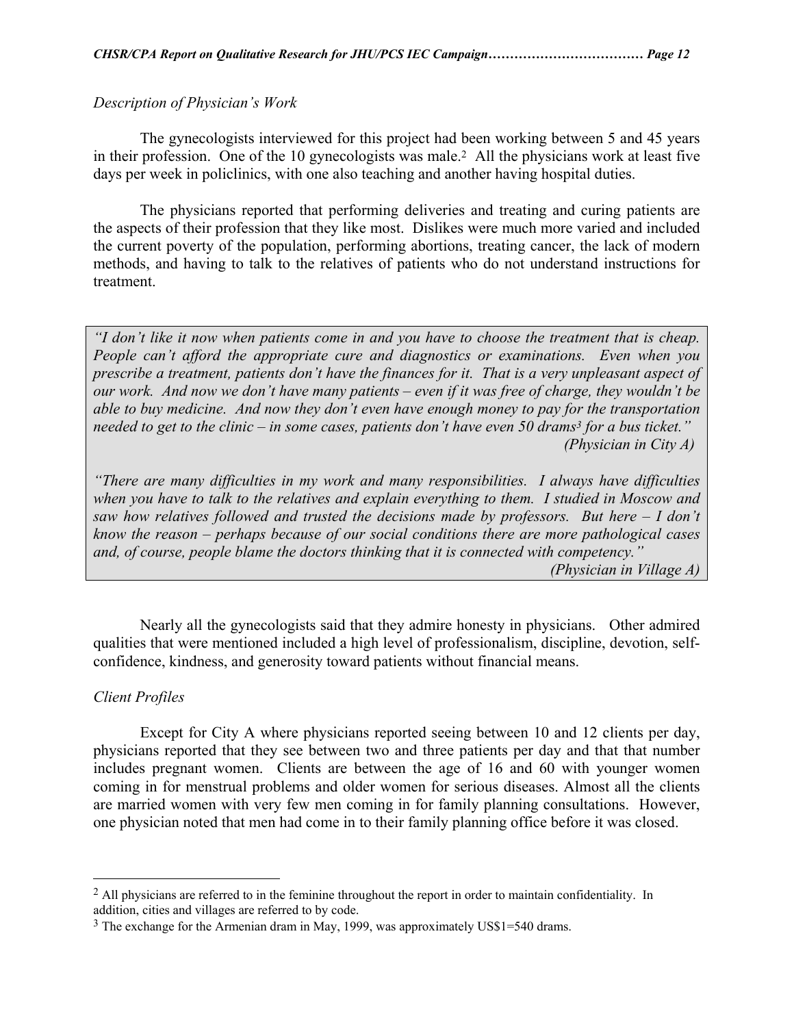*Description of Physician's Work*

The gynecologists interviewed for this project had been working between 5 and 45 years in their profession. One of the 10 gynecologists was male.[2] All the physicians work at least five days per week in policlinics, with one also teaching and another having hospital duties.

The physicians reported that performing deliveries and treating and curing patients are the aspects of their profession that they like most. Dislikes were much more varied and included the current poverty of the population, performing abortions, treating cancer, the lack of modern methods, and having to talk to the relatives of patients who do not understand instructions for treatment.

> *"I don't like it now when patients come in and you have to choose the treatment that is cheap. People can't afford the appropriate cure and diagnostics or examinations. Even when you prescribe a treatment, patients don't have the finances for it. That is a very unpleasant aspect of our work. And now we don't have many patients – even if it was free of charge, they wouldn't be able to buy medicine. And now they don't even have enough money to pay for the transportation needed to get to the clinic – in some cases, patients don't have even 50 drams[3] for a bus ticket."*
> *(Physician in City A)*
>
> *"There are many difficulties in my work and many responsibilities. I always have difficulties when you have to talk to the relatives and explain everything to them. I studied in Moscow and saw how relatives followed and trusted the decisions made by professors. But here – I don't know the reason – perhaps because of our social conditions there are more pathological cases and, of course, people blame the doctors thinking that it is connected with competency."*
> *(Physician in Village A)*

Nearly all the gynecologists said that they admire honesty in physicians. Other admired qualities that were mentioned included a high level of professionalism, discipline, devotion, self-confidence, kindness, and generosity toward patients without financial means.

*Client Profiles*

Except for City A where physicians reported seeing between 10 and 12 clients per day, physicians reported that they see between two and three patients per day and that that number includes pregnant women. Clients are between the age of 16 and 60 with younger women coming in for menstrual problems and older women for serious diseases. Almost all the clients are married women with very few men coming in for family planning consultations. However, one physician noted that men had come in to their family planning office before it was closed.

---

[2] All physicians are referred to in the feminine throughout the report in order to maintain confidentiality. In addition, cities and villages are referred to by code.

[3] The exchange for the Armenian dram in May, 1999, was approximately US$1=540 drams.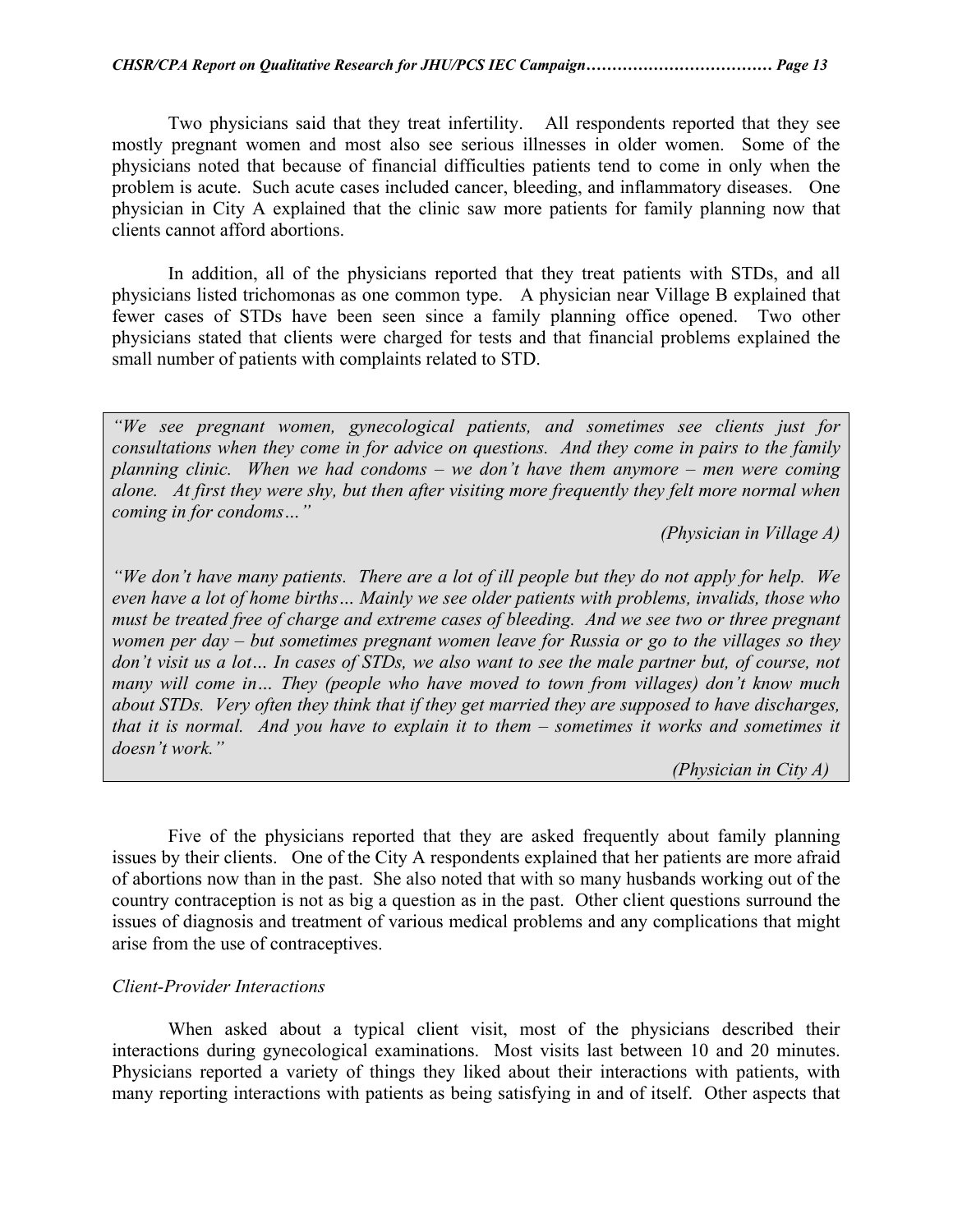Two physicians said that they treat infertility. All respondents reported that they see mostly pregnant women and most also see serious illnesses in older women. Some of the physicians noted that because of financial difficulties patients tend to come in only when the problem is acute. Such acute cases included cancer, bleeding, and inflammatory diseases. One physician in City A explained that the clinic saw more patients for family planning now that clients cannot afford abortions.

In addition, all of the physicians reported that they treat patients with STDs, and all physicians listed trichomonas as one common type. A physician near Village B explained that fewer cases of STDs have been seen since a family planning office opened. Two other physicians stated that clients were charged for tests and that financial problems explained the small number of patients with complaints related to STD.

> *"We see pregnant women, gynecological patients, and sometimes see clients just for consultations when they come in for advice on questions. And they come in pairs to the family planning clinic. When we had condoms – we don't have them anymore – men were coming alone. At first they were shy, but then after visiting more frequently they felt more normal when coming in for condoms…"*
>
> *(Physician in Village A)*
>
> *"We don't have many patients. There are a lot of ill people but they do not apply for help. We even have a lot of home births… Mainly we see older patients with problems, invalids, those who must be treated free of charge and extreme cases of bleeding. And we see two or three pregnant women per day – but sometimes pregnant women leave for Russia or go to the villages so they don't visit us a lot… In cases of STDs, we also want to see the male partner but, of course, not many will come in… They (people who have moved to town from villages) don't know much about STDs. Very often they think that if they get married they are supposed to have discharges, that it is normal. And you have to explain it to them – sometimes it works and sometimes it doesn't work."*
>
> *(Physician in City A)*

Five of the physicians reported that they are asked frequently about family planning issues by their clients. One of the City A respondents explained that her patients are more afraid of abortions now than in the past. She also noted that with so many husbands working out of the country contraception is not as big a question as in the past. Other client questions surround the issues of diagnosis and treatment of various medical problems and any complications that might arise from the use of contraceptives.

*Client-Provider Interactions*

When asked about a typical client visit, most of the physicians described their interactions during gynecological examinations. Most visits last between 10 and 20 minutes. Physicians reported a variety of things they liked about their interactions with patients, with many reporting interactions with patients as being satisfying in and of itself. Other aspects that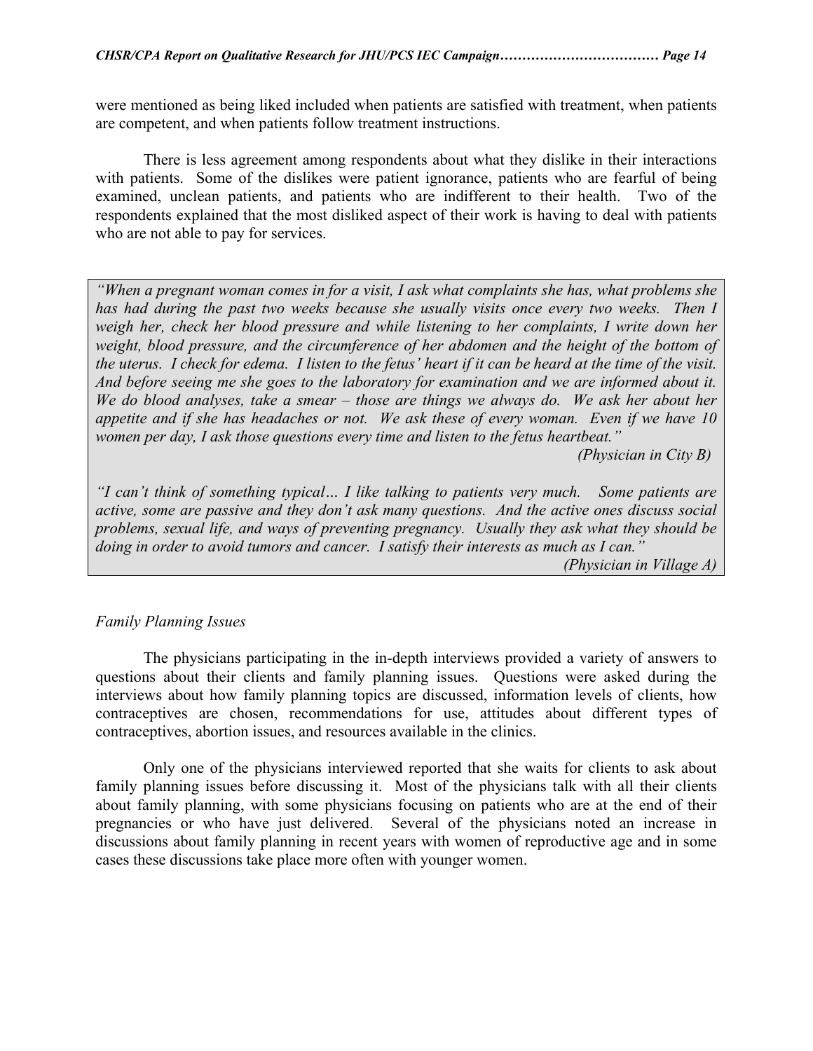were mentioned as being liked included when patients are satisfied with treatment, when patients are competent, and when patients follow treatment instructions.

There is less agreement among respondents about what they dislike in their interactions with patients. Some of the dislikes were patient ignorance, patients who are fearful of being examined, unclean patients, and patients who are indifferent to their health. Two of the respondents explained that the most disliked aspect of their work is having to deal with patients who are not able to pay for services.

> *"When a pregnant woman comes in for a visit, I ask what complaints she has, what problems she has had during the past two weeks because she usually visits once every two weeks. Then I weigh her, check her blood pressure and while listening to her complaints, I write down her weight, blood pressure, and the circumference of her abdomen and the height of the bottom of the uterus. I check for edema. I listen to the fetus' heart if it can be heard at the time of the visit. And before seeing me she goes to the laboratory for examination and we are informed about it. We do blood analyses, take a smear – those are things we always do. We ask her about her appetite and if she has headaches or not. We ask these of every woman. Even if we have 10 women per day, I ask those questions every time and listen to the fetus heartbeat."*
>
> *(Physician in City B)*
>
> *"I can't think of something typical… I like talking to patients very much. Some patients are active, some are passive and they don't ask many questions. And the active ones discuss social problems, sexual life, and ways of preventing pregnancy. Usually they ask what they should be doing in order to avoid tumors and cancer. I satisfy their interests as much as I can."*
>
> *(Physician in Village A)*

*Family Planning Issues*

The physicians participating in the in-depth interviews provided a variety of answers to questions about their clients and family planning issues. Questions were asked during the interviews about how family planning topics are discussed, information levels of clients, how contraceptives are chosen, recommendations for use, attitudes about different types of contraceptives, abortion issues, and resources available in the clinics.

Only one of the physicians interviewed reported that she waits for clients to ask about family planning issues before discussing it. Most of the physicians talk with all their clients about family planning, with some physicians focusing on patients who are at the end of their pregnancies or who have just delivered. Several of the physicians noted an increase in discussions about family planning in recent years with women of reproductive age and in some cases these discussions take place more often with younger women.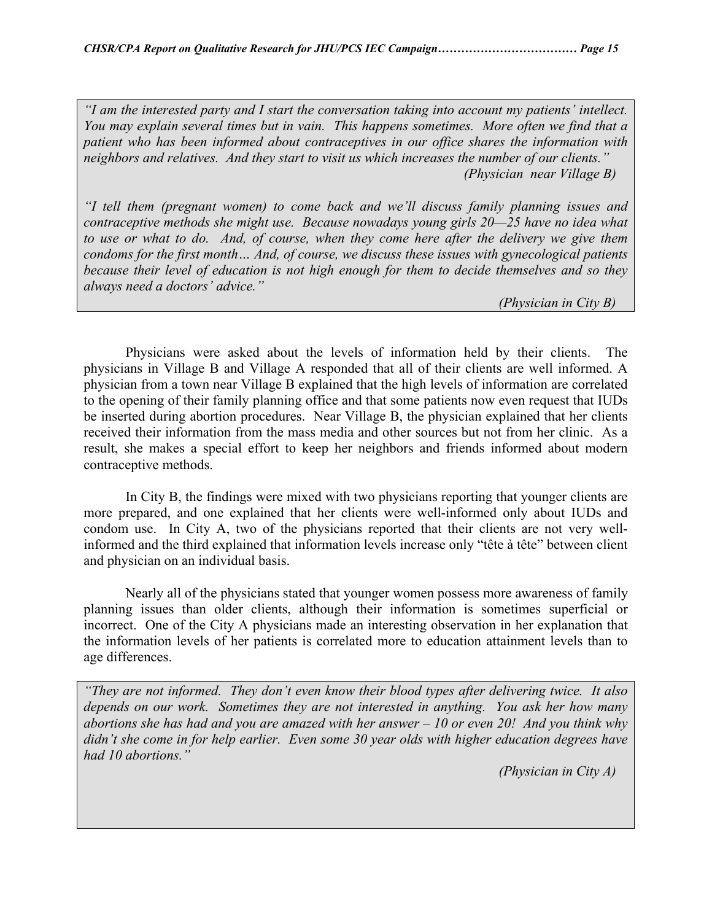*"I am the interested party and I start the conversation taking into account my patients' intellect. You may explain several times but in vain. This happens sometimes. More often we find that a patient who has been informed about contraceptives in our office shares the information with neighbors and relatives. And they start to visit us which increases the number of our clients."*

*(Physician near Village B)*

*"I tell them (pregnant women) to come back and we'll discuss family planning issues and contraceptive methods she might use. Because nowadays young girls 20—25 have no idea what to use or what to do. And, of course, when they come here after the delivery we give them condoms for the first month… And, of course, we discuss these issues with gynecological patients because their level of education is not high enough for them to decide themselves and so they always need a doctors' advice."*

*(Physician in City B)*

Physicians were asked about the levels of information held by their clients. The physicians in Village B and Village A responded that all of their clients are well informed. A physician from a town near Village B explained that the high levels of information are correlated to the opening of their family planning office and that some patients now even request that IUDs be inserted during abortion procedures. Near Village B, the physician explained that her clients received their information from the mass media and other sources but not from her clinic. As a result, she makes a special effort to keep her neighbors and friends informed about modern contraceptive methods.

In City B, the findings were mixed with two physicians reporting that younger clients are more prepared, and one explained that her clients were well-informed only about IUDs and condom use. In City A, two of the physicians reported that their clients are not very well-informed and the third explained that information levels increase only "tête à tête" between client and physician on an individual basis.

Nearly all of the physicians stated that younger women possess more awareness of family planning issues than older clients, although their information is sometimes superficial or incorrect. One of the City A physicians made an interesting observation in her explanation that the information levels of her patients is correlated more to education attainment levels than to age differences.

*"They are not informed. They don't even know their blood types after delivering twice. It also depends on our work. Sometimes they are not interested in anything. You ask her how many abortions she has had and you are amazed with her answer – 10 or even 20! And you think why didn't she come in for help earlier. Even some 30 year olds with higher education degrees have had 10 abortions."*

*(Physician in City A)*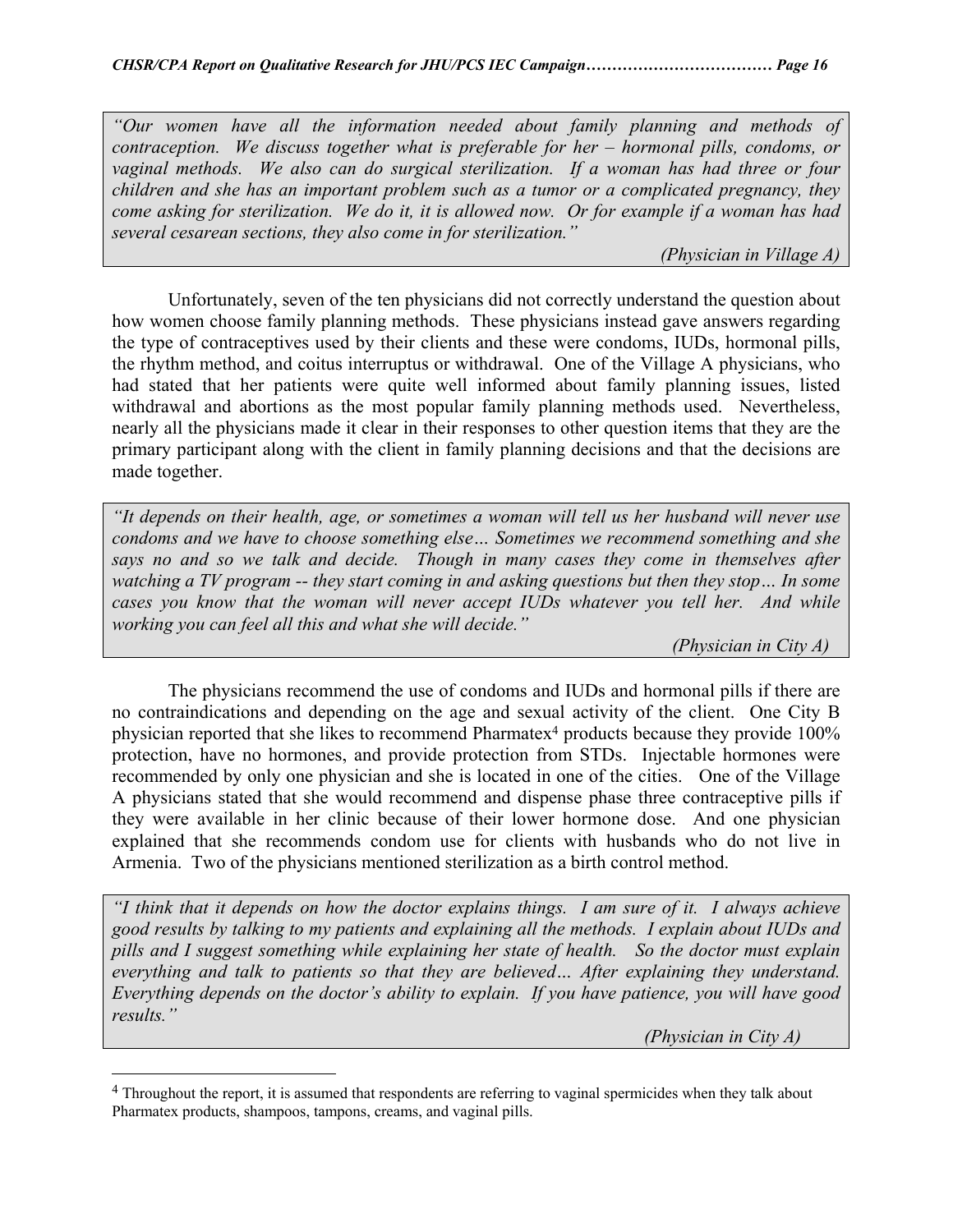*"Our women have all the information needed about family planning and methods of contraception. We discuss together what is preferable for her – hormonal pills, condoms, or vaginal methods. We also can do surgical sterilization. If a woman has had three or four children and she has an important problem such as a tumor or a complicated pregnancy, they come asking for sterilization. We do it, it is allowed now. Or for example if a woman has had several cesarean sections, they also come in for sterilization."*

*(Physician in Village A)*

Unfortunately, seven of the ten physicians did not correctly understand the question about how women choose family planning methods. These physicians instead gave answers regarding the type of contraceptives used by their clients and these were condoms, IUDs, hormonal pills, the rhythm method, and coitus interruptus or withdrawal. One of the Village A physicians, who had stated that her patients were quite well informed about family planning issues, listed withdrawal and abortions as the most popular family planning methods used. Nevertheless, nearly all the physicians made it clear in their responses to other question items that they are the primary participant along with the client in family planning decisions and that the decisions are made together.

*"It depends on their health, age, or sometimes a woman will tell us her husband will never use condoms and we have to choose something else… Sometimes we recommend something and she says no and so we talk and decide. Though in many cases they come in themselves after watching a TV program -- they start coming in and asking questions but then they stop… In some cases you know that the woman will never accept IUDs whatever you tell her. And while working you can feel all this and what she will decide."*

*(Physician in City A)*

The physicians recommend the use of condoms and IUDs and hormonal pills if there are no contraindications and depending on the age and sexual activity of the client. One City B physician reported that she likes to recommend Pharmatex[4] products because they provide 100% protection, have no hormones, and provide protection from STDs. Injectable hormones were recommended by only one physician and she is located in one of the cities. One of the Village A physicians stated that she would recommend and dispense phase three contraceptive pills if they were available in her clinic because of their lower hormone dose. And one physician explained that she recommends condom use for clients with husbands who do not live in Armenia. Two of the physicians mentioned sterilization as a birth control method.

*"I think that it depends on how the doctor explains things. I am sure of it. I always achieve good results by talking to my patients and explaining all the methods. I explain about IUDs and pills and I suggest something while explaining her state of health. So the doctor must explain everything and talk to patients so that they are believed… After explaining they understand. Everything depends on the doctor's ability to explain. If you have patience, you will have good results."*

*(Physician in City A)*

---

[4] Throughout the report, it is assumed that respondents are referring to vaginal spermicides when they talk about Pharmatex products, shampoos, tampons, creams, and vaginal pills.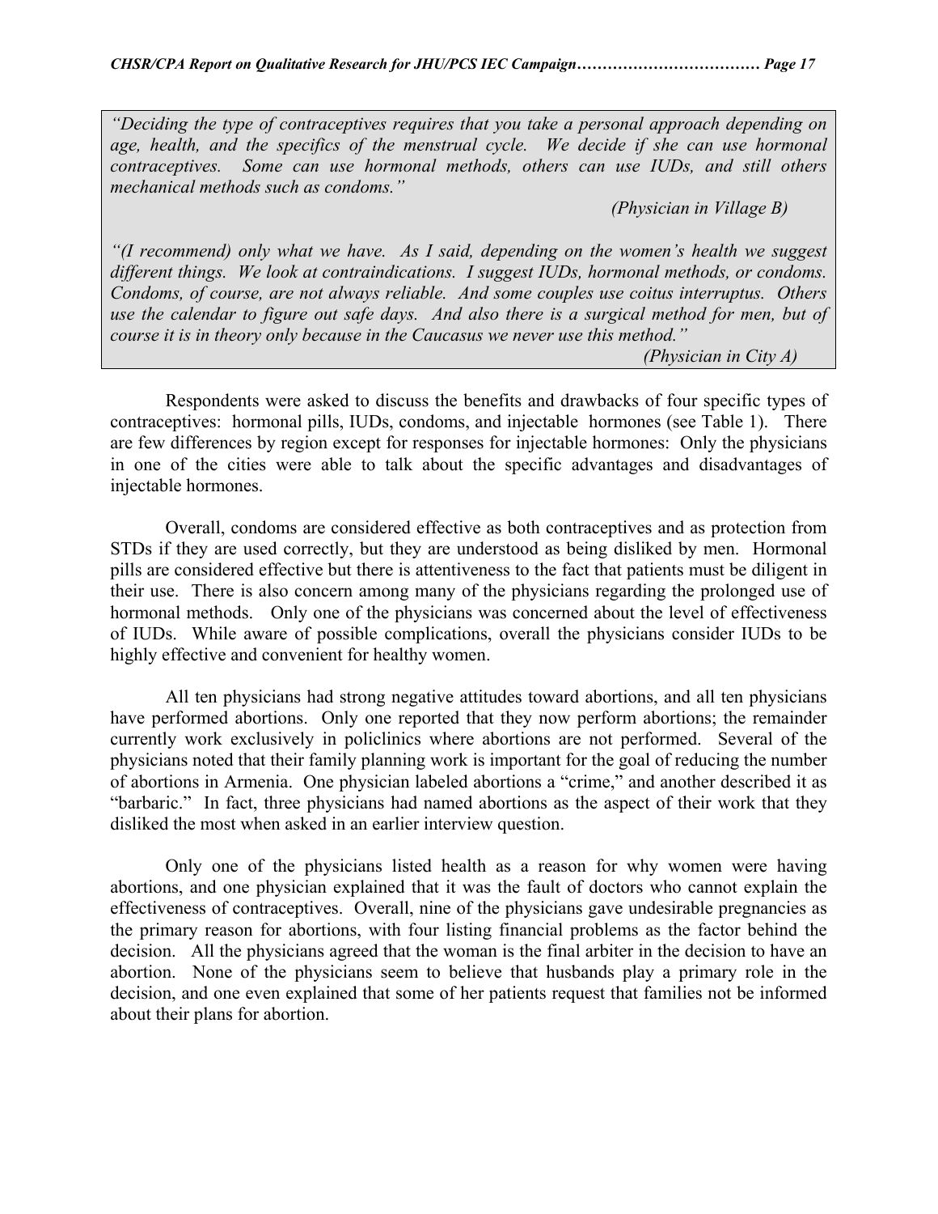*"Deciding the type of contraceptives requires that you take a personal approach depending on age, health, and the specifics of the menstrual cycle. We decide if she can use hormonal contraceptives. Some can use hormonal methods, others can use IUDs, and still others mechanical methods such as condoms."*

*(Physician in Village B)*

*"(I recommend) only what we have. As I said, depending on the women's health we suggest different things. We look at contraindications. I suggest IUDs, hormonal methods, or condoms. Condoms, of course, are not always reliable. And some couples use coitus interruptus. Others use the calendar to figure out safe days. And also there is a surgical method for men, but of course it is in theory only because in the Caucasus we never use this method."*

*(Physician in City A)*

Respondents were asked to discuss the benefits and drawbacks of four specific types of contraceptives: hormonal pills, IUDs, condoms, and injectable hormones (see Table 1). There are few differences by region except for responses for injectable hormones: Only the physicians in one of the cities were able to talk about the specific advantages and disadvantages of injectable hormones.

Overall, condoms are considered effective as both contraceptives and as protection from STDs if they are used correctly, but they are understood as being disliked by men. Hormonal pills are considered effective but there is attentiveness to the fact that patients must be diligent in their use. There is also concern among many of the physicians regarding the prolonged use of hormonal methods. Only one of the physicians was concerned about the level of effectiveness of IUDs. While aware of possible complications, overall the physicians consider IUDs to be highly effective and convenient for healthy women.

All ten physicians had strong negative attitudes toward abortions, and all ten physicians have performed abortions. Only one reported that they now perform abortions; the remainder currently work exclusively in policlinics where abortions are not performed. Several of the physicians noted that their family planning work is important for the goal of reducing the number of abortions in Armenia. One physician labeled abortions a "crime," and another described it as "barbaric." In fact, three physicians had named abortions as the aspect of their work that they disliked the most when asked in an earlier interview question.

Only one of the physicians listed health as a reason for why women were having abortions, and one physician explained that it was the fault of doctors who cannot explain the effectiveness of contraceptives. Overall, nine of the physicians gave undesirable pregnancies as the primary reason for abortions, with four listing financial problems as the factor behind the decision. All the physicians agreed that the woman is the final arbiter in the decision to have an abortion. None of the physicians seem to believe that husbands play a primary role in the decision, and one even explained that some of her patients request that families not be informed about their plans for abortion.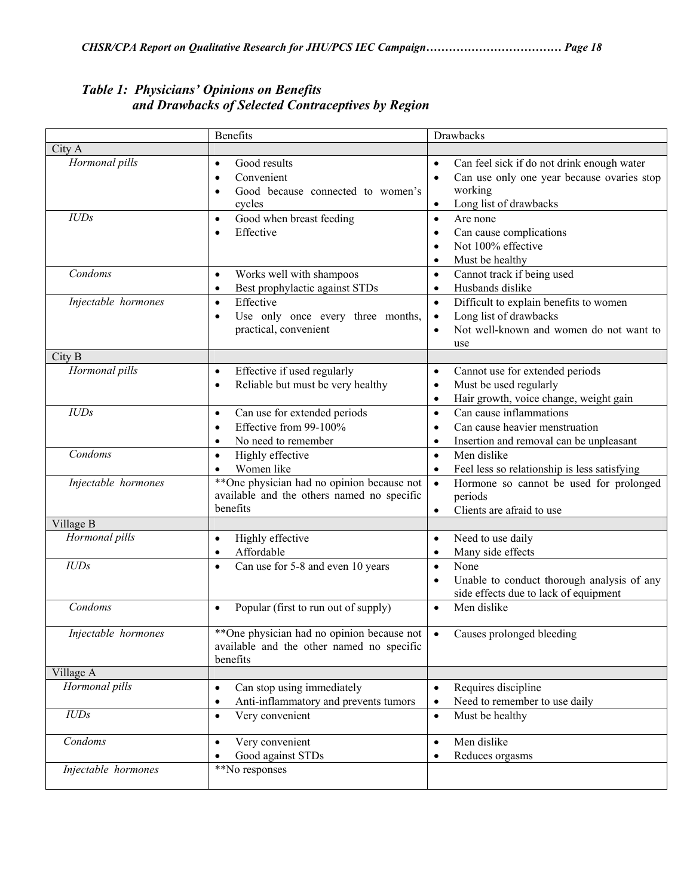### *Table 1: Physicians' Opinions on Benefits and Drawbacks of Selected Contraceptives by Region*

| | Benefits | Drawbacks |
|---|---|---|
| City A | | |
| *Hormonal pills* | • Good results<br>• Convenient<br>• Good because connected to women's cycles | • Can feel sick if do not drink enough water<br>• Can use only one year because ovaries stop working<br>• Long list of drawbacks |
| *IUDs* | • Good when breast feeding<br>• Effective | • Are none<br>• Can cause complications<br>• Not 100% effective<br>• Must be healthy |
| *Condoms* | • Works well with shampoos<br>• Best prophylactic against STDs | • Cannot track if being used<br>• Husbands dislike |
| *Injectable hormones* | • Effective<br>• Use only once every three months, practical, convenient | • Difficult to explain benefits to women<br>• Long list of drawbacks<br>• Not well-known and women do not want to use |
| City B | | |
| *Hormonal pills* | • Effective if used regularly<br>• Reliable but must be very healthy | • Cannot use for extended periods<br>• Must be used regularly<br>• Hair growth, voice change, weight gain |
| *IUDs* | • Can use for extended periods<br>• Effective from 99-100%<br>• No need to remember | • Can cause inflammations<br>• Can cause heavier menstruation<br>• Insertion and removal can be unpleasant |
| *Condoms* | • Highly effective<br>• Women like | • Men dislike<br>• Feel less so relationship is less satisfying |
| *Injectable hormones* | **One physician had no opinion because not available and the others named no specific benefits | • Hormone so cannot be used for prolonged periods<br>• Clients are afraid to use |
| Village B | | |
| *Hormonal pills* | • Highly effective<br>• Affordable | • Need to use daily<br>• Many side effects |
| *IUDs* | • Can use for 5-8 and even 10 years | • None<br>• Unable to conduct thorough analysis of any side effects due to lack of equipment |
| *Condoms* | • Popular (first to run out of supply) | • Men dislike |
| *Injectable hormones* | **One physician had no opinion because not available and the other named no specific benefits | • Causes prolonged bleeding |
| Village A | | |
| *Hormonal pills* | • Can stop using immediately<br>• Anti-inflammatory and prevents tumors | • Requires discipline<br>• Need to remember to use daily |
| *IUDs* | • Very convenient | • Must be healthy |
| *Condoms* | • Very convenient<br>• Good against STDs | • Men dislike<br>• Reduces orgasms |
| *Injectable hormones* | **No responses | |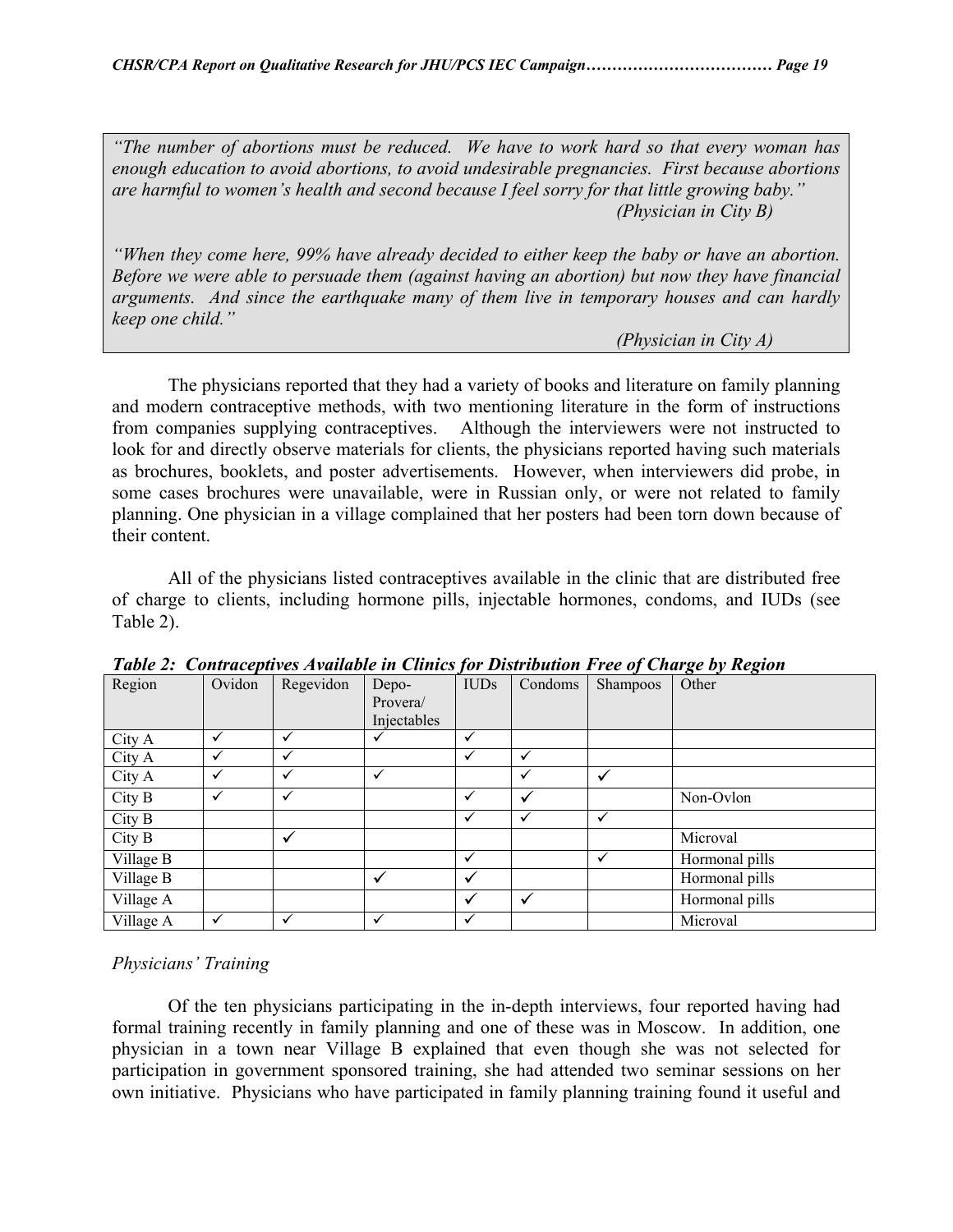*"The number of abortions must be reduced. We have to work hard so that every woman has enough education to avoid abortions, to avoid undesirable pregnancies. First because abortions are harmful to women's health and second because I feel sorry for that little growing baby."*
*(Physician in City B)*

*"When they come here, 99% have already decided to either keep the baby or have an abortion. Before we were able to persuade them (against having an abortion) but now they have financial arguments. And since the earthquake many of them live in temporary houses and can hardly keep one child."*
*(Physician in City A)*

The physicians reported that they had a variety of books and literature on family planning and modern contraceptive methods, with two mentioning literature in the form of instructions from companies supplying contraceptives. Although the interviewers were not instructed to look for and directly observe materials for clients, the physicians reported having such materials as brochures, booklets, and poster advertisements. However, when interviewers did probe, in some cases brochures were unavailable, were in Russian only, or were not related to family planning. One physician in a village complained that her posters had been torn down because of their content.

All of the physicians listed contraceptives available in the clinic that are distributed free of charge to clients, including hormone pills, injectable hormones, condoms, and IUDs (see Table 2).

***Table 2: Contraceptives Available in Clinics for Distribution Free of Charge by Region***

| Region | Ovidon | Regevidon | Depo-Provera/ Injectables | IUDs | Condoms | Shampoos | Other |
|---|---|---|---|---|---|---|---|
| City A | ✓ | ✓ | ✓ | ✓ | | | |
| City A | ✓ | ✓ | | ✓ | ✓ | | |
| City A | ✓ | ✓ | ✓ | | ✓ | ✓ | |
| City B | ✓ | ✓ | | ✓ | ✓ | | Non-Ovlon |
| City B | | | | ✓ | ✓ | ✓ | |
| City B | | ✓ | | | | | Microval |
| Village B | | | | ✓ | | ✓ | Hormonal pills |
| Village B | | | ✓ | ✓ | | | Hormonal pills |
| Village A | | | | ✓ | ✓ | | Hormonal pills |
| Village A | ✓ | ✓ | ✓ | ✓ | | | Microval |

*Physicians' Training*

Of the ten physicians participating in the in-depth interviews, four reported having had formal training recently in family planning and one of these was in Moscow. In addition, one physician in a town near Village B explained that even though she was not selected for participation in government sponsored training, she had attended two seminar sessions on her own initiative. Physicians who have participated in family planning training found it useful and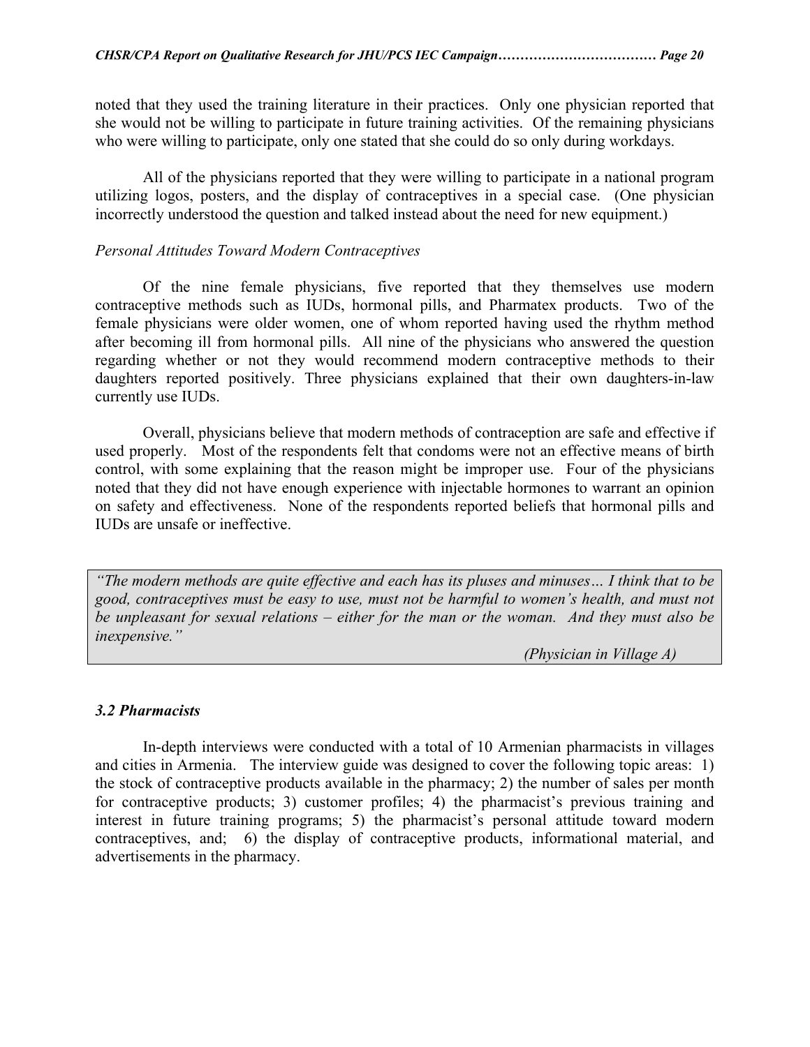noted that they used the training literature in their practices. Only one physician reported that she would not be willing to participate in future training activities. Of the remaining physicians who were willing to participate, only one stated that she could do so only during workdays.

All of the physicians reported that they were willing to participate in a national program utilizing logos, posters, and the display of contraceptives in a special case. (One physician incorrectly understood the question and talked instead about the need for new equipment.)

*Personal Attitudes Toward Modern Contraceptives*

Of the nine female physicians, five reported that they themselves use modern contraceptive methods such as IUDs, hormonal pills, and Pharmatex products. Two of the female physicians were older women, one of whom reported having used the rhythm method after becoming ill from hormonal pills. All nine of the physicians who answered the question regarding whether or not they would recommend modern contraceptive methods to their daughters reported positively. Three physicians explained that their own daughters-in-law currently use IUDs.

Overall, physicians believe that modern methods of contraception are safe and effective if used properly. Most of the respondents felt that condoms were not an effective means of birth control, with some explaining that the reason might be improper use. Four of the physicians noted that they did not have enough experience with injectable hormones to warrant an opinion on safety and effectiveness. None of the respondents reported beliefs that hormonal pills and IUDs are unsafe or ineffective.

> *"The modern methods are quite effective and each has its pluses and minuses… I think that to be good, contraceptives must be easy to use, must not be harmful to women's health, and must not be unpleasant for sexual relations – either for the man or the woman. And they must also be inexpensive."*
>
> *(Physician in Village A)*

### *3.2 Pharmacists*

In-depth interviews were conducted with a total of 10 Armenian pharmacists in villages and cities in Armenia. The interview guide was designed to cover the following topic areas: 1) the stock of contraceptive products available in the pharmacy; 2) the number of sales per month for contraceptive products; 3) customer profiles; 4) the pharmacist's previous training and interest in future training programs; 5) the pharmacist's personal attitude toward modern contraceptives, and; 6) the display of contraceptive products, informational material, and advertisements in the pharmacy.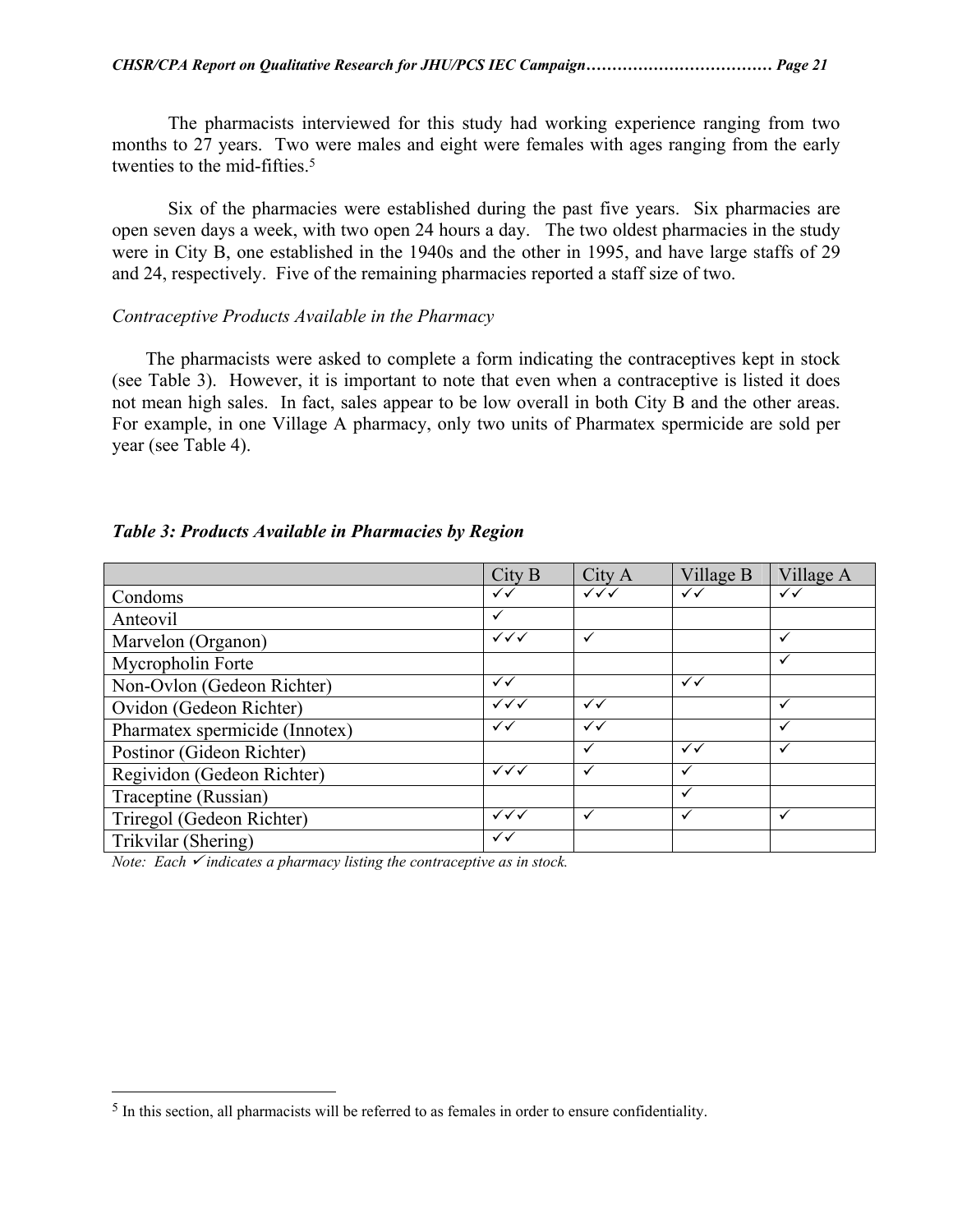The pharmacists interviewed for this study had working experience ranging from two months to 27 years. Two were males and eight were females with ages ranging from the early twenties to the mid-fifties.[5]

Six of the pharmacies were established during the past five years. Six pharmacies are open seven days a week, with two open 24 hours a day. The two oldest pharmacies in the study were in City B, one established in the 1940s and the other in 1995, and have large staffs of 29 and 24, respectively. Five of the remaining pharmacies reported a staff size of two.

*Contraceptive Products Available in the Pharmacy*

The pharmacists were asked to complete a form indicating the contraceptives kept in stock (see Table 3). However, it is important to note that even when a contraceptive is listed it does not mean high sales. In fact, sales appear to be low overall in both City B and the other areas. For example, in one Village A pharmacy, only two units of Pharmatex spermicide are sold per year (see Table 4).

***Table 3: Products Available in Pharmacies by Region***

| | City B | City A | Village B | Village A |
|---|---|---|---|---|
| Condoms | ✓✓ | ✓✓✓ | ✓✓ | ✓✓ |
| Anteovil | ✓ | | | |
| Marvelon (Organon) | ✓✓✓ | ✓ | | ✓ |
| Mycropholin Forte | | | | ✓ |
| Non-Ovlon (Gedeon Richter) | ✓✓ | | ✓✓ | |
| Ovidon (Gedeon Richter) | ✓✓✓ | ✓✓ | | ✓ |
| Pharmatex spermicide (Innotex) | ✓✓ | ✓✓ | | ✓ |
| Postinor (Gideon Richter) | | ✓ | ✓✓ | ✓ |
| Regividon (Gedeon Richter) | ✓✓✓ | ✓ | ✓ | |
| Traceptine (Russian) | | | ✓ | |
| Triregol (Gedeon Richter) | ✓✓✓ | ✓ | ✓ | ✓ |
| Trikvilar (Shering) | ✓✓ | | | |

*Note: Each ✓ indicates a pharmacy listing the contraceptive as in stock.*

[5] In this section, all pharmacists will be referred to as females in order to ensure confidentiality.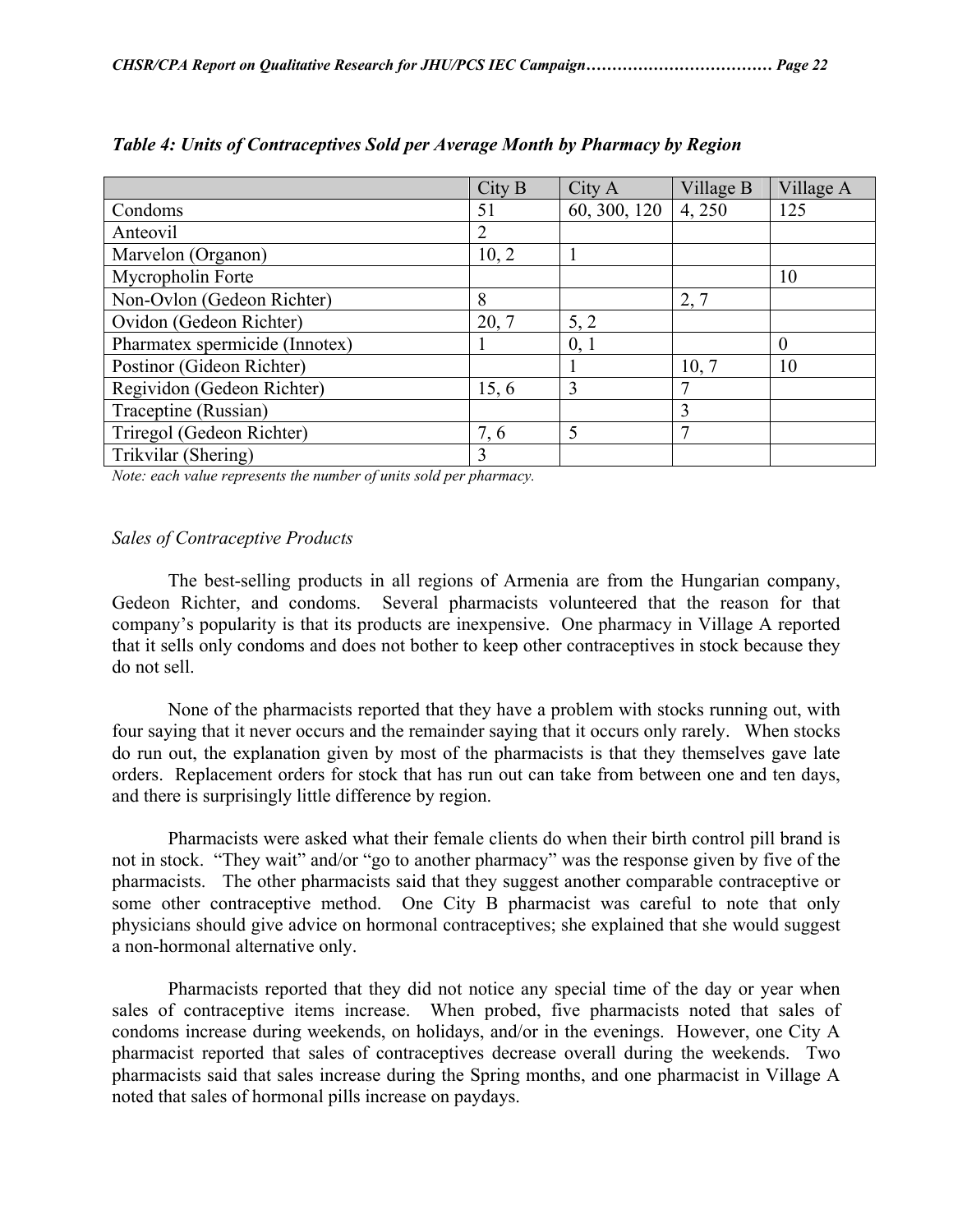*Table 4: Units of Contraceptives Sold per Average Month by Pharmacy by Region*

| | City B | City A | Village B | Village A |
|---|---|---|---|---|
| Condoms | 51 | 60, 300, 120 | 4, 250 | 125 |
| Anteovil | 2 | | | |
| Marvelon (Organon) | 10, 2 | 1 | | |
| Mycropholin Forte | | | | 10 |
| Non-Ovlon (Gedeon Richter) | 8 | | 2, 7 | |
| Ovidon (Gedeon Richter) | 20, 7 | 5, 2 | | |
| Pharmatex spermicide (Innotex) | 1 | 0, 1 | | 0 |
| Postinor (Gideon Richter) | | 1 | 10, 7 | 10 |
| Regividon (Gedeon Richter) | 15, 6 | 3 | 7 | |
| Traceptine (Russian) | | | 3 | |
| Triregol (Gedeon Richter) | 7, 6 | 5 | 7 | |
| Trikvilar (Shering) | 3 | | | |

*Note: each value represents the number of units sold per pharmacy.*

*Sales of Contraceptive Products*

The best-selling products in all regions of Armenia are from the Hungarian company, Gedeon Richter, and condoms. Several pharmacists volunteered that the reason for that company's popularity is that its products are inexpensive. One pharmacy in Village A reported that it sells only condoms and does not bother to keep other contraceptives in stock because they do not sell.

None of the pharmacists reported that they have a problem with stocks running out, with four saying that it never occurs and the remainder saying that it occurs only rarely. When stocks do run out, the explanation given by most of the pharmacists is that they themselves gave late orders. Replacement orders for stock that has run out can take from between one and ten days, and there is surprisingly little difference by region.

Pharmacists were asked what their female clients do when their birth control pill brand is not in stock. "They wait" and/or "go to another pharmacy" was the response given by five of the pharmacists. The other pharmacists said that they suggest another comparable contraceptive or some other contraceptive method. One City B pharmacist was careful to note that only physicians should give advice on hormonal contraceptives; she explained that she would suggest a non-hormonal alternative only.

Pharmacists reported that they did not notice any special time of the day or year when sales of contraceptive items increase. When probed, five pharmacists noted that sales of condoms increase during weekends, on holidays, and/or in the evenings. However, one City A pharmacist reported that sales of contraceptives decrease overall during the weekends. Two pharmacists said that sales increase during the Spring months, and one pharmacist in Village A noted that sales of hormonal pills increase on paydays.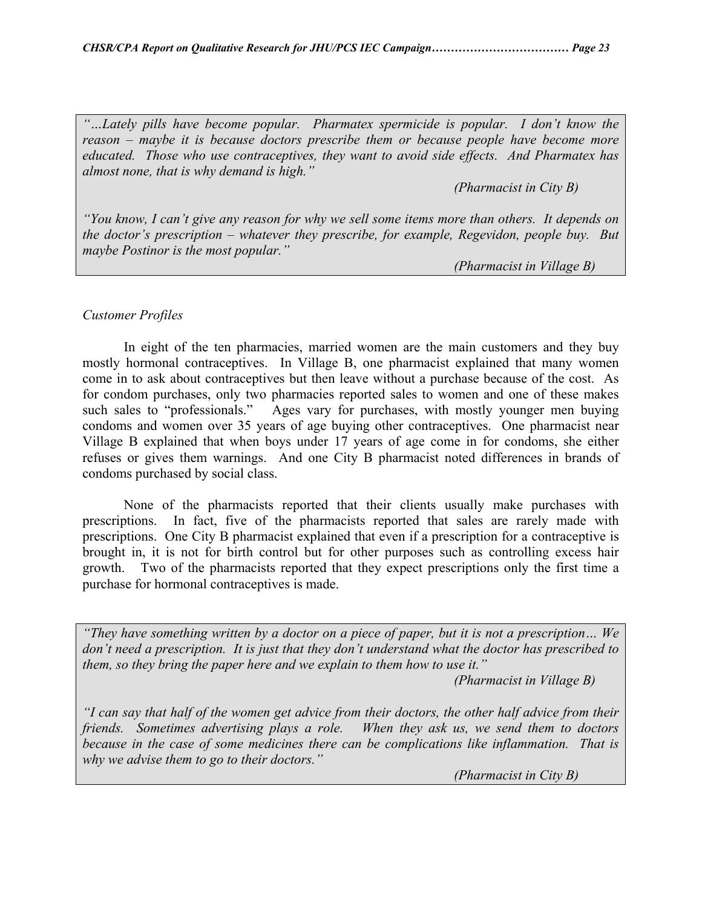*"…Lately pills have become popular. Pharmatex spermicide is popular. I don't know the reason – maybe it is because doctors prescribe them or because people have become more educated. Those who use contraceptives, they want to avoid side effects. And Pharmatex has almost none, that is why demand is high."*

*(Pharmacist in City B)*

*"You know, I can't give any reason for why we sell some items more than others. It depends on the doctor's prescription – whatever they prescribe, for example, Regevidon, people buy. But maybe Postinor is the most popular."*

*(Pharmacist in Village B)*

*Customer Profiles*

In eight of the ten pharmacies, married women are the main customers and they buy mostly hormonal contraceptives. In Village B, one pharmacist explained that many women come in to ask about contraceptives but then leave without a purchase because of the cost. As for condom purchases, only two pharmacies reported sales to women and one of these makes such sales to "professionals." Ages vary for purchases, with mostly younger men buying condoms and women over 35 years of age buying other contraceptives. One pharmacist near Village B explained that when boys under 17 years of age come in for condoms, she either refuses or gives them warnings. And one City B pharmacist noted differences in brands of condoms purchased by social class.

None of the pharmacists reported that their clients usually make purchases with prescriptions. In fact, five of the pharmacists reported that sales are rarely made with prescriptions. One City B pharmacist explained that even if a prescription for a contraceptive is brought in, it is not for birth control but for other purposes such as controlling excess hair growth. Two of the pharmacists reported that they expect prescriptions only the first time a purchase for hormonal contraceptives is made.

*"They have something written by a doctor on a piece of paper, but it is not a prescription… We don't need a prescription. It is just that they don't understand what the doctor has prescribed to them, so they bring the paper here and we explain to them how to use it."*

*(Pharmacist in Village B)*

*"I can say that half of the women get advice from their doctors, the other half advice from their friends. Sometimes advertising plays a role. When they ask us, we send them to doctors because in the case of some medicines there can be complications like inflammation. That is why we advise them to go to their doctors."*

*(Pharmacist in City B)*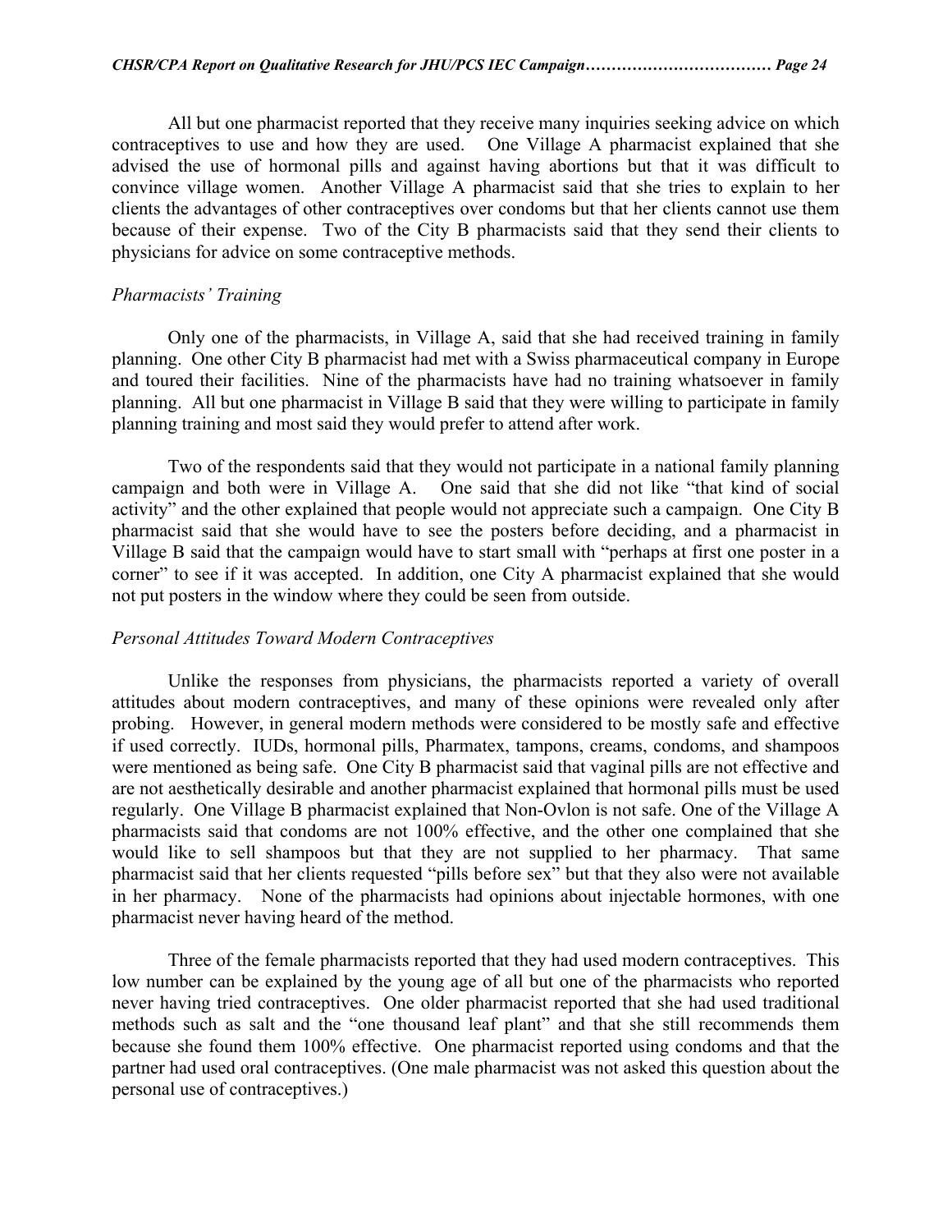All but one pharmacist reported that they receive many inquiries seeking advice on which contraceptives to use and how they are used. One Village A pharmacist explained that she advised the use of hormonal pills and against having abortions but that it was difficult to convince village women. Another Village A pharmacist said that she tries to explain to her clients the advantages of other contraceptives over condoms but that her clients cannot use them because of their expense. Two of the City B pharmacists said that they send their clients to physicians for advice on some contraceptive methods.

*Pharmacists' Training*

Only one of the pharmacists, in Village A, said that she had received training in family planning. One other City B pharmacist had met with a Swiss pharmaceutical company in Europe and toured their facilities. Nine of the pharmacists have had no training whatsoever in family planning. All but one pharmacist in Village B said that they were willing to participate in family planning training and most said they would prefer to attend after work.

Two of the respondents said that they would not participate in a national family planning campaign and both were in Village A. One said that she did not like "that kind of social activity" and the other explained that people would not appreciate such a campaign. One City B pharmacist said that she would have to see the posters before deciding, and a pharmacist in Village B said that the campaign would have to start small with "perhaps at first one poster in a corner" to see if it was accepted. In addition, one City A pharmacist explained that she would not put posters in the window where they could be seen from outside.

*Personal Attitudes Toward Modern Contraceptives*

Unlike the responses from physicians, the pharmacists reported a variety of overall attitudes about modern contraceptives, and many of these opinions were revealed only after probing. However, in general modern methods were considered to be mostly safe and effective if used correctly. IUDs, hormonal pills, Pharmatex, tampons, creams, condoms, and shampoos were mentioned as being safe. One City B pharmacist said that vaginal pills are not effective and are not aesthetically desirable and another pharmacist explained that hormonal pills must be used regularly. One Village B pharmacist explained that Non-Ovlon is not safe. One of the Village A pharmacists said that condoms are not 100% effective, and the other one complained that she would like to sell shampoos but that they are not supplied to her pharmacy. That same pharmacist said that her clients requested "pills before sex" but that they also were not available in her pharmacy. None of the pharmacists had opinions about injectable hormones, with one pharmacist never having heard of the method.

Three of the female pharmacists reported that they had used modern contraceptives. This low number can be explained by the young age of all but one of the pharmacists who reported never having tried contraceptives. One older pharmacist reported that she had used traditional methods such as salt and the "one thousand leaf plant" and that she still recommends them because she found them 100% effective. One pharmacist reported using condoms and that the partner had used oral contraceptives. (One male pharmacist was not asked this question about the personal use of contraceptives.)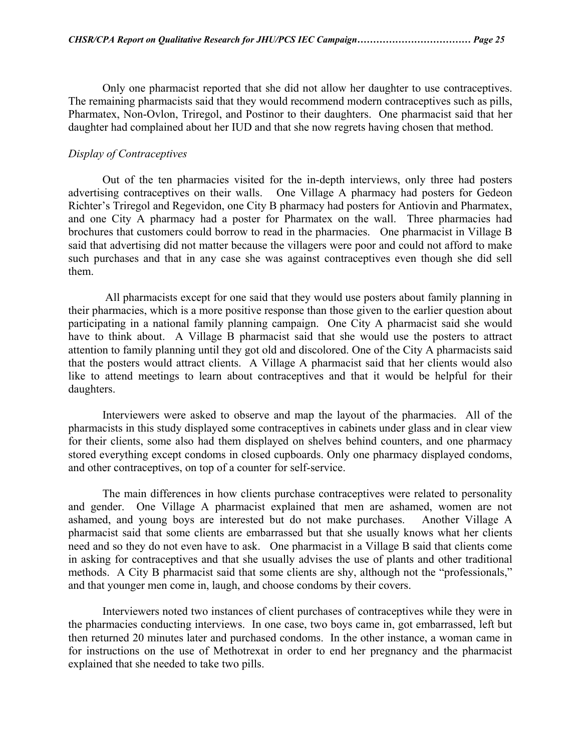Only one pharmacist reported that she did not allow her daughter to use contraceptives. The remaining pharmacists said that they would recommend modern contraceptives such as pills, Pharmatex, Non-Ovlon, Triregol, and Postinor to their daughters. One pharmacist said that her daughter had complained about her IUD and that she now regrets having chosen that method.

*Display of Contraceptives*

Out of the ten pharmacies visited for the in-depth interviews, only three had posters advertising contraceptives on their walls. One Village A pharmacy had posters for Gedeon Richter's Triregol and Regevidon, one City B pharmacy had posters for Antiovin and Pharmatex, and one City A pharmacy had a poster for Pharmatex on the wall. Three pharmacies had brochures that customers could borrow to read in the pharmacies. One pharmacist in Village B said that advertising did not matter because the villagers were poor and could not afford to make such purchases and that in any case she was against contraceptives even though she did sell them.

All pharmacists except for one said that they would use posters about family planning in their pharmacies, which is a more positive response than those given to the earlier question about participating in a national family planning campaign. One City A pharmacist said she would have to think about. A Village B pharmacist said that she would use the posters to attract attention to family planning until they got old and discolored. One of the City A pharmacists said that the posters would attract clients. A Village A pharmacist said that her clients would also like to attend meetings to learn about contraceptives and that it would be helpful for their daughters.

Interviewers were asked to observe and map the layout of the pharmacies. All of the pharmacists in this study displayed some contraceptives in cabinets under glass and in clear view for their clients, some also had them displayed on shelves behind counters, and one pharmacy stored everything except condoms in closed cupboards. Only one pharmacy displayed condoms, and other contraceptives, on top of a counter for self-service.

The main differences in how clients purchase contraceptives were related to personality and gender. One Village A pharmacist explained that men are ashamed, women are not ashamed, and young boys are interested but do not make purchases. Another Village A pharmacist said that some clients are embarrassed but that she usually knows what her clients need and so they do not even have to ask. One pharmacist in a Village B said that clients come in asking for contraceptives and that she usually advises the use of plants and other traditional methods. A City B pharmacist said that some clients are shy, although not the "professionals," and that younger men come in, laugh, and choose condoms by their covers.

Interviewers noted two instances of client purchases of contraceptives while they were in the pharmacies conducting interviews. In one case, two boys came in, got embarrassed, left but then returned 20 minutes later and purchased condoms. In the other instance, a woman came in for instructions on the use of Methotrexat in order to end her pregnancy and the pharmacist explained that she needed to take two pills.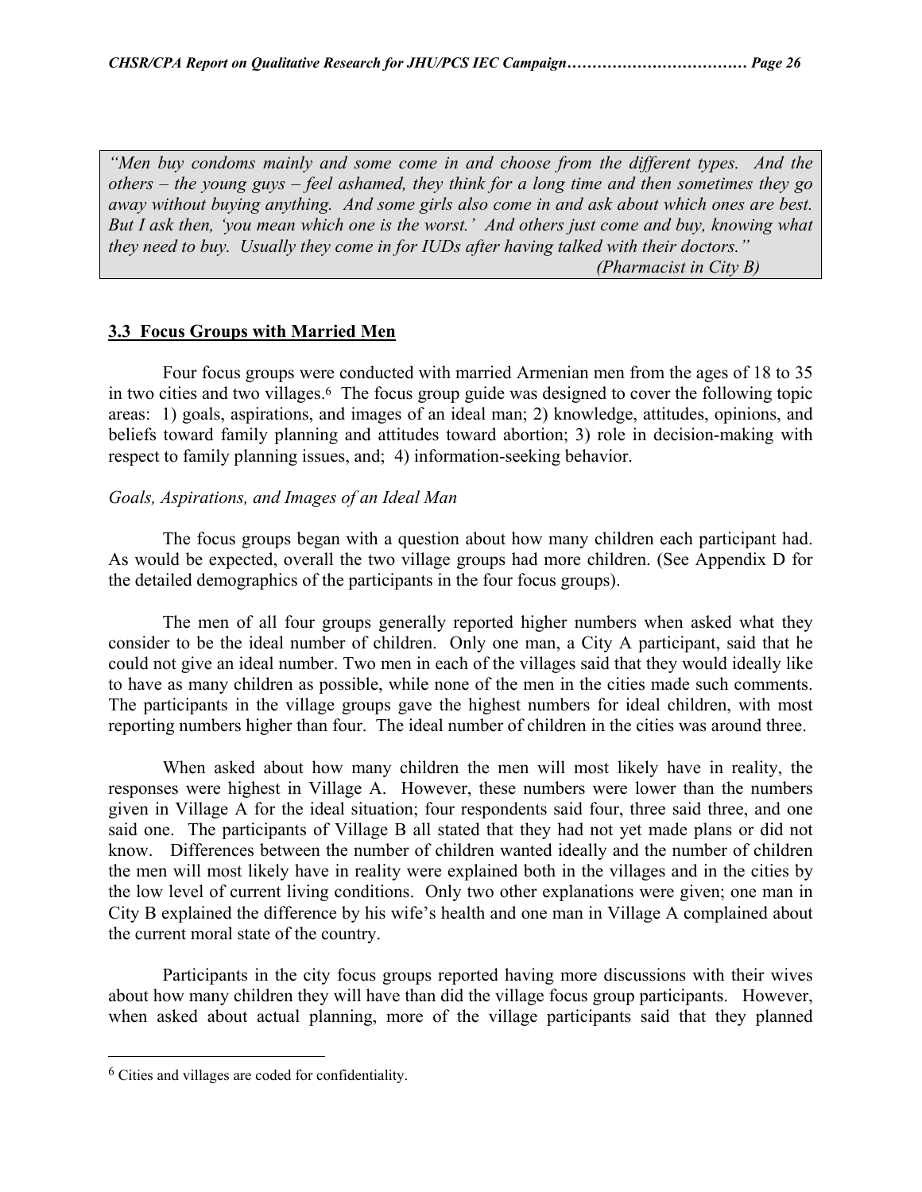> *"Men buy condoms mainly and some come in and choose from the different types. And the others – the young guys – feel ashamed, they think for a long time and then sometimes they go away without buying anything. And some girls also come in and ask about which ones are best. But I ask then, 'you mean which one is the worst.' And others just come and buy, knowing what they need to buy. Usually they come in for IUDs after having talked with their doctors."*
>
> *(Pharmacist in City B)*

## 3.3 Focus Groups with Married Men

Four focus groups were conducted with married Armenian men from the ages of 18 to 35 in two cities and two villages.[6] The focus group guide was designed to cover the following topic areas: 1) goals, aspirations, and images of an ideal man; 2) knowledge, attitudes, opinions, and beliefs toward family planning and attitudes toward abortion; 3) role in decision-making with respect to family planning issues, and; 4) information-seeking behavior.

### *Goals, Aspirations, and Images of an Ideal Man*

The focus groups began with a question about how many children each participant had. As would be expected, overall the two village groups had more children. (See Appendix D for the detailed demographics of the participants in the four focus groups).

The men of all four groups generally reported higher numbers when asked what they consider to be the ideal number of children. Only one man, a City A participant, said that he could not give an ideal number. Two men in each of the villages said that they would ideally like to have as many children as possible, while none of the men in the cities made such comments. The participants in the village groups gave the highest numbers for ideal children, with most reporting numbers higher than four. The ideal number of children in the cities was around three.

When asked about how many children the men will most likely have in reality, the responses were highest in Village A. However, these numbers were lower than the numbers given in Village A for the ideal situation; four respondents said four, three said three, and one said one. The participants of Village B all stated that they had not yet made plans or did not know. Differences between the number of children wanted ideally and the number of children the men will most likely have in reality were explained both in the villages and in the cities by the low level of current living conditions. Only two other explanations were given; one man in City B explained the difference by his wife's health and one man in Village A complained about the current moral state of the country.

Participants in the city focus groups reported having more discussions with their wives about how many children they will have than did the village focus group participants. However, when asked about actual planning, more of the village participants said that they planned

---

[6] Cities and villages are coded for confidentiality.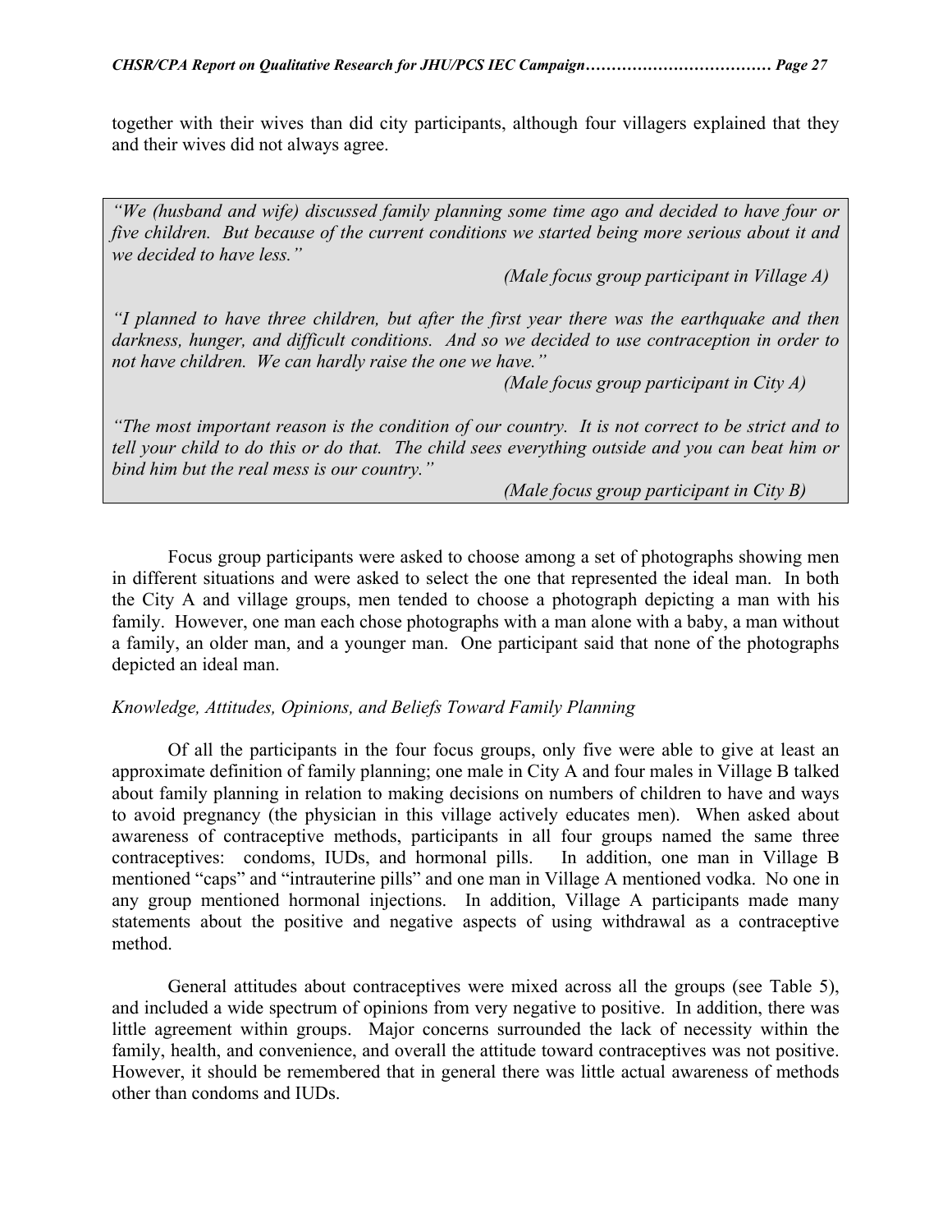together with their wives than did city participants, although four villagers explained that they and their wives did not always agree.

> *"We (husband and wife) discussed family planning some time ago and decided to have four or five children. But because of the current conditions we started being more serious about it and we decided to have less."*
>
> *(Male focus group participant in Village A)*
>
> *"I planned to have three children, but after the first year there was the earthquake and then darkness, hunger, and difficult conditions. And so we decided to use contraception in order to not have children. We can hardly raise the one we have."*
>
> *(Male focus group participant in City A)*
>
> *"The most important reason is the condition of our country. It is not correct to be strict and to tell your child to do this or do that. The child sees everything outside and you can beat him or bind him but the real mess is our country."*
>
> *(Male focus group participant in City B)*

Focus group participants were asked to choose among a set of photographs showing men in different situations and were asked to select the one that represented the ideal man. In both the City A and village groups, men tended to choose a photograph depicting a man with his family. However, one man each chose photographs with a man alone with a baby, a man without a family, an older man, and a younger man. One participant said that none of the photographs depicted an ideal man.

*Knowledge, Attitudes, Opinions, and Beliefs Toward Family Planning*

Of all the participants in the four focus groups, only five were able to give at least an approximate definition of family planning; one male in City A and four males in Village B talked about family planning in relation to making decisions on numbers of children to have and ways to avoid pregnancy (the physician in this village actively educates men). When asked about awareness of contraceptive methods, participants in all four groups named the same three contraceptives: condoms, IUDs, and hormonal pills. In addition, one man in Village B mentioned "caps" and "intrauterine pills" and one man in Village A mentioned vodka. No one in any group mentioned hormonal injections. In addition, Village A participants made many statements about the positive and negative aspects of using withdrawal as a contraceptive method.

General attitudes about contraceptives were mixed across all the groups (see Table 5), and included a wide spectrum of opinions from very negative to positive. In addition, there was little agreement within groups. Major concerns surrounded the lack of necessity within the family, health, and convenience, and overall the attitude toward contraceptives was not positive. However, it should be remembered that in general there was little actual awareness of methods other than condoms and IUDs.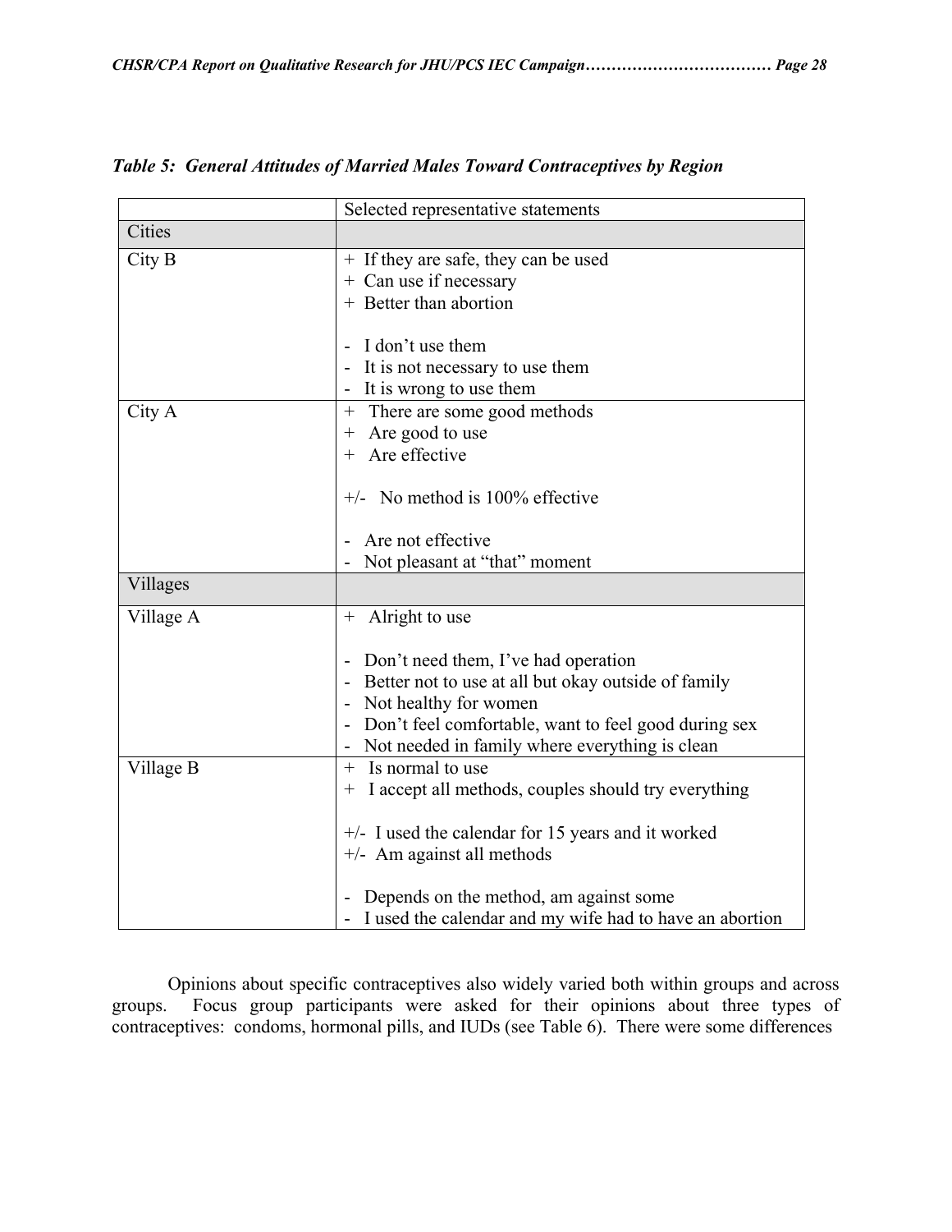***Table 5: General Attitudes of Married Males Toward Contraceptives by Region***

| | Selected representative statements |
|---|---|
| Cities | |
| City B | + If they are safe, they can be used<br>+ Can use if necessary<br>+ Better than abortion<br><br>- I don't use them<br>- It is not necessary to use them<br>- It is wrong to use them |
| City A | + There are some good methods<br>+ Are good to use<br>+ Are effective<br><br>+/- No method is 100% effective<br><br>- Are not effective<br>- Not pleasant at "that" moment |
| Villages | |
| Village A | + Alright to use<br><br>- Don't need them, I've had operation<br>- Better not to use at all but okay outside of family<br>- Not healthy for women<br>- Don't feel comfortable, want to feel good during sex<br>- Not needed in family where everything is clean |
| Village B | + Is normal to use<br>+ I accept all methods, couples should try everything<br><br>+/- I used the calendar for 15 years and it worked<br>+/- Am against all methods<br><br>- Depends on the method, am against some<br>- I used the calendar and my wife had to have an abortion |

Opinions about specific contraceptives also widely varied both within groups and across groups. Focus group participants were asked for their opinions about three types of contraceptives: condoms, hormonal pills, and IUDs (see Table 6). There were some differences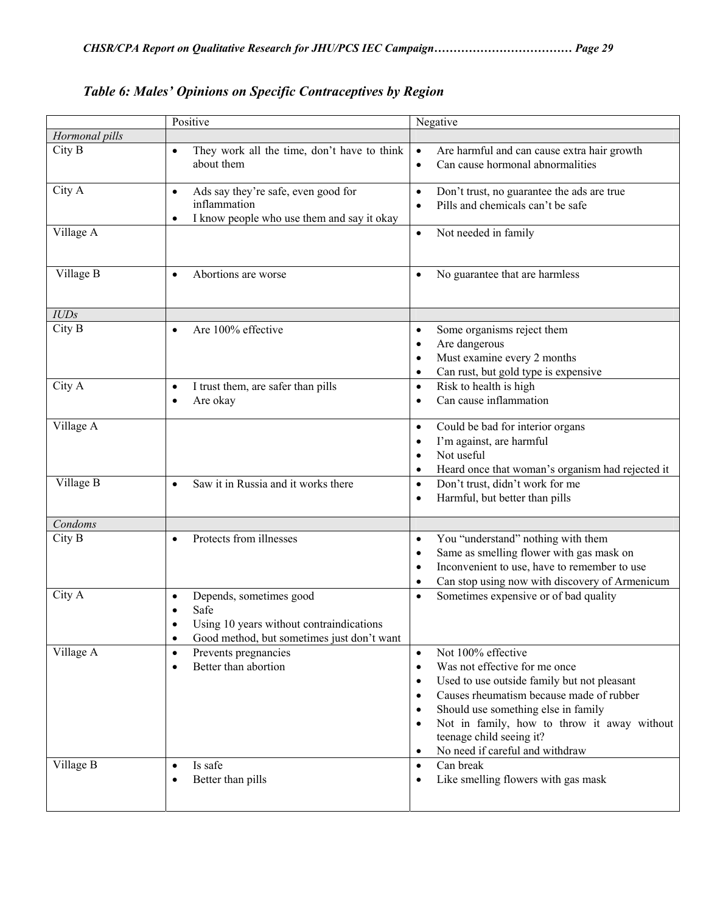### *Table 6: Males' Opinions on Specific Contraceptives by Region*

| | Positive | Negative |
|---|---|---|
| *Hormonal pills* | | |
| City B | • They work all the time, don't have to think about them | • Are harmful and can cause extra hair growth<br>• Can cause hormonal abnormalities |
| City A | • Ads say they're safe, even good for inflammation<br>• I know people who use them and say it okay | • Don't trust, no guarantee the ads are true<br>• Pills and chemicals can't be safe |
| Village A | | • Not needed in family |
| Village B | • Abortions are worse | • No guarantee that are harmless |
| *IUDs* | | |
| City B | • Are 100% effective | • Some organisms reject them<br>• Are dangerous<br>• Must examine every 2 months<br>• Can rust, but gold type is expensive |
| City A | • I trust them, are safer than pills<br>• Are okay | • Risk to health is high<br>• Can cause inflammation |
| Village A | | • Could be bad for interior organs<br>• I'm against, are harmful<br>• Not useful<br>• Heard once that woman's organism had rejected it |
| Village B | • Saw it in Russia and it works there | • Don't trust, didn't work for me<br>• Harmful, but better than pills |
| *Condoms* | | |
| City B | • Protects from illnesses | • You "understand" nothing with them<br>• Same as smelling flower with gas mask on<br>• Inconvenient to use, have to remember to use<br>• Can stop using now with discovery of Armenicum |
| City A | • Depends, sometimes good<br>• Safe<br>• Using 10 years without contraindications<br>• Good method, but sometimes just don't want | • Sometimes expensive or of bad quality |
| Village A | • Prevents pregnancies<br>• Better than abortion | • Not 100% effective<br>• Was not effective for me once<br>• Used to use outside family but not pleasant<br>• Causes rheumatism because made of rubber<br>• Should use something else in family<br>• Not in family, how to throw it away without teenage child seeing it?<br>• No need if careful and withdraw |
| Village B | • Is safe<br>• Better than pills | • Can break<br>• Like smelling flowers with gas mask |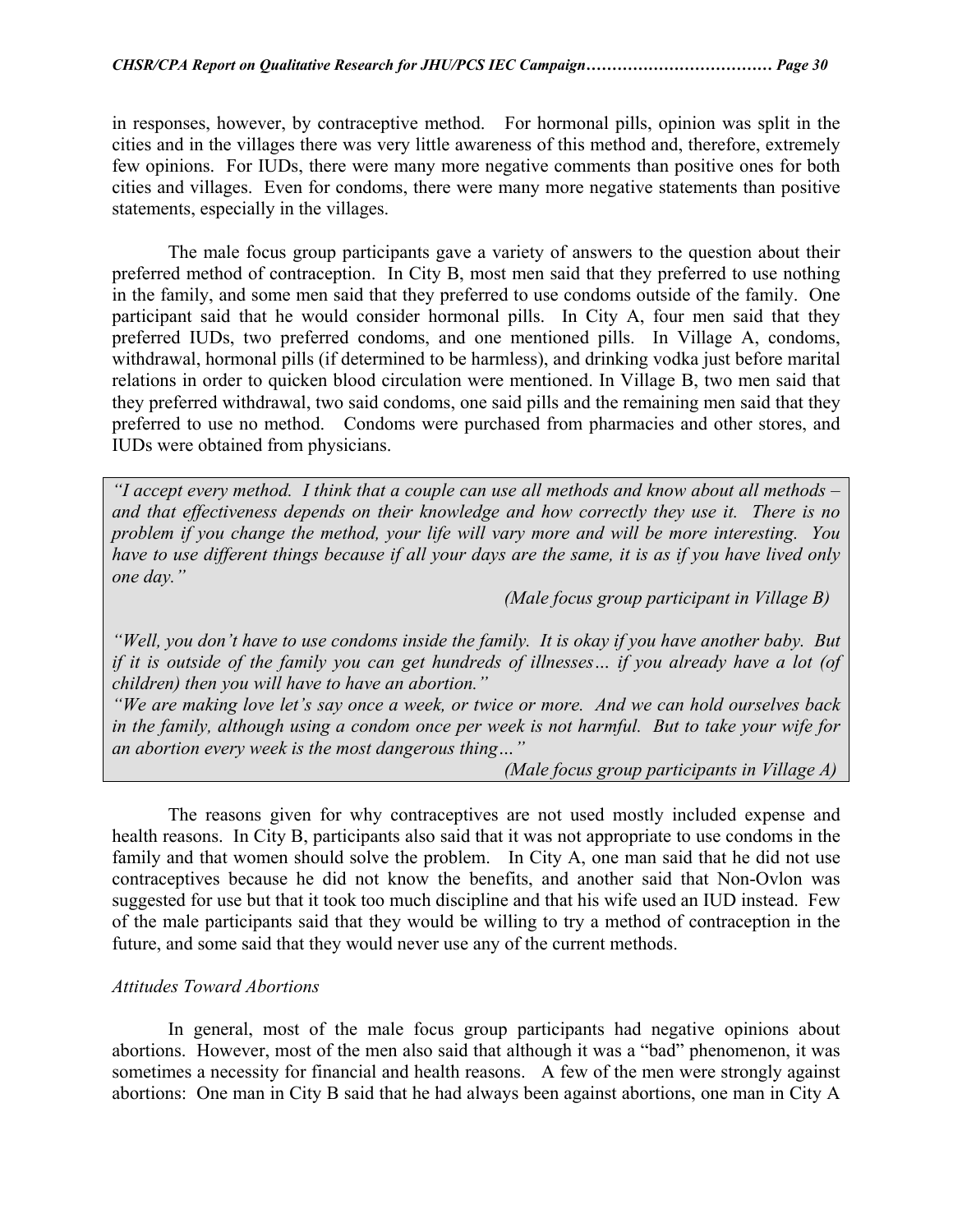in responses, however, by contraceptive method. For hormonal pills, opinion was split in the cities and in the villages there was very little awareness of this method and, therefore, extremely few opinions. For IUDs, there were many more negative comments than positive ones for both cities and villages. Even for condoms, there were many more negative statements than positive statements, especially in the villages.

The male focus group participants gave a variety of answers to the question about their preferred method of contraception. In City B, most men said that they preferred to use nothing in the family, and some men said that they preferred to use condoms outside of the family. One participant said that he would consider hormonal pills. In City A, four men said that they preferred IUDs, two preferred condoms, and one mentioned pills. In Village A, condoms, withdrawal, hormonal pills (if determined to be harmless), and drinking vodka just before marital relations in order to quicken blood circulation were mentioned. In Village B, two men said that they preferred withdrawal, two said condoms, one said pills and the remaining men said that they preferred to use no method. Condoms were purchased from pharmacies and other stores, and IUDs were obtained from physicians.

> *"I accept every method. I think that a couple can use all methods and know about all methods – and that effectiveness depends on their knowledge and how correctly they use it. There is no problem if you change the method, your life will vary more and will be more interesting. You have to use different things because if all your days are the same, it is as if you have lived only one day."*
>
> *(Male focus group participant in Village B)*
>
> *"Well, you don't have to use condoms inside the family. It is okay if you have another baby. But if it is outside of the family you can get hundreds of illnesses… if you already have a lot (of children) then you will have to have an abortion."*
>
> *"We are making love let's say once a week, or twice or more. And we can hold ourselves back in the family, although using a condom once per week is not harmful. But to take your wife for an abortion every week is the most dangerous thing…"*
>
> *(Male focus group participants in Village A)*

The reasons given for why contraceptives are not used mostly included expense and health reasons. In City B, participants also said that it was not appropriate to use condoms in the family and that women should solve the problem. In City A, one man said that he did not use contraceptives because he did not know the benefits, and another said that Non-Ovlon was suggested for use but that it took too much discipline and that his wife used an IUD instead. Few of the male participants said that they would be willing to try a method of contraception in the future, and some said that they would never use any of the current methods.

*Attitudes Toward Abortions*

In general, most of the male focus group participants had negative opinions about abortions. However, most of the men also said that although it was a "bad" phenomenon, it was sometimes a necessity for financial and health reasons. A few of the men were strongly against abortions: One man in City B said that he had always been against abortions, one man in City A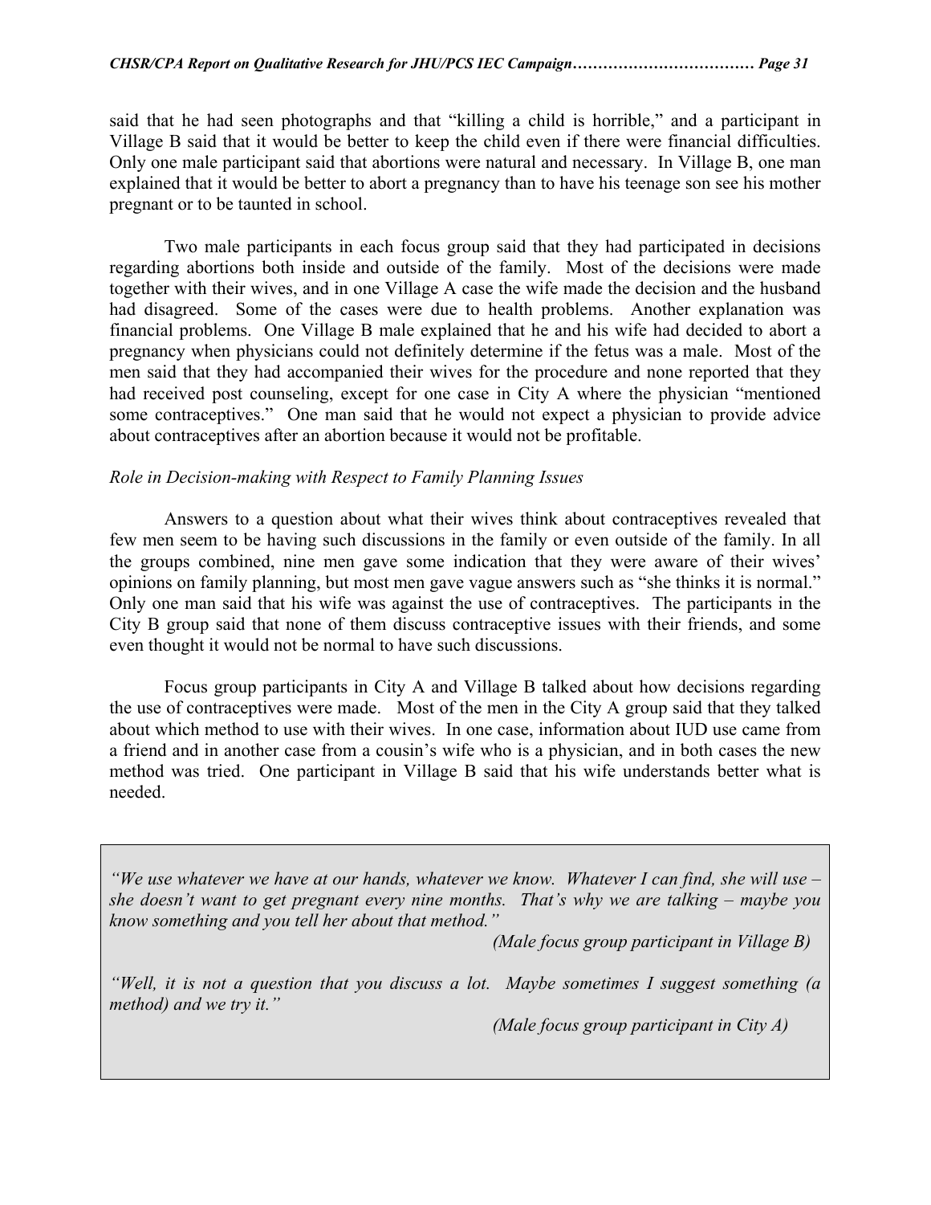said that he had seen photographs and that "killing a child is horrible," and a participant in Village B said that it would be better to keep the child even if there were financial difficulties. Only one male participant said that abortions were natural and necessary. In Village B, one man explained that it would be better to abort a pregnancy than to have his teenage son see his mother pregnant or to be taunted in school.

Two male participants in each focus group said that they had participated in decisions regarding abortions both inside and outside of the family. Most of the decisions were made together with their wives, and in one Village A case the wife made the decision and the husband had disagreed. Some of the cases were due to health problems. Another explanation was financial problems. One Village B male explained that he and his wife had decided to abort a pregnancy when physicians could not definitely determine if the fetus was a male. Most of the men said that they had accompanied their wives for the procedure and none reported that they had received post counseling, except for one case in City A where the physician "mentioned some contraceptives." One man said that he would not expect a physician to provide advice about contraceptives after an abortion because it would not be profitable.

*Role in Decision-making with Respect to Family Planning Issues*

Answers to a question about what their wives think about contraceptives revealed that few men seem to be having such discussions in the family or even outside of the family. In all the groups combined, nine men gave some indication that they were aware of their wives' opinions on family planning, but most men gave vague answers such as "she thinks it is normal." Only one man said that his wife was against the use of contraceptives. The participants in the City B group said that none of them discuss contraceptive issues with their friends, and some even thought it would not be normal to have such discussions.

Focus group participants in City A and Village B talked about how decisions regarding the use of contraceptives were made. Most of the men in the City A group said that they talked about which method to use with their wives. In one case, information about IUD use came from a friend and in another case from a cousin's wife who is a physician, and in both cases the new method was tried. One participant in Village B said that his wife understands better what is needed.

> *"We use whatever we have at our hands, whatever we know. Whatever I can find, she will use – she doesn't want to get pregnant every nine months. That's why we are talking – maybe you know something and you tell her about that method."*
>
> *(Male focus group participant in Village B)*
>
> *"Well, it is not a question that you discuss a lot. Maybe sometimes I suggest something (a method) and we try it."*
>
> *(Male focus group participant in City A)*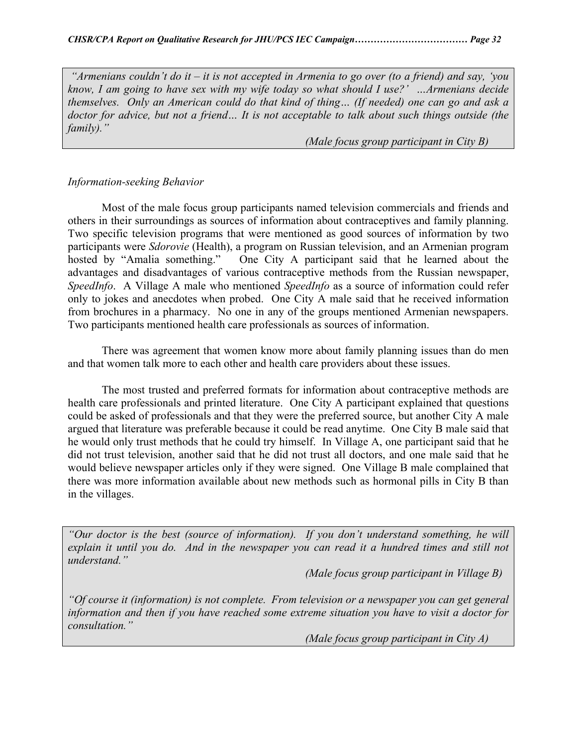*"Armenians couldn't do it – it is not accepted in Armenia to go over (to a friend) and say, 'you know, I am going to have sex with my wife today so what should I use?' …Armenians decide themselves. Only an American could do that kind of thing… (If needed) one can go and ask a doctor for advice, but not a friend… It is not acceptable to talk about such things outside (the family)."*

*(Male focus group participant in City B)*

*Information-seeking Behavior*

Most of the male focus group participants named television commercials and friends and others in their surroundings as sources of information about contraceptives and family planning. Two specific television programs that were mentioned as good sources of information by two participants were *Sdorovie* (Health), a program on Russian television, and an Armenian program hosted by "Amalia something." One City A participant said that he learned about the advantages and disadvantages of various contraceptive methods from the Russian newspaper, *SpeedInfo*. A Village A male who mentioned *SpeedInfo* as a source of information could refer only to jokes and anecdotes when probed. One City A male said that he received information from brochures in a pharmacy. No one in any of the groups mentioned Armenian newspapers. Two participants mentioned health care professionals as sources of information.

There was agreement that women know more about family planning issues than do men and that women talk more to each other and health care providers about these issues.

The most trusted and preferred formats for information about contraceptive methods are health care professionals and printed literature. One City A participant explained that questions could be asked of professionals and that they were the preferred source, but another City A male argued that literature was preferable because it could be read anytime. One City B male said that he would only trust methods that he could try himself. In Village A, one participant said that he did not trust television, another said that he did not trust all doctors, and one male said that he would believe newspaper articles only if they were signed. One Village B male complained that there was more information available about new methods such as hormonal pills in City B than in the villages.

*"Our doctor is the best (source of information). If you don't understand something, he will explain it until you do. And in the newspaper you can read it a hundred times and still not understand."*

*(Male focus group participant in Village B)*

*"Of course it (information) is not complete. From television or a newspaper you can get general information and then if you have reached some extreme situation you have to visit a doctor for consultation."*

*(Male focus group participant in City A)*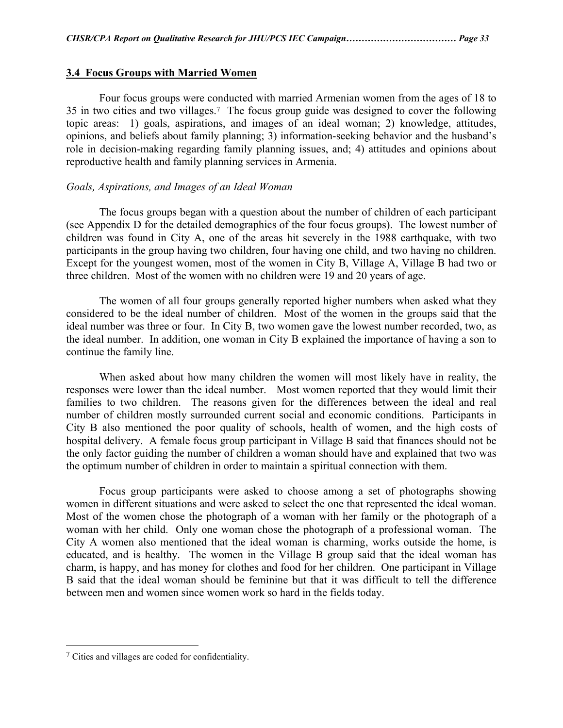## 3.4 Focus Groups with Married Women

Four focus groups were conducted with married Armenian women from the ages of 18 to 35 in two cities and two villages.[7] The focus group guide was designed to cover the following topic areas: 1) goals, aspirations, and images of an ideal woman; 2) knowledge, attitudes, opinions, and beliefs about family planning; 3) information-seeking behavior and the husband's role in decision-making regarding family planning issues, and; 4) attitudes and opinions about reproductive health and family planning services in Armenia.

*Goals, Aspirations, and Images of an Ideal Woman*

The focus groups began with a question about the number of children of each participant (see Appendix D for the detailed demographics of the four focus groups). The lowest number of children was found in City A, one of the areas hit severely in the 1988 earthquake, with two participants in the group having two children, four having one child, and two having no children. Except for the youngest women, most of the women in City B, Village A, Village B had two or three children. Most of the women with no children were 19 and 20 years of age.

The women of all four groups generally reported higher numbers when asked what they considered to be the ideal number of children. Most of the women in the groups said that the ideal number was three or four. In City B, two women gave the lowest number recorded, two, as the ideal number. In addition, one woman in City B explained the importance of having a son to continue the family line.

When asked about how many children the women will most likely have in reality, the responses were lower than the ideal number. Most women reported that they would limit their families to two children. The reasons given for the differences between the ideal and real number of children mostly surrounded current social and economic conditions. Participants in City B also mentioned the poor quality of schools, health of women, and the high costs of hospital delivery. A female focus group participant in Village B said that finances should not be the only factor guiding the number of children a woman should have and explained that two was the optimum number of children in order to maintain a spiritual connection with them.

Focus group participants were asked to choose among a set of photographs showing women in different situations and were asked to select the one that represented the ideal woman. Most of the women chose the photograph of a woman with her family or the photograph of a woman with her child. Only one woman chose the photograph of a professional woman. The City A women also mentioned that the ideal woman is charming, works outside the home, is educated, and is healthy. The women in the Village B group said that the ideal woman has charm, is happy, and has money for clothes and food for her children. One participant in Village B said that the ideal woman should be feminine but that it was difficult to tell the difference between men and women since women work so hard in the fields today.

---

[7] Cities and villages are coded for confidentiality.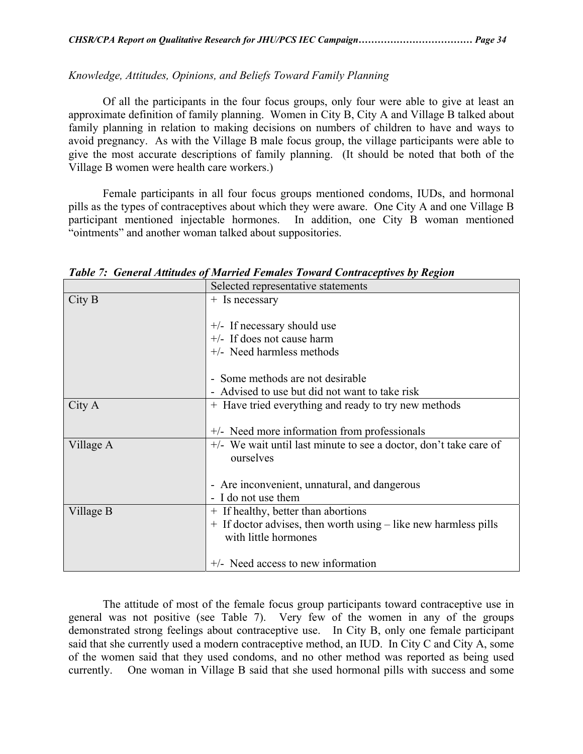*Knowledge, Attitudes, Opinions, and Beliefs Toward Family Planning*

Of all the participants in the four focus groups, only four were able to give at least an approximate definition of family planning. Women in City B, City A and Village B talked about family planning in relation to making decisions on numbers of children to have and ways to avoid pregnancy. As with the Village B male focus group, the village participants were able to give the most accurate descriptions of family planning. (It should be noted that both of the Village B women were health care workers.)

Female participants in all four focus groups mentioned condoms, IUDs, and hormonal pills as the types of contraceptives about which they were aware. One City A and one Village B participant mentioned injectable hormones. In addition, one City B woman mentioned "ointments" and another woman talked about suppositories.

***Table 7: General Attitudes of Married Females Toward Contraceptives by Region***

| | Selected representative statements |
|---|---|
| City B | + Is necessary<br><br>+/- If necessary should use<br>+/- If does not cause harm<br>+/- Need harmless methods<br><br>- Some methods are not desirable<br>- Advised to use but did not want to take risk |
| City A | + Have tried everything and ready to try new methods<br><br>+/- Need more information from professionals |
| Village A | +/- We wait until last minute to see a doctor, don't take care of ourselves<br><br>- Are inconvenient, unnatural, and dangerous<br>- I do not use them |
| Village B | + If healthy, better than abortions<br>+ If doctor advises, then worth using – like new harmless pills with little hormones<br><br>+/- Need access to new information |

The attitude of most of the female focus group participants toward contraceptive use in general was not positive (see Table 7). Very few of the women in any of the groups demonstrated strong feelings about contraceptive use. In City B, only one female participant said that she currently used a modern contraceptive method, an IUD. In City C and City A, some of the women said that they used condoms, and no other method was reported as being used currently. One woman in Village B said that she used hormonal pills with success and some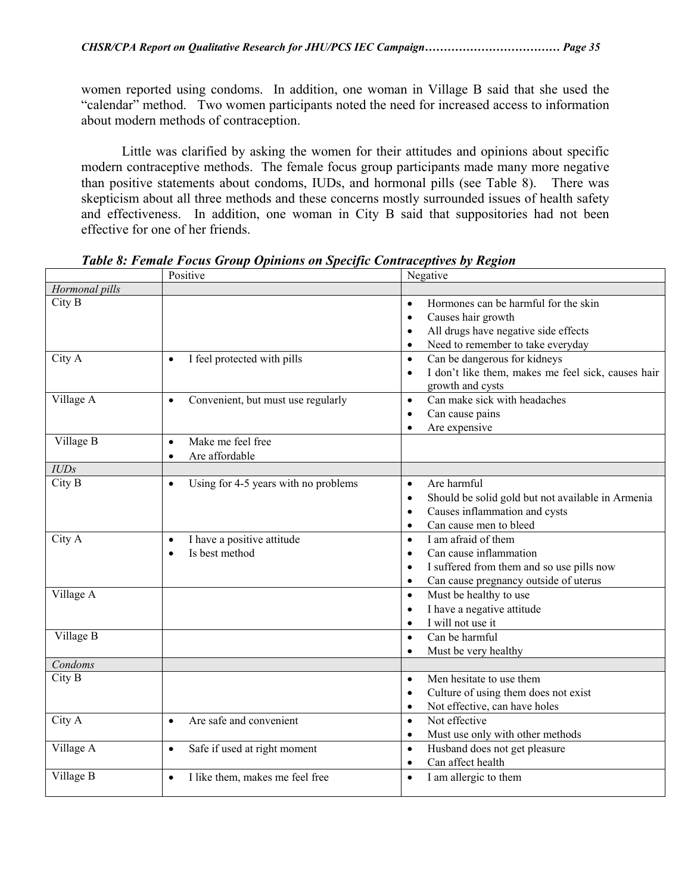women reported using condoms. In addition, one woman in Village B said that she used the "calendar" method. Two women participants noted the need for increased access to information about modern methods of contraception.

Little was clarified by asking the women for their attitudes and opinions about specific modern contraceptive methods. The female focus group participants made many more negative than positive statements about condoms, IUDs, and hormonal pills (see Table 8). There was skepticism about all three methods and these concerns mostly surrounded issues of health safety and effectiveness. In addition, one woman in City B said that suppositories had not been effective for one of her friends.

***Table 8: Female Focus Group Opinions on Specific Contraceptives by Region***

| | Positive | Negative |
|---|---|---|
| *Hormonal pills* | | |
| City B | | • Hormones can be harmful for the skin<br>• Causes hair growth<br>• All drugs have negative side effects<br>• Need to remember to take everyday |
| City A | • I feel protected with pills | • Can be dangerous for kidneys<br>• I don't like them, makes me feel sick, causes hair growth and cysts |
| Village A | • Convenient, but must use regularly | • Can make sick with headaches<br>• Can cause pains<br>• Are expensive |
| Village B | • Make me feel free<br>• Are affordable | |
| *IUDs* | | |
| City B | • Using for 4-5 years with no problems | • Are harmful<br>• Should be solid gold but not available in Armenia<br>• Causes inflammation and cysts<br>• Can cause men to bleed |
| City A | • I have a positive attitude<br>• Is best method | • I am afraid of them<br>• Can cause inflammation<br>• I suffered from them and so use pills now<br>• Can cause pregnancy outside of uterus |
| Village A | | • Must be healthy to use<br>• I have a negative attitude<br>• I will not use it |
| Village B | | • Can be harmful<br>• Must be very healthy |
| *Condoms* | | |
| City B | | • Men hesitate to use them<br>• Culture of using them does not exist<br>• Not effective, can have holes |
| City A | • Are safe and convenient | • Not effective<br>• Must use only with other methods |
| Village A | • Safe if used at right moment | • Husband does not get pleasure<br>• Can affect health |
| Village B | • I like them, makes me feel free | • I am allergic to them |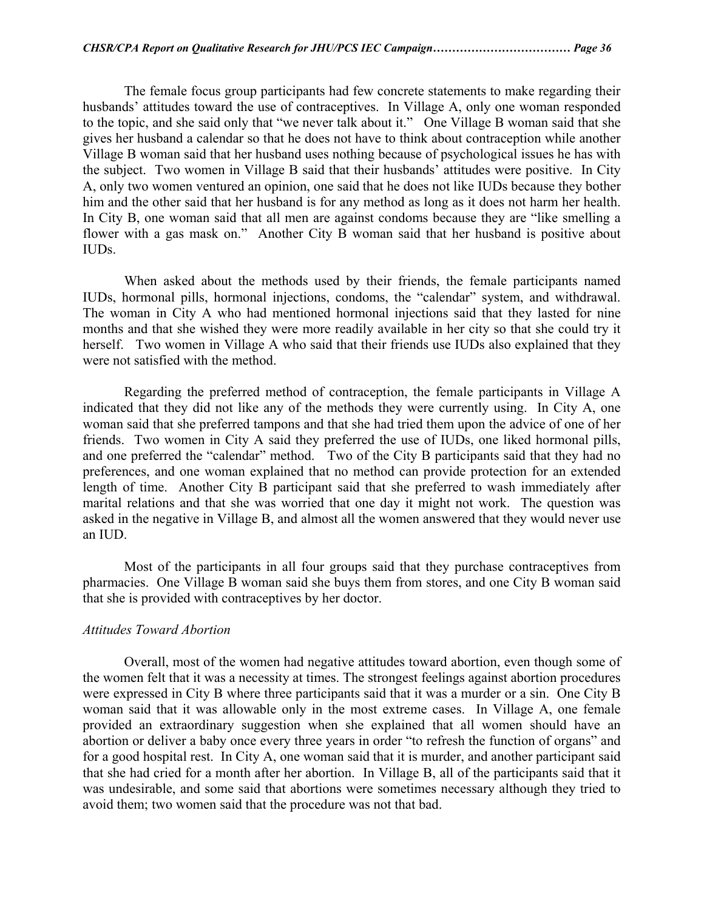The female focus group participants had few concrete statements to make regarding their husbands' attitudes toward the use of contraceptives. In Village A, only one woman responded to the topic, and she said only that "we never talk about it." One Village B woman said that she gives her husband a calendar so that he does not have to think about contraception while another Village B woman said that her husband uses nothing because of psychological issues he has with the subject. Two women in Village B said that their husbands' attitudes were positive. In City A, only two women ventured an opinion, one said that he does not like IUDs because they bother him and the other said that her husband is for any method as long as it does not harm her health. In City B, one woman said that all men are against condoms because they are "like smelling a flower with a gas mask on." Another City B woman said that her husband is positive about IUDs.

When asked about the methods used by their friends, the female participants named IUDs, hormonal pills, hormonal injections, condoms, the "calendar" system, and withdrawal. The woman in City A who had mentioned hormonal injections said that they lasted for nine months and that she wished they were more readily available in her city so that she could try it herself. Two women in Village A who said that their friends use IUDs also explained that they were not satisfied with the method.

Regarding the preferred method of contraception, the female participants in Village A indicated that they did not like any of the methods they were currently using. In City A, one woman said that she preferred tampons and that she had tried them upon the advice of one of her friends. Two women in City A said they preferred the use of IUDs, one liked hormonal pills, and one preferred the "calendar" method. Two of the City B participants said that they had no preferences, and one woman explained that no method can provide protection for an extended length of time. Another City B participant said that she preferred to wash immediately after marital relations and that she was worried that one day it might not work. The question was asked in the negative in Village B, and almost all the women answered that they would never use an IUD.

Most of the participants in all four groups said that they purchase contraceptives from pharmacies. One Village B woman said she buys them from stores, and one City B woman said that she is provided with contraceptives by her doctor.

*Attitudes Toward Abortion*

Overall, most of the women had negative attitudes toward abortion, even though some of the women felt that it was a necessity at times. The strongest feelings against abortion procedures were expressed in City B where three participants said that it was a murder or a sin. One City B woman said that it was allowable only in the most extreme cases. In Village A, one female provided an extraordinary suggestion when she explained that all women should have an abortion or deliver a baby once every three years in order "to refresh the function of organs" and for a good hospital rest. In City A, one woman said that it is murder, and another participant said that she had cried for a month after her abortion. In Village B, all of the participants said that it was undesirable, and some said that abortions were sometimes necessary although they tried to avoid them; two women said that the procedure was not that bad.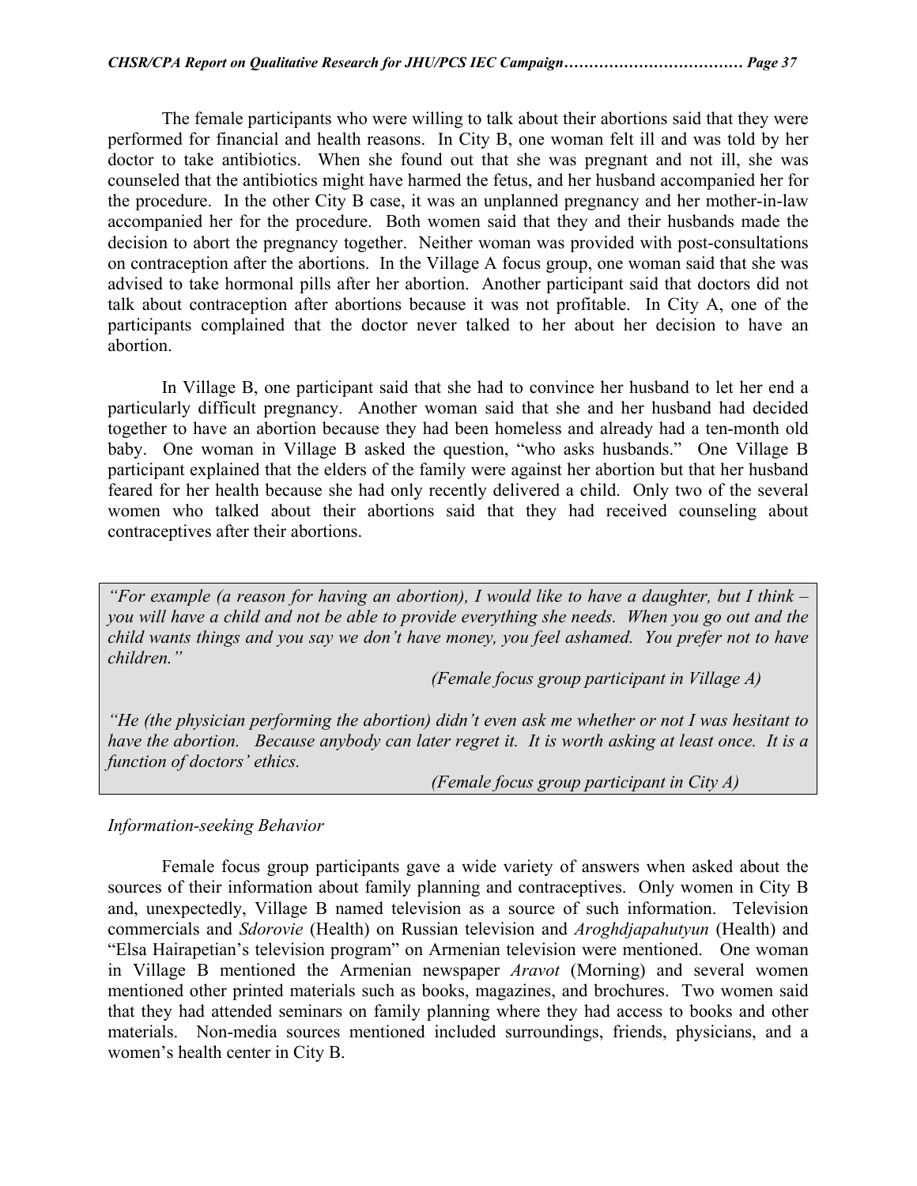The female participants who were willing to talk about their abortions said that they were performed for financial and health reasons. In City B, one woman felt ill and was told by her doctor to take antibiotics. When she found out that she was pregnant and not ill, she was counseled that the antibiotics might have harmed the fetus, and her husband accompanied her for the procedure. In the other City B case, it was an unplanned pregnancy and her mother-in-law accompanied her for the procedure. Both women said that they and their husbands made the decision to abort the pregnancy together. Neither woman was provided with post-consultations on contraception after the abortions. In the Village A focus group, one woman said that she was advised to take hormonal pills after her abortion. Another participant said that doctors did not talk about contraception after abortions because it was not profitable. In City A, one of the participants complained that the doctor never talked to her about her decision to have an abortion.

In Village B, one participant said that she had to convince her husband to let her end a particularly difficult pregnancy. Another woman said that she and her husband had decided together to have an abortion because they had been homeless and already had a ten-month old baby. One woman in Village B asked the question, "who asks husbands." One Village B participant explained that the elders of the family were against her abortion but that her husband feared for her health because she had only recently delivered a child. Only two of the several women who talked about their abortions said that they had received counseling about contraceptives after their abortions.

> *"For example (a reason for having an abortion), I would like to have a daughter, but I think – you will have a child and not be able to provide everything she needs. When you go out and the child wants things and you say we don't have money, you feel ashamed. You prefer not to have children."*
>
> *(Female focus group participant in Village A)*
>
> *"He (the physician performing the abortion) didn't even ask me whether or not I was hesitant to have the abortion. Because anybody can later regret it. It is worth asking at least once. It is a function of doctors' ethics.*
>
> *(Female focus group participant in City A)*

*Information-seeking Behavior*

Female focus group participants gave a wide variety of answers when asked about the sources of their information about family planning and contraceptives. Only women in City B and, unexpectedly, Village B named television as a source of such information. Television commercials and *Sdorovie* (Health) on Russian television and *Aroghdjapahutyun* (Health) and "Elsa Hairapetian's television program" on Armenian television were mentioned. One woman in Village B mentioned the Armenian newspaper *Aravot* (Morning) and several women mentioned other printed materials such as books, magazines, and brochures. Two women said that they had attended seminars on family planning where they had access to books and other materials. Non-media sources mentioned included surroundings, friends, physicians, and a women's health center in City B.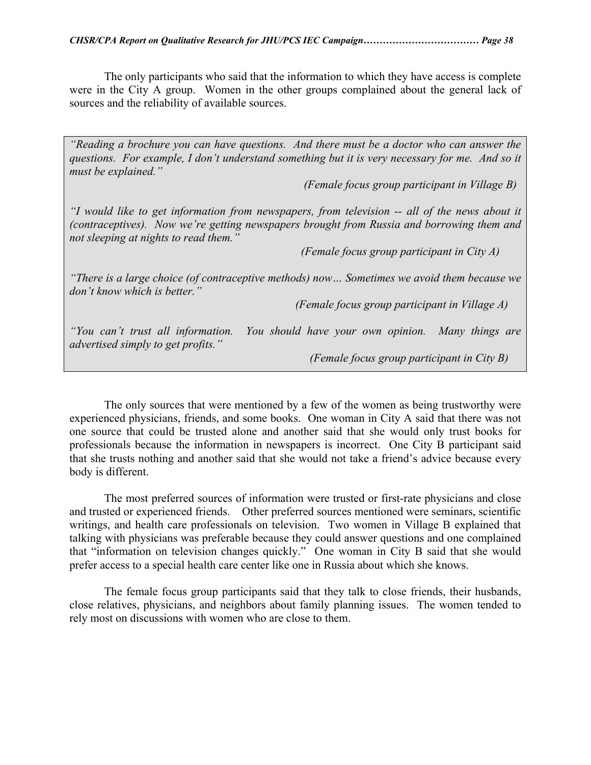The only participants who said that the information to which they have access is complete were in the City A group. Women in the other groups complained about the general lack of sources and the reliability of available sources.

> *"Reading a brochure you can have questions. And there must be a doctor who can answer the questions. For example, I don't understand something but it is very necessary for me. And so it must be explained."*
>
> *(Female focus group participant in Village B)*
>
> *"I would like to get information from newspapers, from television -- all of the news about it (contraceptives). Now we're getting newspapers brought from Russia and borrowing them and not sleeping at nights to read them."*
>
> *(Female focus group participant in City A)*
>
> *"There is a large choice (of contraceptive methods) now… Sometimes we avoid them because we don't know which is better."*
>
> *(Female focus group participant in Village A)*
>
> *"You can't trust all information. You should have your own opinion. Many things are advertised simply to get profits."*
>
> *(Female focus group participant in City B)*

The only sources that were mentioned by a few of the women as being trustworthy were experienced physicians, friends, and some books. One woman in City A said that there was not one source that could be trusted alone and another said that she would only trust books for professionals because the information in newspapers is incorrect. One City B participant said that she trusts nothing and another said that she would not take a friend's advice because every body is different.

The most preferred sources of information were trusted or first-rate physicians and close and trusted or experienced friends. Other preferred sources mentioned were seminars, scientific writings, and health care professionals on television. Two women in Village B explained that talking with physicians was preferable because they could answer questions and one complained that "information on television changes quickly." One woman in City B said that she would prefer access to a special health care center like one in Russia about which she knows.

The female focus group participants said that they talk to close friends, their husbands, close relatives, physicians, and neighbors about family planning issues. The women tended to rely most on discussions with women who are close to them.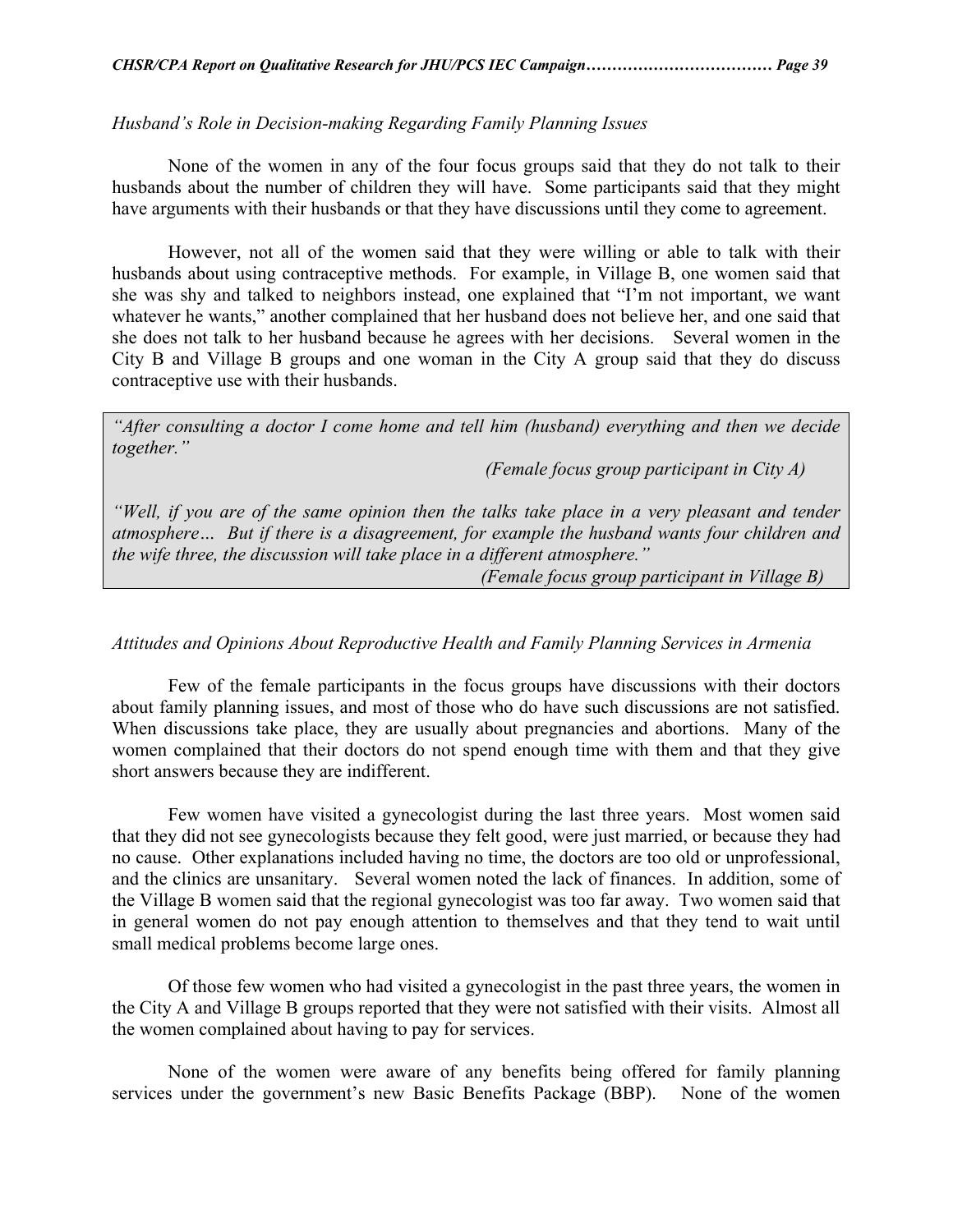*Husband's Role in Decision-making Regarding Family Planning Issues*

None of the women in any of the four focus groups said that they do not talk to their husbands about the number of children they will have. Some participants said that they might have arguments with their husbands or that they have discussions until they come to agreement.

However, not all of the women said that they were willing or able to talk with their husbands about using contraceptive methods. For example, in Village B, one women said that she was shy and talked to neighbors instead, one explained that "I'm not important, we want whatever he wants," another complained that her husband does not believe her, and one said that she does not talk to her husband because he agrees with her decisions. Several women in the City B and Village B groups and one woman in the City A group said that they do discuss contraceptive use with their husbands.

> *"After consulting a doctor I come home and tell him (husband) everything and then we decide together."*
>
> *(Female focus group participant in City A)*
>
> *"Well, if you are of the same opinion then the talks take place in a very pleasant and tender atmosphere… But if there is a disagreement, for example the husband wants four children and the wife three, the discussion will take place in a different atmosphere."*
>
> *(Female focus group participant in Village B)*

*Attitudes and Opinions About Reproductive Health and Family Planning Services in Armenia*

Few of the female participants in the focus groups have discussions with their doctors about family planning issues, and most of those who do have such discussions are not satisfied. When discussions take place, they are usually about pregnancies and abortions. Many of the women complained that their doctors do not spend enough time with them and that they give short answers because they are indifferent.

Few women have visited a gynecologist during the last three years. Most women said that they did not see gynecologists because they felt good, were just married, or because they had no cause. Other explanations included having no time, the doctors are too old or unprofessional, and the clinics are unsanitary. Several women noted the lack of finances. In addition, some of the Village B women said that the regional gynecologist was too far away. Two women said that in general women do not pay enough attention to themselves and that they tend to wait until small medical problems become large ones.

Of those few women who had visited a gynecologist in the past three years, the women in the City A and Village B groups reported that they were not satisfied with their visits. Almost all the women complained about having to pay for services.

None of the women were aware of any benefits being offered for family planning services under the government's new Basic Benefits Package (BBP). None of the women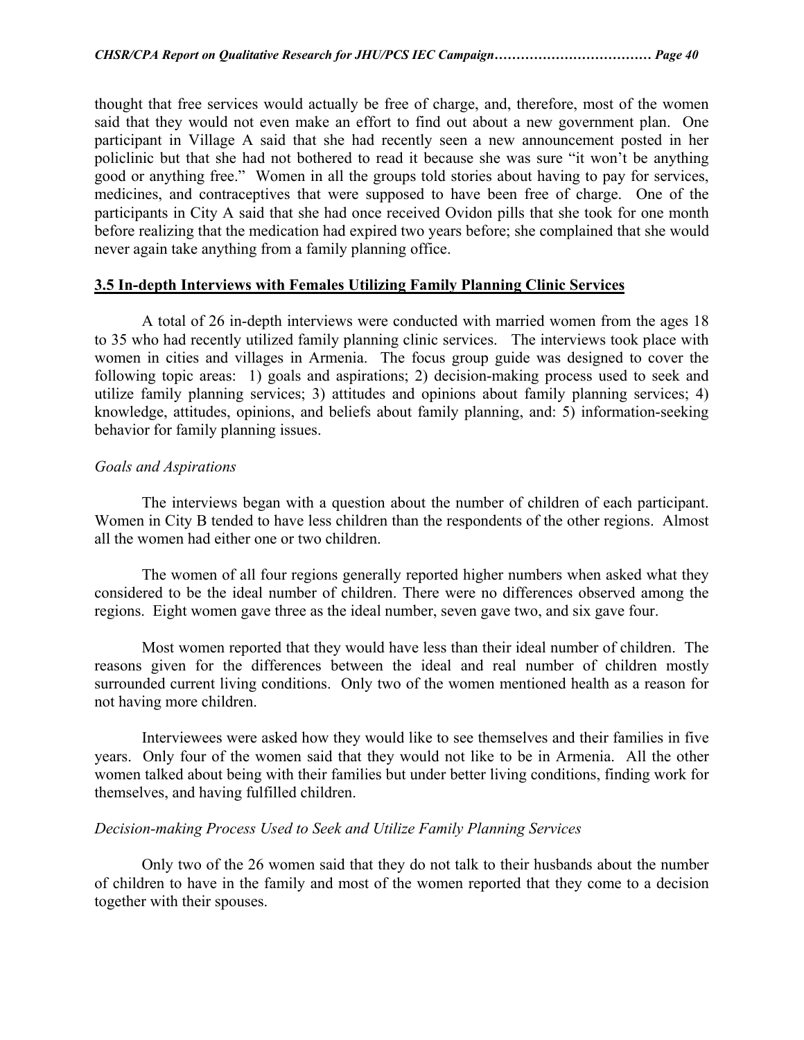thought that free services would actually be free of charge, and, therefore, most of the women said that they would not even make an effort to find out about a new government plan. One participant in Village A said that she had recently seen a new announcement posted in her policlinic but that she had not bothered to read it because she was sure "it won't be anything good or anything free." Women in all the groups told stories about having to pay for services, medicines, and contraceptives that were supposed to have been free of charge. One of the participants in City A said that she had once received Ovidon pills that she took for one month before realizing that the medication had expired two years before; she complained that she would never again take anything from a family planning office.

## 3.5 In-depth Interviews with Females Utilizing Family Planning Clinic Services

A total of 26 in-depth interviews were conducted with married women from the ages 18 to 35 who had recently utilized family planning clinic services. The interviews took place with women in cities and villages in Armenia. The focus group guide was designed to cover the following topic areas: 1) goals and aspirations; 2) decision-making process used to seek and utilize family planning services; 3) attitudes and opinions about family planning services; 4) knowledge, attitudes, opinions, and beliefs about family planning, and: 5) information-seeking behavior for family planning issues.

### *Goals and Aspirations*

The interviews began with a question about the number of children of each participant. Women in City B tended to have less children than the respondents of the other regions. Almost all the women had either one or two children.

The women of all four regions generally reported higher numbers when asked what they considered to be the ideal number of children. There were no differences observed among the regions. Eight women gave three as the ideal number, seven gave two, and six gave four.

Most women reported that they would have less than their ideal number of children. The reasons given for the differences between the ideal and real number of children mostly surrounded current living conditions. Only two of the women mentioned health as a reason for not having more children.

Interviewees were asked how they would like to see themselves and their families in five years. Only four of the women said that they would not like to be in Armenia. All the other women talked about being with their families but under better living conditions, finding work for themselves, and having fulfilled children.

### *Decision-making Process Used to Seek and Utilize Family Planning Services*

Only two of the 26 women said that they do not talk to their husbands about the number of children to have in the family and most of the women reported that they come to a decision together with their spouses.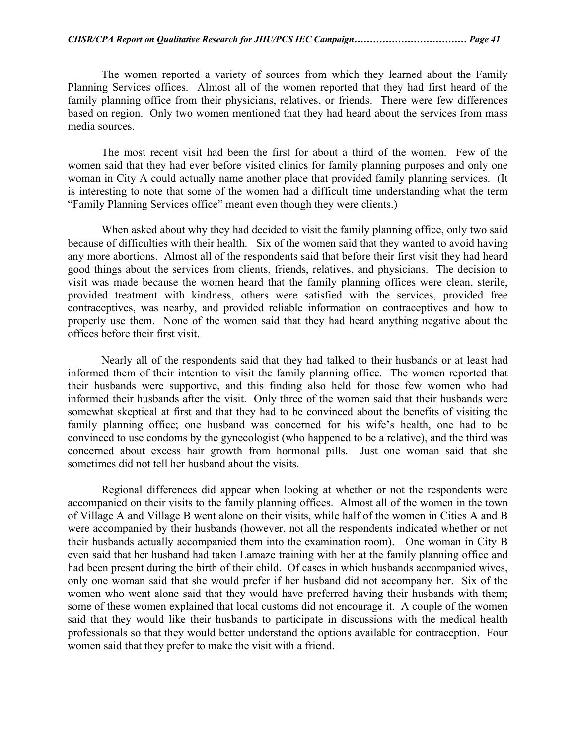The women reported a variety of sources from which they learned about the Family Planning Services offices. Almost all of the women reported that they had first heard of the family planning office from their physicians, relatives, or friends. There were few differences based on region. Only two women mentioned that they had heard about the services from mass media sources.

The most recent visit had been the first for about a third of the women. Few of the women said that they had ever before visited clinics for family planning purposes and only one woman in City A could actually name another place that provided family planning services. (It is interesting to note that some of the women had a difficult time understanding what the term "Family Planning Services office" meant even though they were clients.)

When asked about why they had decided to visit the family planning office, only two said because of difficulties with their health. Six of the women said that they wanted to avoid having any more abortions. Almost all of the respondents said that before their first visit they had heard good things about the services from clients, friends, relatives, and physicians. The decision to visit was made because the women heard that the family planning offices were clean, sterile, provided treatment with kindness, others were satisfied with the services, provided free contraceptives, was nearby, and provided reliable information on contraceptives and how to properly use them. None of the women said that they had heard anything negative about the offices before their first visit.

Nearly all of the respondents said that they had talked to their husbands or at least had informed them of their intention to visit the family planning office. The women reported that their husbands were supportive, and this finding also held for those few women who had informed their husbands after the visit. Only three of the women said that their husbands were somewhat skeptical at first and that they had to be convinced about the benefits of visiting the family planning office; one husband was concerned for his wife's health, one had to be convinced to use condoms by the gynecologist (who happened to be a relative), and the third was concerned about excess hair growth from hormonal pills. Just one woman said that she sometimes did not tell her husband about the visits.

Regional differences did appear when looking at whether or not the respondents were accompanied on their visits to the family planning offices. Almost all of the women in the town of Village A and Village B went alone on their visits, while half of the women in Cities A and B were accompanied by their husbands (however, not all the respondents indicated whether or not their husbands actually accompanied them into the examination room). One woman in City B even said that her husband had taken Lamaze training with her at the family planning office and had been present during the birth of their child. Of cases in which husbands accompanied wives, only one woman said that she would prefer if her husband did not accompany her. Six of the women who went alone said that they would have preferred having their husbands with them; some of these women explained that local customs did not encourage it. A couple of the women said that they would like their husbands to participate in discussions with the medical health professionals so that they would better understand the options available for contraception. Four women said that they prefer to make the visit with a friend.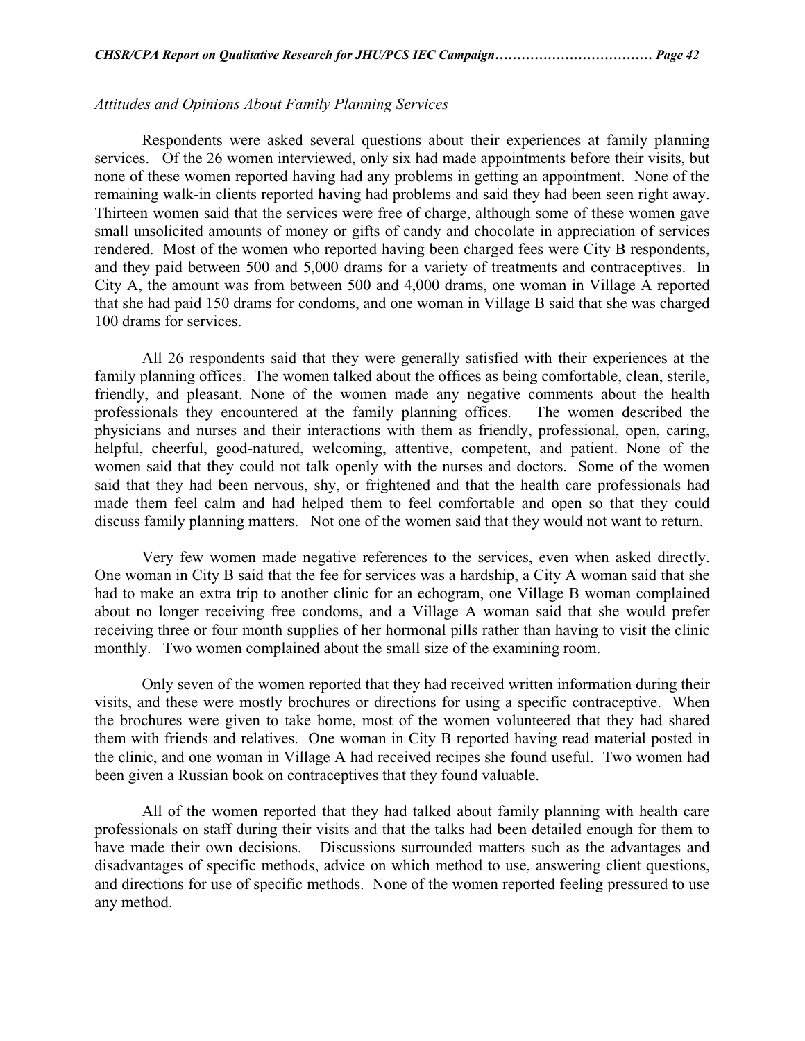*Attitudes and Opinions About Family Planning Services*

Respondents were asked several questions about their experiences at family planning services. Of the 26 women interviewed, only six had made appointments before their visits, but none of these women reported having had any problems in getting an appointment. None of the remaining walk-in clients reported having had problems and said they had been seen right away. Thirteen women said that the services were free of charge, although some of these women gave small unsolicited amounts of money or gifts of candy and chocolate in appreciation of services rendered. Most of the women who reported having been charged fees were City B respondents, and they paid between 500 and 5,000 drams for a variety of treatments and contraceptives. In City A, the amount was from between 500 and 4,000 drams, one woman in Village A reported that she had paid 150 drams for condoms, and one woman in Village B said that she was charged 100 drams for services.

All 26 respondents said that they were generally satisfied with their experiences at the family planning offices. The women talked about the offices as being comfortable, clean, sterile, friendly, and pleasant. None of the women made any negative comments about the health professionals they encountered at the family planning offices. The women described the physicians and nurses and their interactions with them as friendly, professional, open, caring, helpful, cheerful, good-natured, welcoming, attentive, competent, and patient. None of the women said that they could not talk openly with the nurses and doctors. Some of the women said that they had been nervous, shy, or frightened and that the health care professionals had made them feel calm and had helped them to feel comfortable and open so that they could discuss family planning matters. Not one of the women said that they would not want to return.

Very few women made negative references to the services, even when asked directly. One woman in City B said that the fee for services was a hardship, a City A woman said that she had to make an extra trip to another clinic for an echogram, one Village B woman complained about no longer receiving free condoms, and a Village A woman said that she would prefer receiving three or four month supplies of her hormonal pills rather than having to visit the clinic monthly. Two women complained about the small size of the examining room.

Only seven of the women reported that they had received written information during their visits, and these were mostly brochures or directions for using a specific contraceptive. When the brochures were given to take home, most of the women volunteered that they had shared them with friends and relatives. One woman in City B reported having read material posted in the clinic, and one woman in Village A had received recipes she found useful. Two women had been given a Russian book on contraceptives that they found valuable.

All of the women reported that they had talked about family planning with health care professionals on staff during their visits and that the talks had been detailed enough for them to have made their own decisions. Discussions surrounded matters such as the advantages and disadvantages of specific methods, advice on which method to use, answering client questions, and directions for use of specific methods. None of the women reported feeling pressured to use any method.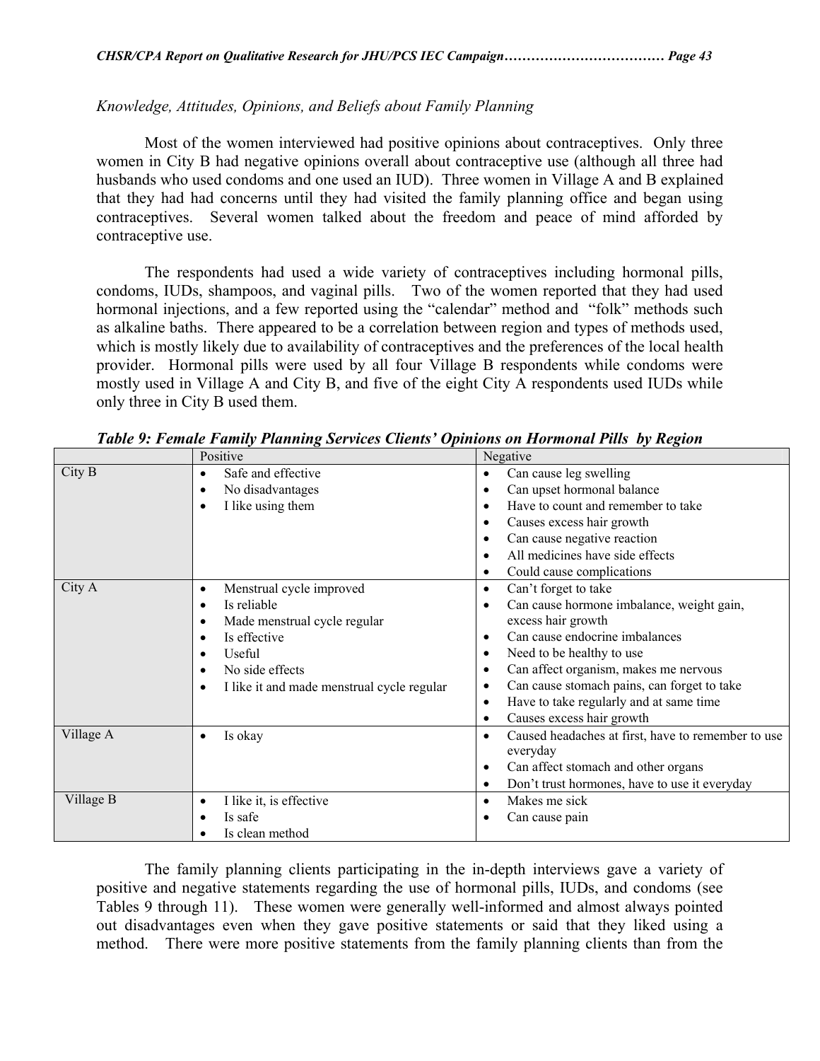*Knowledge, Attitudes, Opinions, and Beliefs about Family Planning*

Most of the women interviewed had positive opinions about contraceptives. Only three women in City B had negative opinions overall about contraceptive use (although all three had husbands who used condoms and one used an IUD). Three women in Village A and B explained that they had had concerns until they had visited the family planning office and began using contraceptives. Several women talked about the freedom and peace of mind afforded by contraceptive use.

The respondents had used a wide variety of contraceptives including hormonal pills, condoms, IUDs, shampoos, and vaginal pills. Two of the women reported that they had used hormonal injections, and a few reported using the "calendar" method and "folk" methods such as alkaline baths. There appeared to be a correlation between region and types of methods used, which is mostly likely due to availability of contraceptives and the preferences of the local health provider. Hormonal pills were used by all four Village B respondents while condoms were mostly used in Village A and City B, and five of the eight City A respondents used IUDs while only three in City B used them.

***Table 9: Female Family Planning Services Clients' Opinions on Hormonal Pills by Region***

| | Positive | Negative |
|---|---|---|
| City B | • Safe and effective<br>• No disadvantages<br>• I like using them | • Can cause leg swelling<br>• Can upset hormonal balance<br>• Have to count and remember to take<br>• Causes excess hair growth<br>• Can cause negative reaction<br>• All medicines have side effects<br>• Could cause complications |
| City A | • Menstrual cycle improved<br>• Is reliable<br>• Made menstrual cycle regular<br>• Is effective<br>• Useful<br>• No side effects<br>• I like it and made menstrual cycle regular | • Can't forget to take<br>• Can cause hormone imbalance, weight gain, excess hair growth<br>• Can cause endocrine imbalances<br>• Need to be healthy to use<br>• Can affect organism, makes me nervous<br>• Can cause stomach pains, can forget to take<br>• Have to take regularly and at same time<br>• Causes excess hair growth |
| Village A | • Is okay | • Caused headaches at first, have to remember to use everyday<br>• Can affect stomach and other organs<br>• Don't trust hormones, have to use it everyday |
| Village B | • I like it, is effective<br>• Is safe<br>• Is clean method | • Makes me sick<br>• Can cause pain |

The family planning clients participating in the in-depth interviews gave a variety of positive and negative statements regarding the use of hormonal pills, IUDs, and condoms (see Tables 9 through 11). These women were generally well-informed and almost always pointed out disadvantages even when they gave positive statements or said that they liked using a method. There were more positive statements from the family planning clients than from the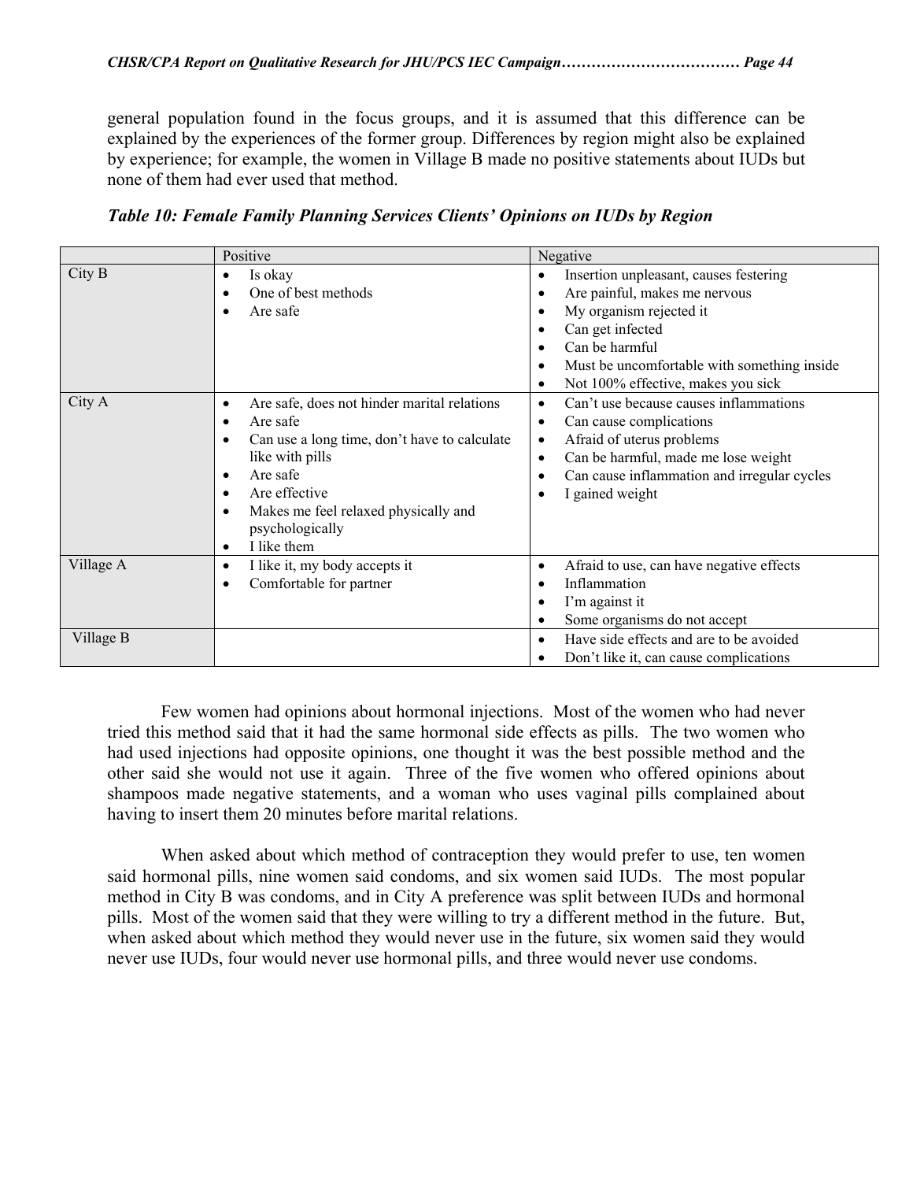general population found in the focus groups, and it is assumed that this difference can be explained by the experiences of the former group. Differences by region might also be explained by experience; for example, the women in Village B made no positive statements about IUDs but none of them had ever used that method.

***Table 10: Female Family Planning Services Clients' Opinions on IUDs by Region***

| | Positive | Negative |
|---|---|---|
| City B | • Is okay<br>• One of best methods<br>• Are safe | • Insertion unpleasant, causes festering<br>• Are painful, makes me nervous<br>• My organism rejected it<br>• Can get infected<br>• Can be harmful<br>• Must be uncomfortable with something inside<br>• Not 100% effective, makes you sick |
| City A | • Are safe, does not hinder marital relations<br>• Are safe<br>• Can use a long time, don't have to calculate like with pills<br>• Are safe<br>• Are effective<br>• Makes me feel relaxed physically and psychologically<br>• I like them | • Can't use because causes inflammations<br>• Can cause complications<br>• Afraid of uterus problems<br>• Can be harmful, made me lose weight<br>• Can cause inflammation and irregular cycles<br>• I gained weight |
| Village A | • I like it, my body accepts it<br>• Comfortable for partner | • Afraid to use, can have negative effects<br>• Inflammation<br>• I'm against it<br>• Some organisms do not accept |
| Village B | | • Have side effects and are to be avoided<br>• Don't like it, can cause complications |

Few women had opinions about hormonal injections. Most of the women who had never tried this method said that it had the same hormonal side effects as pills. The two women who had used injections had opposite opinions, one thought it was the best possible method and the other said she would not use it again. Three of the five women who offered opinions about shampoos made negative statements, and a woman who uses vaginal pills complained about having to insert them 20 minutes before marital relations.

When asked about which method of contraception they would prefer to use, ten women said hormonal pills, nine women said condoms, and six women said IUDs. The most popular method in City B was condoms, and in City A preference was split between IUDs and hormonal pills. Most of the women said that they were willing to try a different method in the future. But, when asked about which method they would never use in the future, six women said they would never use IUDs, four would never use hormonal pills, and three would never use condoms.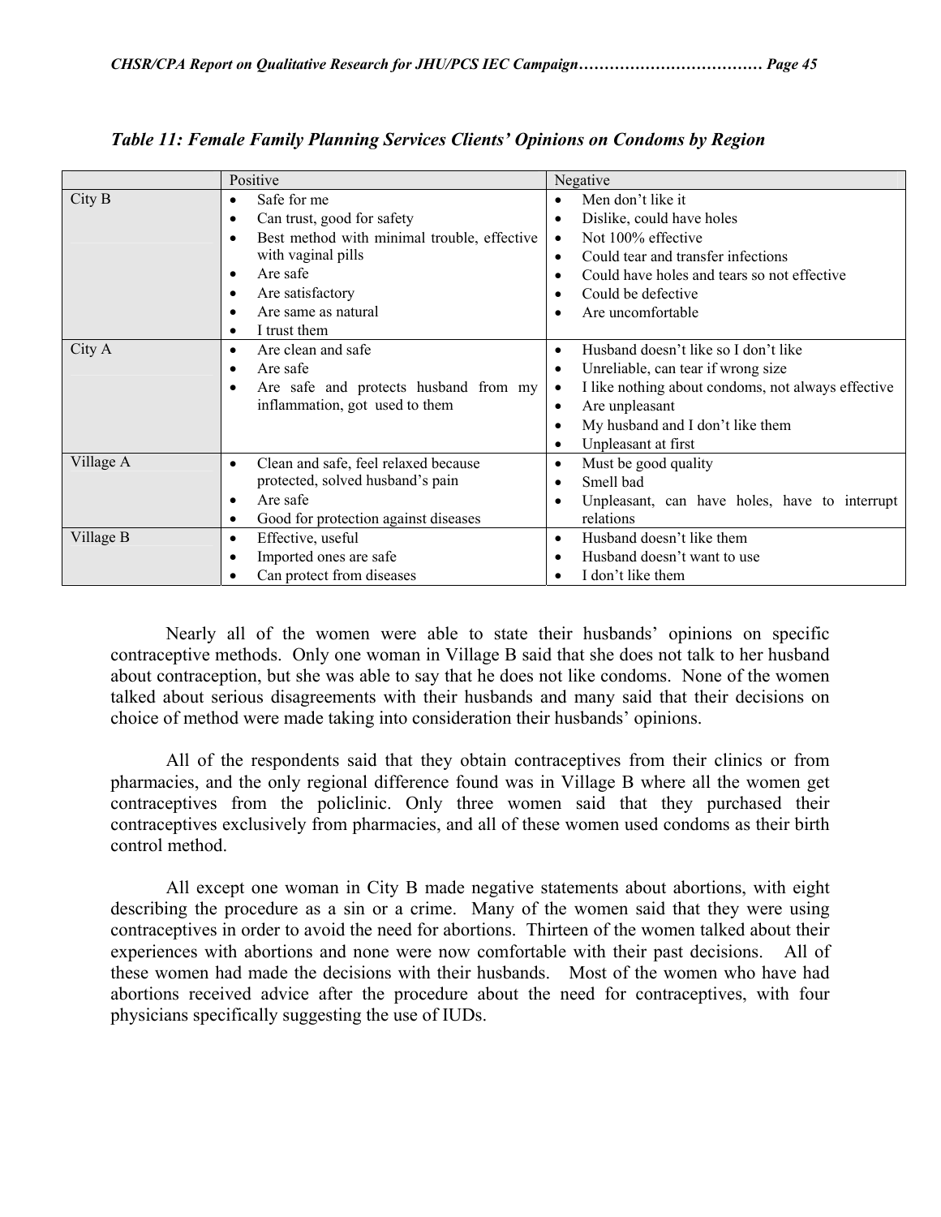*Table 11: Female Family Planning Services Clients' Opinions on Condoms by Region*

| | Positive | Negative |
|---|---|---|
| City B | • Safe for me<br>• Can trust, good for safety<br>• Best method with minimal trouble, effective with vaginal pills<br>• Are safe<br>• Are satisfactory<br>• Are same as natural<br>• I trust them | • Men don't like it<br>• Dislike, could have holes<br>• Not 100% effective<br>• Could tear and transfer infections<br>• Could have holes and tears so not effective<br>• Could be defective<br>• Are uncomfortable |
| City A | • Are clean and safe<br>• Are safe<br>• Are safe and protects husband from my inflammation, got used to them | • Husband doesn't like so I don't like<br>• Unreliable, can tear if wrong size<br>• I like nothing about condoms, not always effective<br>• Are unpleasant<br>• My husband and I don't like them<br>• Unpleasant at first |
| Village A | • Clean and safe, feel relaxed because protected, solved husband's pain<br>• Are safe<br>• Good for protection against diseases | • Must be good quality<br>• Smell bad<br>• Unpleasant, can have holes, have to interrupt relations |
| Village B | • Effective, useful<br>• Imported ones are safe<br>• Can protect from diseases | • Husband doesn't like them<br>• Husband doesn't want to use<br>• I don't like them |

Nearly all of the women were able to state their husbands' opinions on specific contraceptive methods. Only one woman in Village B said that she does not talk to her husband about contraception, but she was able to say that he does not like condoms. None of the women talked about serious disagreements with their husbands and many said that their decisions on choice of method were made taking into consideration their husbands' opinions.

All of the respondents said that they obtain contraceptives from their clinics or from pharmacies, and the only regional difference found was in Village B where all the women get contraceptives from the policlinic. Only three women said that they purchased their contraceptives exclusively from pharmacies, and all of these women used condoms as their birth control method.

All except one woman in City B made negative statements about abortions, with eight describing the procedure as a sin or a crime. Many of the women said that they were using contraceptives in order to avoid the need for abortions. Thirteen of the women talked about their experiences with abortions and none were now comfortable with their past decisions. All of these women had made the decisions with their husbands. Most of the women who have had abortions received advice after the procedure about the need for contraceptives, with four physicians specifically suggesting the use of IUDs.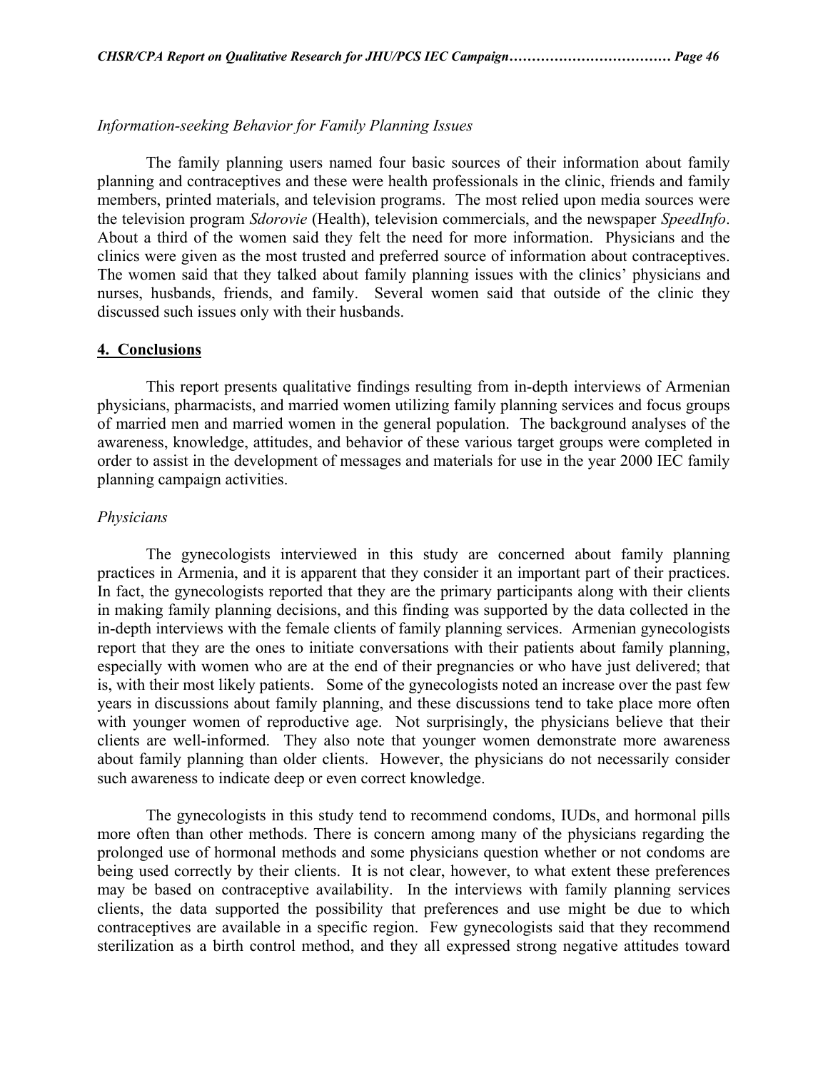*Information-seeking Behavior for Family Planning Issues*

The family planning users named four basic sources of their information about family planning and contraceptives and these were health professionals in the clinic, friends and family members, printed materials, and television programs. The most relied upon media sources were the television program *Sdorovie* (Health), television commercials, and the newspaper *SpeedInfo*. About a third of the women said they felt the need for more information. Physicians and the clinics were given as the most trusted and preferred source of information about contraceptives. The women said that they talked about family planning issues with the clinics' physicians and nurses, husbands, friends, and family. Several women said that outside of the clinic they discussed such issues only with their husbands.

## 4. Conclusions

This report presents qualitative findings resulting from in-depth interviews of Armenian physicians, pharmacists, and married women utilizing family planning services and focus groups of married men and married women in the general population. The background analyses of the awareness, knowledge, attitudes, and behavior of these various target groups were completed in order to assist in the development of messages and materials for use in the year 2000 IEC family planning campaign activities.

*Physicians*

The gynecologists interviewed in this study are concerned about family planning practices in Armenia, and it is apparent that they consider it an important part of their practices. In fact, the gynecologists reported that they are the primary participants along with their clients in making family planning decisions, and this finding was supported by the data collected in the in-depth interviews with the female clients of family planning services. Armenian gynecologists report that they are the ones to initiate conversations with their patients about family planning, especially with women who are at the end of their pregnancies or who have just delivered; that is, with their most likely patients. Some of the gynecologists noted an increase over the past few years in discussions about family planning, and these discussions tend to take place more often with younger women of reproductive age. Not surprisingly, the physicians believe that their clients are well-informed. They also note that younger women demonstrate more awareness about family planning than older clients. However, the physicians do not necessarily consider such awareness to indicate deep or even correct knowledge.

The gynecologists in this study tend to recommend condoms, IUDs, and hormonal pills more often than other methods. There is concern among many of the physicians regarding the prolonged use of hormonal methods and some physicians question whether or not condoms are being used correctly by their clients. It is not clear, however, to what extent these preferences may be based on contraceptive availability. In the interviews with family planning services clients, the data supported the possibility that preferences and use might be due to which contraceptives are available in a specific region. Few gynecologists said that they recommend sterilization as a birth control method, and they all expressed strong negative attitudes toward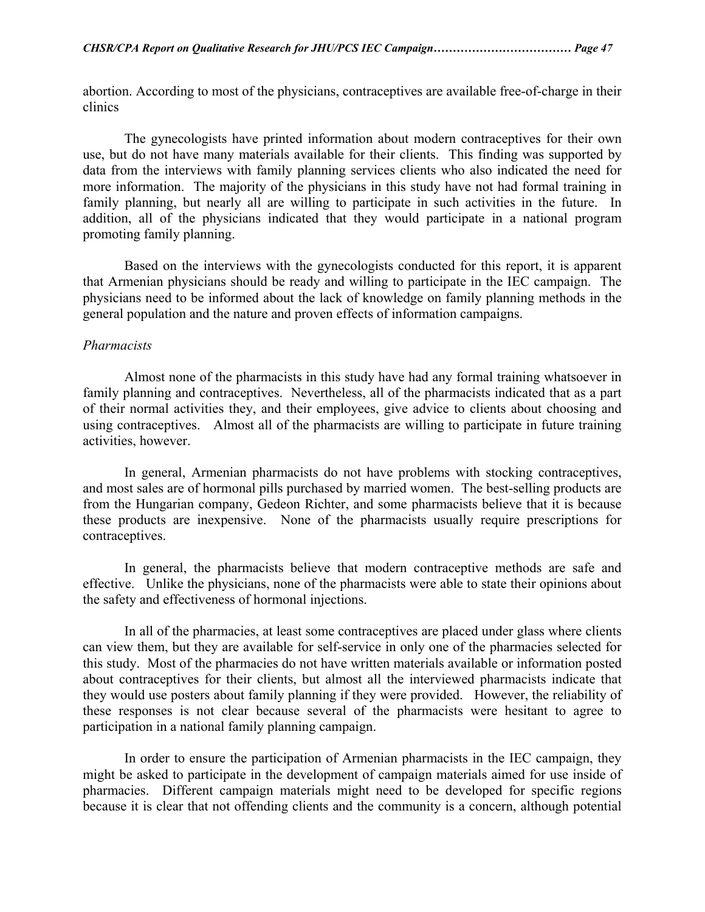abortion. According to most of the physicians, contraceptives are available free-of-charge in their clinics

The gynecologists have printed information about modern contraceptives for their own use, but do not have many materials available for their clients. This finding was supported by data from the interviews with family planning services clients who also indicated the need for more information. The majority of the physicians in this study have not had formal training in family planning, but nearly all are willing to participate in such activities in the future. In addition, all of the physicians indicated that they would participate in a national program promoting family planning.

Based on the interviews with the gynecologists conducted for this report, it is apparent that Armenian physicians should be ready and willing to participate in the IEC campaign. The physicians need to be informed about the lack of knowledge on family planning methods in the general population and the nature and proven effects of information campaigns.

*Pharmacists*

Almost none of the pharmacists in this study have had any formal training whatsoever in family planning and contraceptives. Nevertheless, all of the pharmacists indicated that as a part of their normal activities they, and their employees, give advice to clients about choosing and using contraceptives. Almost all of the pharmacists are willing to participate in future training activities, however.

In general, Armenian pharmacists do not have problems with stocking contraceptives, and most sales are of hormonal pills purchased by married women. The best-selling products are from the Hungarian company, Gedeon Richter, and some pharmacists believe that it is because these products are inexpensive. None of the pharmacists usually require prescriptions for contraceptives.

In general, the pharmacists believe that modern contraceptive methods are safe and effective. Unlike the physicians, none of the pharmacists were able to state their opinions about the safety and effectiveness of hormonal injections.

In all of the pharmacies, at least some contraceptives are placed under glass where clients can view them, but they are available for self-service in only one of the pharmacies selected for this study. Most of the pharmacies do not have written materials available or information posted about contraceptives for their clients, but almost all the interviewed pharmacists indicate that they would use posters about family planning if they were provided. However, the reliability of these responses is not clear because several of the pharmacists were hesitant to agree to participation in a national family planning campaign.

In order to ensure the participation of Armenian pharmacists in the IEC campaign, they might be asked to participate in the development of campaign materials aimed for use inside of pharmacies. Different campaign materials might need to be developed for specific regions because it is clear that not offending clients and the community is a concern, although potential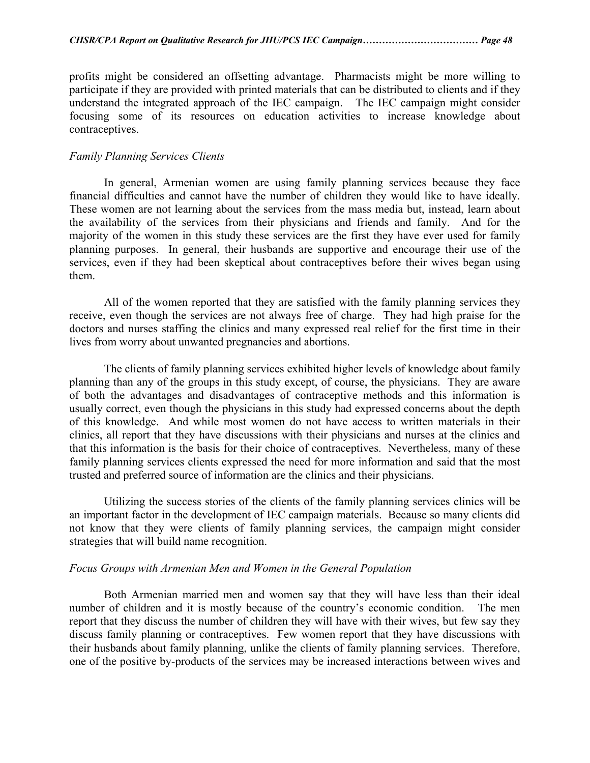profits might be considered an offsetting advantage. Pharmacists might be more willing to participate if they are provided with printed materials that can be distributed to clients and if they understand the integrated approach of the IEC campaign. The IEC campaign might consider focusing some of its resources on education activities to increase knowledge about contraceptives.

*Family Planning Services Clients*

In general, Armenian women are using family planning services because they face financial difficulties and cannot have the number of children they would like to have ideally. These women are not learning about the services from the mass media but, instead, learn about the availability of the services from their physicians and friends and family. And for the majority of the women in this study these services are the first they have ever used for family planning purposes. In general, their husbands are supportive and encourage their use of the services, even if they had been skeptical about contraceptives before their wives began using them.

All of the women reported that they are satisfied with the family planning services they receive, even though the services are not always free of charge. They had high praise for the doctors and nurses staffing the clinics and many expressed real relief for the first time in their lives from worry about unwanted pregnancies and abortions.

The clients of family planning services exhibited higher levels of knowledge about family planning than any of the groups in this study except, of course, the physicians. They are aware of both the advantages and disadvantages of contraceptive methods and this information is usually correct, even though the physicians in this study had expressed concerns about the depth of this knowledge. And while most women do not have access to written materials in their clinics, all report that they have discussions with their physicians and nurses at the clinics and that this information is the basis for their choice of contraceptives. Nevertheless, many of these family planning services clients expressed the need for more information and said that the most trusted and preferred source of information are the clinics and their physicians.

Utilizing the success stories of the clients of the family planning services clinics will be an important factor in the development of IEC campaign materials. Because so many clients did not know that they were clients of family planning services, the campaign might consider strategies that will build name recognition.

*Focus Groups with Armenian Men and Women in the General Population*

Both Armenian married men and women say that they will have less than their ideal number of children and it is mostly because of the country's economic condition. The men report that they discuss the number of children they will have with their wives, but few say they discuss family planning or contraceptives. Few women report that they have discussions with their husbands about family planning, unlike the clients of family planning services. Therefore, one of the positive by-products of the services may be increased interactions between wives and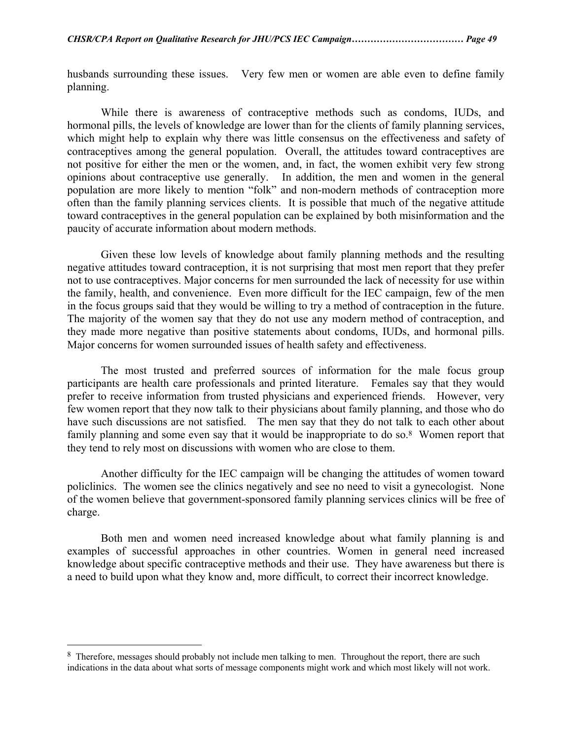husbands surrounding these issues. Very few men or women are able even to define family planning.

While there is awareness of contraceptive methods such as condoms, IUDs, and hormonal pills, the levels of knowledge are lower than for the clients of family planning services, which might help to explain why there was little consensus on the effectiveness and safety of contraceptives among the general population. Overall, the attitudes toward contraceptives are not positive for either the men or the women, and, in fact, the women exhibit very few strong opinions about contraceptive use generally. In addition, the men and women in the general population are more likely to mention "folk" and non-modern methods of contraception more often than the family planning services clients. It is possible that much of the negative attitude toward contraceptives in the general population can be explained by both misinformation and the paucity of accurate information about modern methods.

Given these low levels of knowledge about family planning methods and the resulting negative attitudes toward contraception, it is not surprising that most men report that they prefer not to use contraceptives. Major concerns for men surrounded the lack of necessity for use within the family, health, and convenience. Even more difficult for the IEC campaign, few of the men in the focus groups said that they would be willing to try a method of contraception in the future. The majority of the women say that they do not use any modern method of contraception, and they made more negative than positive statements about condoms, IUDs, and hormonal pills. Major concerns for women surrounded issues of health safety and effectiveness.

The most trusted and preferred sources of information for the male focus group participants are health care professionals and printed literature. Females say that they would prefer to receive information from trusted physicians and experienced friends. However, very few women report that they now talk to their physicians about family planning, and those who do have such discussions are not satisfied. The men say that they do not talk to each other about family planning and some even say that it would be inappropriate to do so.[8] Women report that they tend to rely most on discussions with women who are close to them.

Another difficulty for the IEC campaign will be changing the attitudes of women toward policlinics. The women see the clinics negatively and see no need to visit a gynecologist. None of the women believe that government-sponsored family planning services clinics will be free of charge.

Both men and women need increased knowledge about what family planning is and examples of successful approaches in other countries. Women in general need increased knowledge about specific contraceptive methods and their use. They have awareness but there is a need to build upon what they know and, more difficult, to correct their incorrect knowledge.

---

[8] Therefore, messages should probably not include men talking to men. Throughout the report, there are such indications in the data about what sorts of message components might work and which most likely will not work.